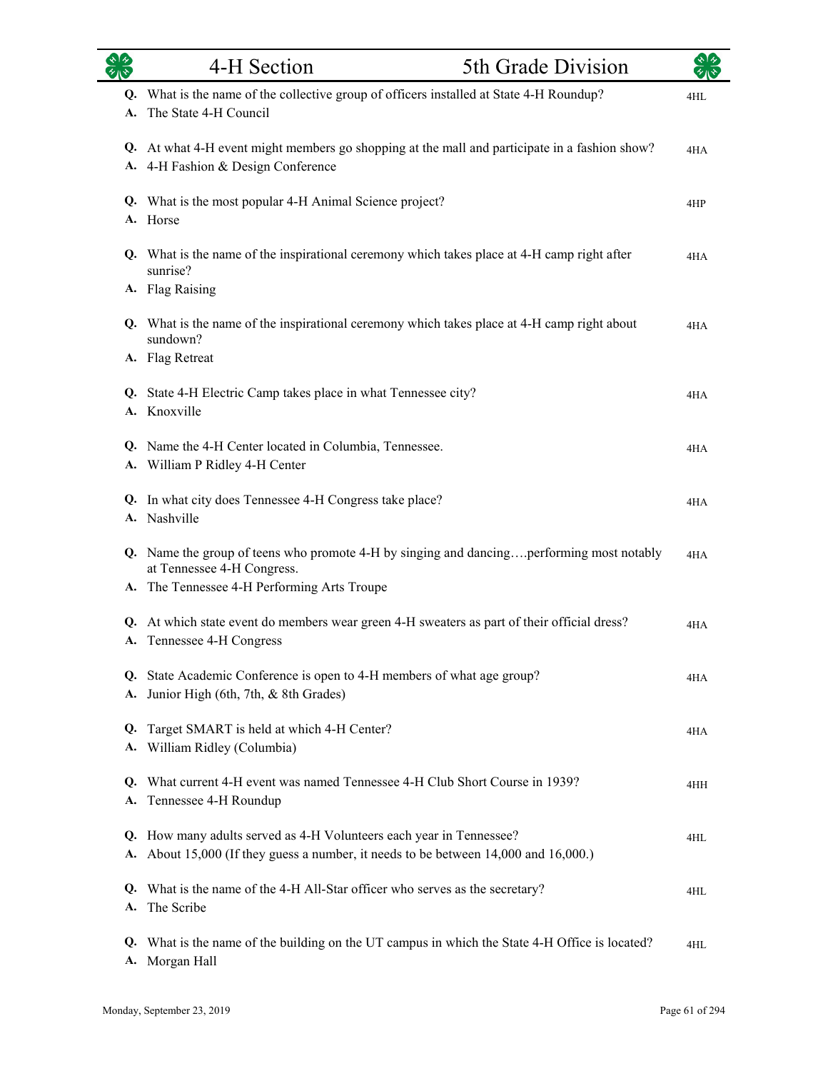# 4-H Section 5th Grade Division

**Q.** What is the name of the collective group of officers installed at State 4-H Roundup? 4HL
**A.** The State 4-H Council

**Q.** At what 4-H event might members go shopping at the mall and participate in a fashion show? 4HA
**A.** 4-H Fashion & Design Conference

**Q.** What is the most popular 4-H Animal Science project? 4HP
**A.** Horse

**Q.** What is the name of the inspirational ceremony which takes place at 4-H camp right after sunrise? 4HA
**A.** Flag Raising

**Q.** What is the name of the inspirational ceremony which takes place at 4-H camp right about sundown? 4HA
**A.** Flag Retreat

**Q.** State 4-H Electric Camp takes place in what Tennessee city? 4HA
**A.** Knoxville

**Q.** Name the 4-H Center located in Columbia, Tennessee. 4HA
**A.** William P Ridley 4-H Center

**Q.** In what city does Tennessee 4-H Congress take place? 4HA
**A.** Nashville

**Q.** Name the group of teens who promote 4-H by singing and dancing….performing most notably at Tennessee 4-H Congress. 4HA
**A.** The Tennessee 4-H Performing Arts Troupe

**Q.** At which state event do members wear green 4-H sweaters as part of their official dress? 4HA
**A.** Tennessee 4-H Congress

**Q.** State Academic Conference is open to 4-H members of what age group? 4HA
**A.** Junior High (6th, 7th, & 8th Grades)

**Q.** Target SMART is held at which 4-H Center? 4HA
**A.** William Ridley (Columbia)

**Q.** What current 4-H event was named Tennessee 4-H Club Short Course in 1939? 4HH
**A.** Tennessee 4-H Roundup

**Q.** How many adults served as 4-H Volunteers each year in Tennessee? 4HL
**A.** About 15,000 (If they guess a number, it needs to be between 14,000 and 16,000.)

**Q.** What is the name of the 4-H All-Star officer who serves as the secretary? 4HL
**A.** The Scribe

**Q.** What is the name of the building on the UT campus in which the State 4-H Office is located? 4HL
**A.** Morgan Hall

Monday, September 23, 2019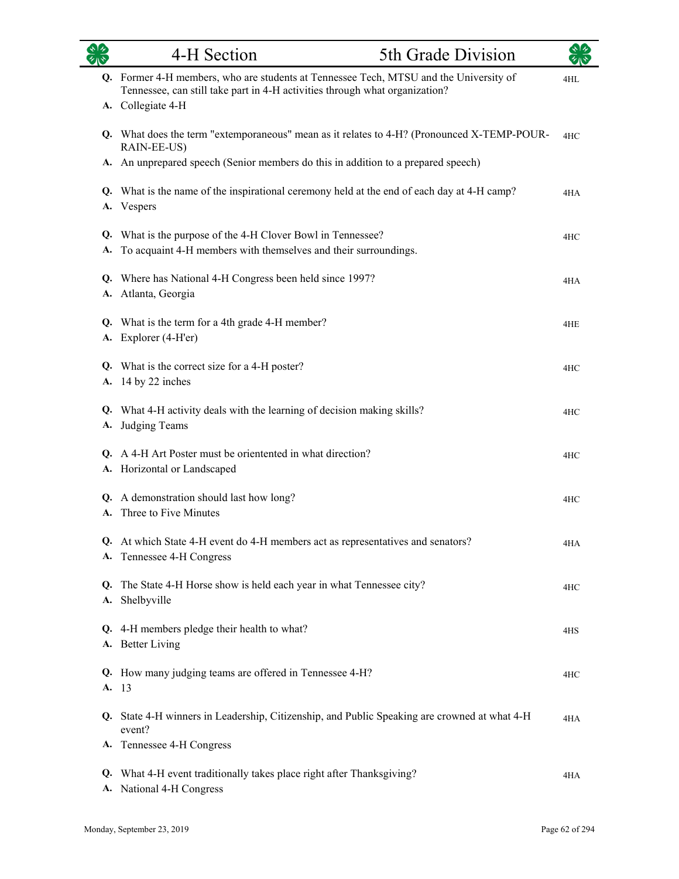| | Question / Answer | Code |
|---|---|---|
| **Q.** | Former 4-H members, who are students at Tennessee Tech, MTSU and the University of Tennessee, can still take part in 4-H activities through what organization? | 4HL |
| **A.** | Collegiate 4-H | |
| **Q.** | What does the term "extemporaneous" mean as it relates to 4-H? (Pronounced X-TEMP-POUR-RAIN-EE-US) | 4HC |
| **A.** | An unprepared speech (Senior members do this in addition to a prepared speech) | |
| **Q.** | What is the name of the inspirational ceremony held at the end of each day at 4-H camp? | 4HA |
| **A.** | Vespers | |
| **Q.** | What is the purpose of the 4-H Clover Bowl in Tennessee? | 4HC |
| **A.** | To acquaint 4-H members with themselves and their surroundings. | |
| **Q.** | Where has National 4-H Congress been held since 1997? | 4HA |
| **A.** | Atlanta, Georgia | |
| **Q.** | What is the term for a 4th grade 4-H member? | 4HE |
| **A.** | Explorer (4-H'er) | |
| **Q.** | What is the correct size for a 4-H poster? | 4HC |
| **A.** | 14 by 22 inches | |
| **Q.** | What 4-H activity deals with the learning of decision making skills? | 4HC |
| **A.** | Judging Teams | |
| **Q.** | A 4-H Art Poster must be orientented in what direction? | 4HC |
| **A.** | Horizontal or Landscaped | |
| **Q.** | A demonstration should last how long? | 4HC |
| **A.** | Three to Five Minutes | |
| **Q.** | At which State 4-H event do 4-H members act as representatives and senators? | 4HA |
| **A.** | Tennessee 4-H Congress | |
| **Q.** | The State 4-H Horse show is held each year in what Tennessee city? | 4HC |
| **A.** | Shelbyville | |
| **Q.** | 4-H members pledge their health to what? | 4HS |
| **A.** | Better Living | |
| **Q.** | How many judging teams are offered in Tennessee 4-H? | 4HC |
| **A.** | 13 | |
| **Q.** | State 4-H winners in Leadership, Citizenship, and Public Speaking are crowned at what 4-H event? | 4HA |
| **A.** | Tennessee 4-H Congress | |
| **Q.** | What 4-H event traditionally takes place right after Thanksgiving? | 4HA |
| **A.** | National 4-H Congress | |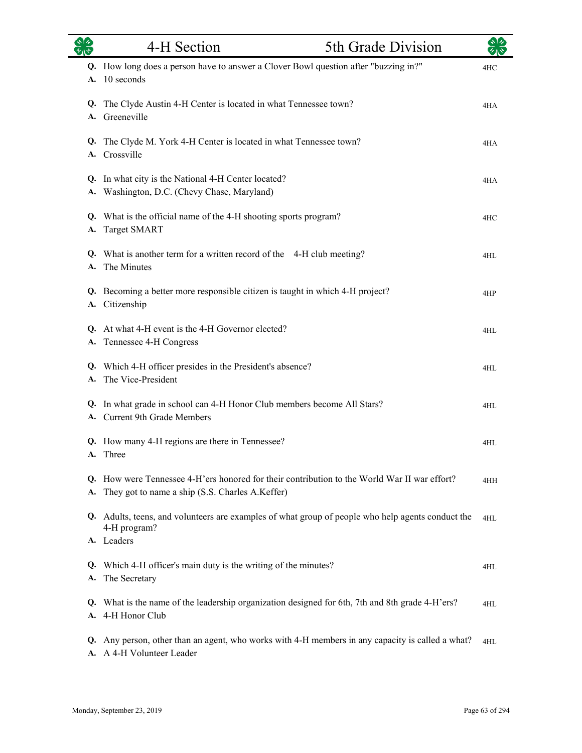# 4-H Section — 5th Grade Division

**Q.** How long does a person have to answer a Clover Bowl question after "buzzing in?" — 4HC
**A.** 10 seconds

**Q.** The Clyde Austin 4-H Center is located in what Tennessee town? — 4HA
**A.** Greeneville

**Q.** The Clyde M. York 4-H Center is located in what Tennessee town? — 4HA
**A.** Crossville

**Q.** In what city is the National 4-H Center located? — 4HA
**A.** Washington, D.C. (Chevy Chase, Maryland)

**Q.** What is the official name of the 4-H shooting sports program? — 4HC
**A.** Target SMART

**Q.** What is another term for a written record of the 4-H club meeting? — 4HL
**A.** The Minutes

**Q.** Becoming a better more responsible citizen is taught in which 4-H project? — 4HP
**A.** Citizenship

**Q.** At what 4-H event is the 4-H Governor elected? — 4HL
**A.** Tennessee 4-H Congress

**Q.** Which 4-H officer presides in the President's absence? — 4HL
**A.** The Vice-President

**Q.** In what grade in school can 4-H Honor Club members become All Stars? — 4HL
**A.** Current 9th Grade Members

**Q.** How many 4-H regions are there in Tennessee? — 4HL
**A.** Three

**Q.** How were Tennessee 4-H'ers honored for their contribution to the World War II war effort? — 4HH
**A.** They got to name a ship (S.S. Charles A.Keffer)

**Q.** Adults, teens, and volunteers are examples of what group of people who help agents conduct the 4-H program? — 4HL
**A.** Leaders

**Q.** Which 4-H officer's main duty is the writing of the minutes? — 4HL
**A.** The Secretary

**Q.** What is the name of the leadership organization designed for 6th, 7th and 8th grade 4-H'ers? — 4HL
**A.** 4-H Honor Club

**Q.** Any person, other than an agent, who works with 4-H members in any capacity is called a what? — 4HL
**A.** A 4-H Volunteer Leader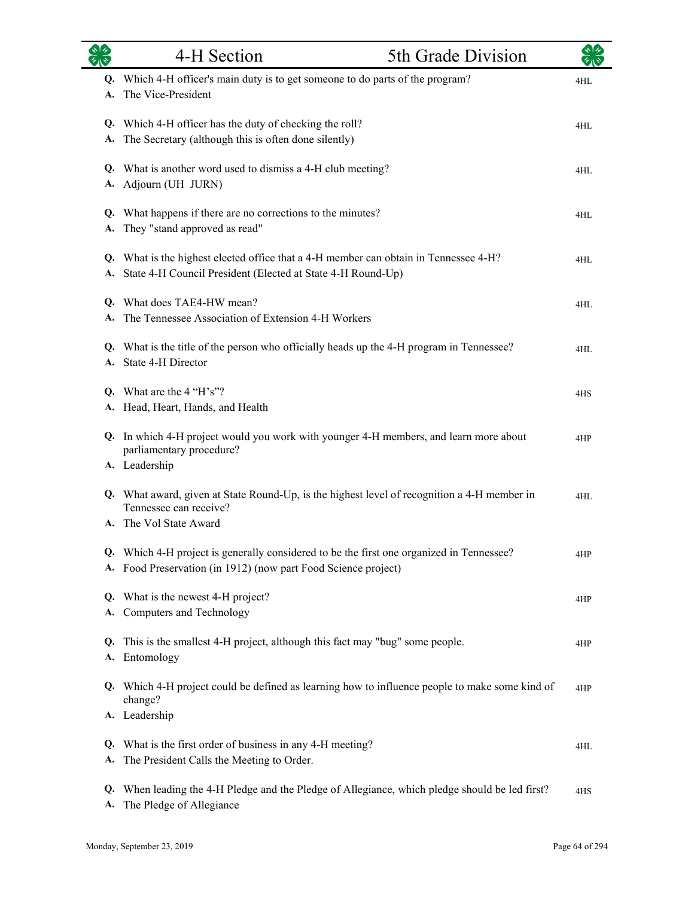| | 4-H Section | 5th Grade Division | |
|---|---|---|---|

**Q.** Which 4-H officer's main duty is to get someone to do parts of the program? — 4HL
**A.** The Vice-President

**Q.** Which 4-H officer has the duty of checking the roll? — 4HL
**A.** The Secretary (although this is often done silently)

**Q.** What is another word used to dismiss a 4-H club meeting? — 4HL
**A.** Adjourn (UH JURN)

**Q.** What happens if there are no corrections to the minutes? — 4HL
**A.** They "stand approved as read"

**Q.** What is the highest elected office that a 4-H member can obtain in Tennessee 4-H? — 4HL
**A.** State 4-H Council President (Elected at State 4-H Round-Up)

**Q.** What does TAE4-HW mean? — 4HL
**A.** The Tennessee Association of Extension 4-H Workers

**Q.** What is the title of the person who officially heads up the 4-H program in Tennessee? — 4HL
**A.** State 4-H Director

**Q.** What are the 4 "H's"? — 4HS
**A.** Head, Heart, Hands, and Health

**Q.** In which 4-H project would you work with younger 4-H members, and learn more about parliamentary procedure? — 4HP
**A.** Leadership

**Q.** What award, given at State Round-Up, is the highest level of recognition a 4-H member in Tennessee can receive? — 4HL
**A.** The Vol State Award

**Q.** Which 4-H project is generally considered to be the first one organized in Tennessee? — 4HP
**A.** Food Preservation (in 1912) (now part Food Science project)

**Q.** What is the newest 4-H project? — 4HP
**A.** Computers and Technology

**Q.** This is the smallest 4-H project, although this fact may "bug" some people. — 4HP
**A.** Entomology

**Q.** Which 4-H project could be defined as learning how to influence people to make some kind of change? — 4HP
**A.** Leadership

**Q.** What is the first order of business in any 4-H meeting? — 4HL
**A.** The President Calls the Meeting to Order.

**Q.** When leading the 4-H Pledge and the Pledge of Allegiance, which pledge should be led first? — 4HS
**A.** The Pledge of Allegiance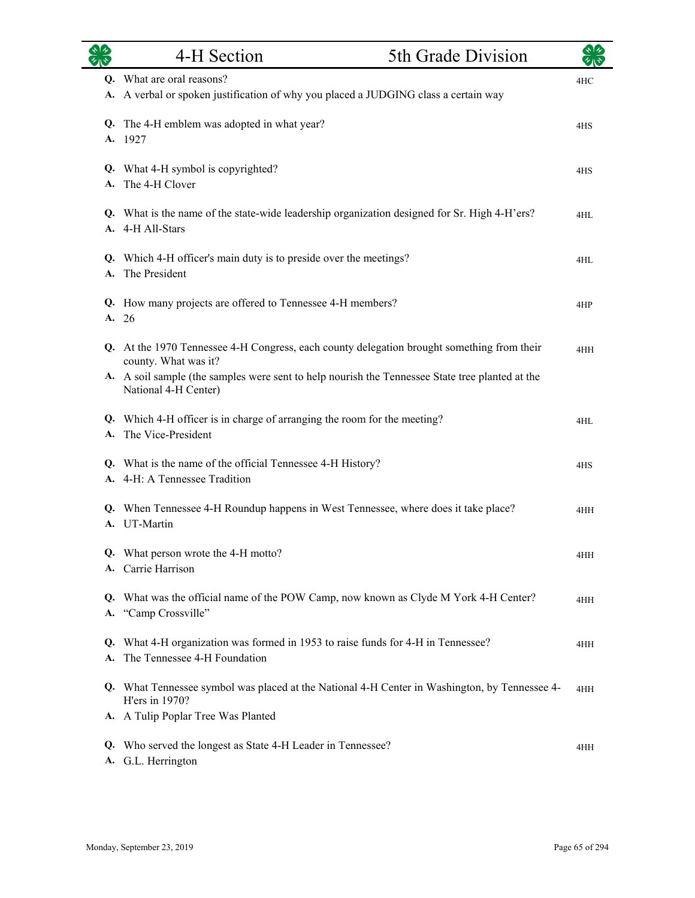# 4-H Section — 5th Grade Division

**Q.** What are oral reasons? — 4HC
**A.** A verbal or spoken justification of why you placed a JUDGING class a certain way

**Q.** The 4-H emblem was adopted in what year? — 4HS
**A.** 1927

**Q.** What 4-H symbol is copyrighted? — 4HS
**A.** The 4-H Clover

**Q.** What is the name of the state-wide leadership organization designed for Sr. High 4-H'ers? — 4HL
**A.** 4-H All-Stars

**Q.** Which 4-H officer's main duty is to preside over the meetings? — 4HL
**A.** The President

**Q.** How many projects are offered to Tennessee 4-H members? — 4HP
**A.** 26

**Q.** At the 1970 Tennessee 4-H Congress, each county delegation brought something from their county. What was it? — 4HH
**A.** A soil sample (the samples were sent to help nourish the Tennessee State tree planted at the National 4-H Center)

**Q.** Which 4-H officer is in charge of arranging the room for the meeting? — 4HL
**A.** The Vice-President

**Q.** What is the name of the official Tennessee 4-H History? — 4HS
**A.** 4-H: A Tennessee Tradition

**Q.** When Tennessee 4-H Roundup happens in West Tennessee, where does it take place? — 4HH
**A.** UT-Martin

**Q.** What person wrote the 4-H motto? — 4HH
**A.** Carrie Harrison

**Q.** What was the official name of the POW Camp, now known as Clyde M York 4-H Center? — 4HH
**A.** "Camp Crossville"

**Q.** What 4-H organization was formed in 1953 to raise funds for 4-H in Tennessee? — 4HH
**A.** The Tennessee 4-H Foundation

**Q.** What Tennessee symbol was placed at the National 4-H Center in Washington, by Tennessee 4-H'ers in 1970? — 4HH
**A.** A Tulip Poplar Tree Was Planted

**Q.** Who served the longest as State 4-H Leader in Tennessee? — 4HH
**A.** G.L. Herrington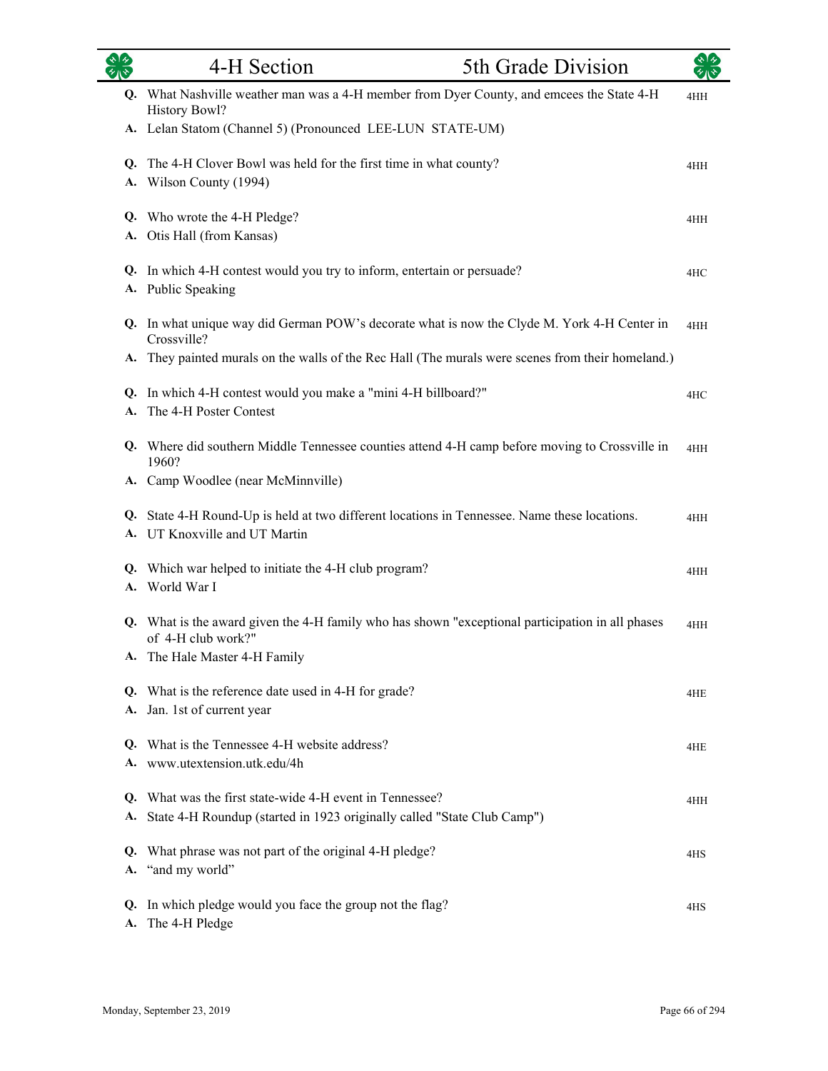# 4-H Section — 5th Grade Division

**Q.** What Nashville weather man was a 4-H member from Dyer County, and emcees the State 4-H History Bowl? — 4HH
**A.** Lelan Statom (Channel 5) (Pronounced LEE-LUN STATE-UM)

**Q.** The 4-H Clover Bowl was held for the first time in what county? — 4HH
**A.** Wilson County (1994)

**Q.** Who wrote the 4-H Pledge? — 4HH
**A.** Otis Hall (from Kansas)

**Q.** In which 4-H contest would you try to inform, entertain or persuade? — 4HC
**A.** Public Speaking

**Q.** In what unique way did German POW's decorate what is now the Clyde M. York 4-H Center in Crossville? — 4HH
**A.** They painted murals on the walls of the Rec Hall (The murals were scenes from their homeland.)

**Q.** In which 4-H contest would you make a "mini 4-H billboard?" — 4HC
**A.** The 4-H Poster Contest

**Q.** Where did southern Middle Tennessee counties attend 4-H camp before moving to Crossville in 1960? — 4HH
**A.** Camp Woodlee (near McMinnville)

**Q.** State 4-H Round-Up is held at two different locations in Tennessee. Name these locations. — 4HH
**A.** UT Knoxville and UT Martin

**Q.** Which war helped to initiate the 4-H club program? — 4HH
**A.** World War I

**Q.** What is the award given the 4-H family who has shown "exceptional participation in all phases of 4-H club work?" — 4HH
**A.** The Hale Master 4-H Family

**Q.** What is the reference date used in 4-H for grade? — 4HE
**A.** Jan. 1st of current year

**Q.** What is the Tennessee 4-H website address? — 4HE
**A.** www.utextension.utk.edu/4h

**Q.** What was the first state-wide 4-H event in Tennessee? — 4HH
**A.** State 4-H Roundup (started in 1923 originally called "State Club Camp")

**Q.** What phrase was not part of the original 4-H pledge? — 4HS
**A.** "and my world"

**Q.** In which pledge would you face the group not the flag? — 4HS
**A.** The 4-H Pledge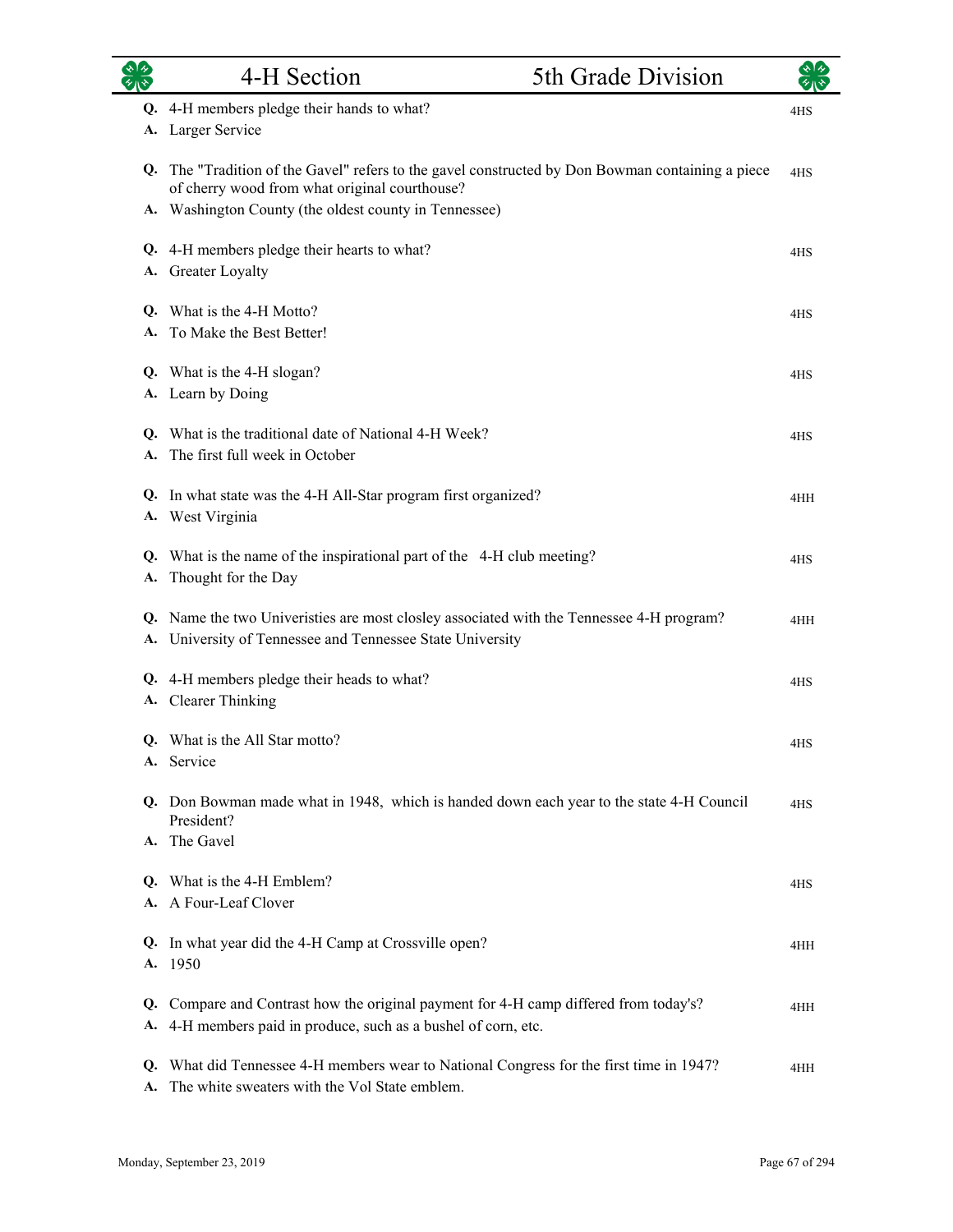# 4-H Section — 5th Grade Division

**Q.** 4-H members pledge their hands to what? — 4HS
**A.** Larger Service

**Q.** The "Tradition of the Gavel" refers to the gavel constructed by Don Bowman containing a piece of cherry wood from what original courthouse? — 4HS
**A.** Washington County (the oldest county in Tennessee)

**Q.** 4-H members pledge their hearts to what? — 4HS
**A.** Greater Loyalty

**Q.** What is the 4-H Motto? — 4HS
**A.** To Make the Best Better!

**Q.** What is the 4-H slogan? — 4HS
**A.** Learn by Doing

**Q.** What is the traditional date of National 4-H Week? — 4HS
**A.** The first full week in October

**Q.** In what state was the 4-H All-Star program first organized? — 4HH
**A.** West Virginia

**Q.** What is the name of the inspirational part of the 4-H club meeting? — 4HS
**A.** Thought for the Day

**Q.** Name the two Univeristies are most closley associated with the Tennessee 4-H program? — 4HH
**A.** University of Tennessee and Tennessee State University

**Q.** 4-H members pledge their heads to what? — 4HS
**A.** Clearer Thinking

**Q.** What is the All Star motto? — 4HS
**A.** Service

**Q.** Don Bowman made what in 1948, which is handed down each year to the state 4-H Council President? — 4HS
**A.** The Gavel

**Q.** What is the 4-H Emblem? — 4HS
**A.** A Four-Leaf Clover

**Q.** In what year did the 4-H Camp at Crossville open? — 4HH
**A.** 1950

**Q.** Compare and Contrast how the original payment for 4-H camp differed from today's? — 4HH
**A.** 4-H members paid in produce, such as a bushel of corn, etc.

**Q.** What did Tennessee 4-H members wear to National Congress for the first time in 1947? — 4HH
**A.** The white sweaters with the Vol State emblem.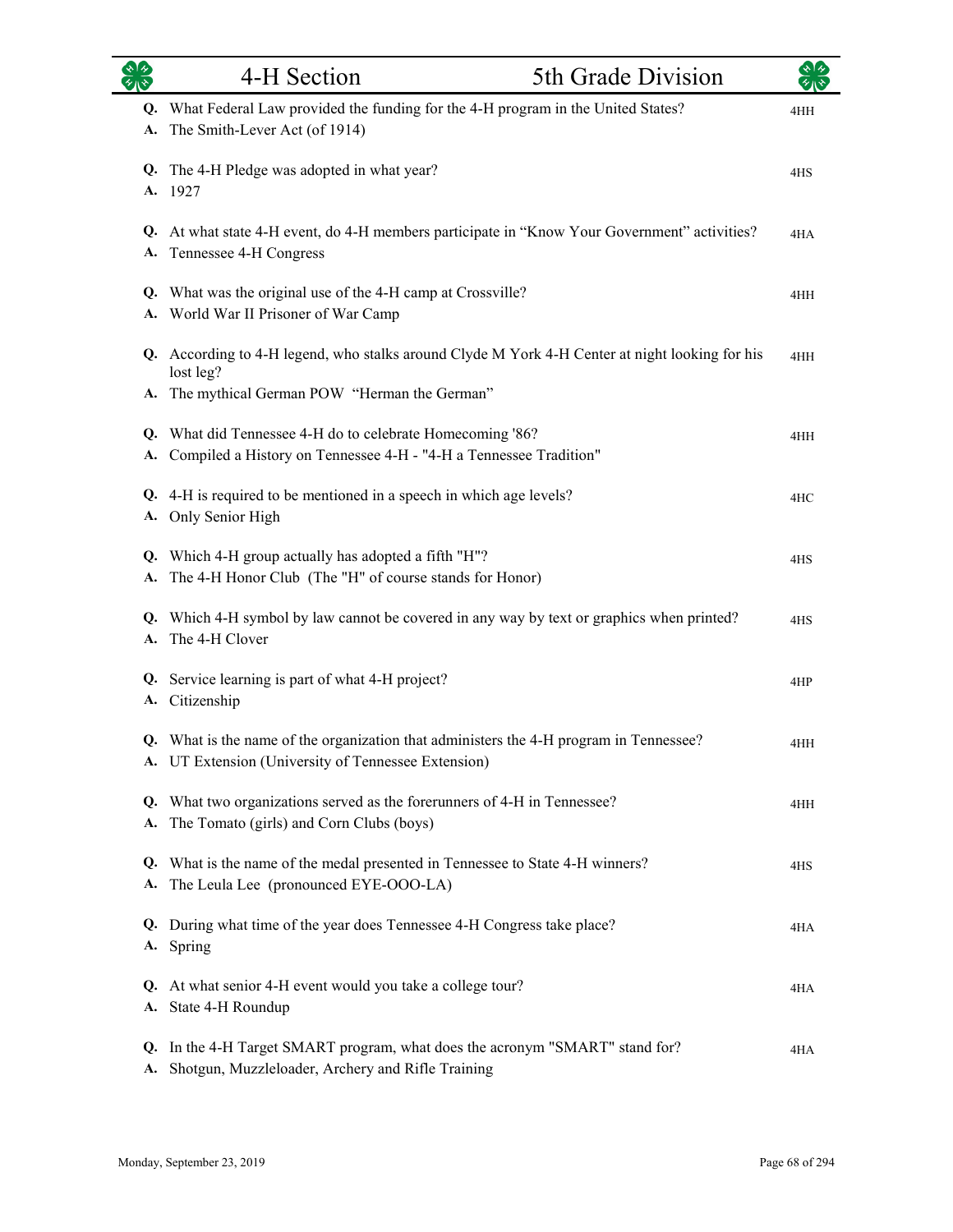# 4-H Section — 5th Grade Division

**Q.** What Federal Law provided the funding for the 4-H program in the United States? — 4HH
**A.** The Smith-Lever Act (of 1914)

**Q.** The 4-H Pledge was adopted in what year? — 4HS
**A.** 1927

**Q.** At what state 4-H event, do 4-H members participate in "Know Your Government" activities? — 4HA
**A.** Tennessee 4-H Congress

**Q.** What was the original use of the 4-H camp at Crossville? — 4HH
**A.** World War II Prisoner of War Camp

**Q.** According to 4-H legend, who stalks around Clyde M York 4-H Center at night looking for his lost leg? — 4HH
**A.** The mythical German POW "Herman the German"

**Q.** What did Tennessee 4-H do to celebrate Homecoming '86? — 4HH
**A.** Compiled a History on Tennessee 4-H - "4-H a Tennessee Tradition"

**Q.** 4-H is required to be mentioned in a speech in which age levels? — 4HC
**A.** Only Senior High

**Q.** Which 4-H group actually has adopted a fifth "H"? — 4HS
**A.** The 4-H Honor Club (The "H" of course stands for Honor)

**Q.** Which 4-H symbol by law cannot be covered in any way by text or graphics when printed? — 4HS
**A.** The 4-H Clover

**Q.** Service learning is part of what 4-H project? — 4HP
**A.** Citizenship

**Q.** What is the name of the organization that administers the 4-H program in Tennessee? — 4HH
**A.** UT Extension (University of Tennessee Extension)

**Q.** What two organizations served as the forerunners of 4-H in Tennessee? — 4HH
**A.** The Tomato (girls) and Corn Clubs (boys)

**Q.** What is the name of the medal presented in Tennessee to State 4-H winners? — 4HS
**A.** The Leula Lee (pronounced EYE-OOO-LA)

**Q.** During what time of the year does Tennessee 4-H Congress take place? — 4HA
**A.** Spring

**Q.** At what senior 4-H event would you take a college tour? — 4HA
**A.** State 4-H Roundup

**Q.** In the 4-H Target SMART program, what does the acronym "SMART" stand for? — 4HA
**A.** Shotgun, Muzzleloader, Archery and Rifle Training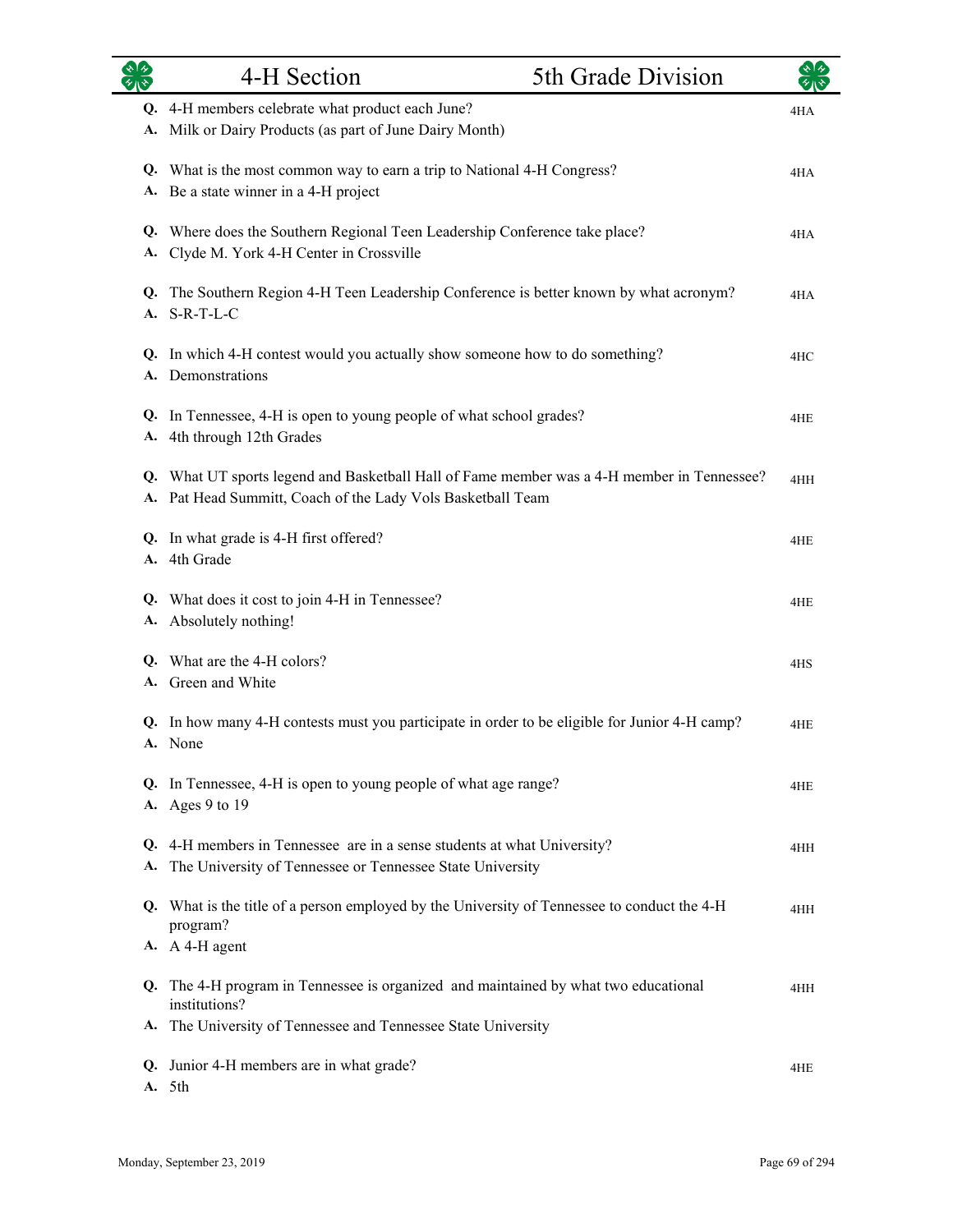## 4-H Section — 5th Grade Division

**Q.** 4-H members celebrate what product each June?
**A.** Milk or Dairy Products (as part of June Dairy Month)
4HA

**Q.** What is the most common way to earn a trip to National 4-H Congress?
**A.** Be a state winner in a 4-H project
4HA

**Q.** Where does the Southern Regional Teen Leadership Conference take place?
**A.** Clyde M. York 4-H Center in Crossville
4HA

**Q.** The Southern Region 4-H Teen Leadership Conference is better known by what acronym?
**A.** S-R-T-L-C
4HA

**Q.** In which 4-H contest would you actually show someone how to do something?
**A.** Demonstrations
4HC

**Q.** In Tennessee, 4-H is open to young people of what school grades?
**A.** 4th through 12th Grades
4HE

**Q.** What UT sports legend and Basketball Hall of Fame member was a 4-H member in Tennessee?
**A.** Pat Head Summitt, Coach of the Lady Vols Basketball Team
4HH

**Q.** In what grade is 4-H first offered?
**A.** 4th Grade
4HE

**Q.** What does it cost to join 4-H in Tennessee?
**A.** Absolutely nothing!
4HE

**Q.** What are the 4-H colors?
**A.** Green and White
4HS

**Q.** In how many 4-H contests must you participate in order to be eligible for Junior 4-H camp?
**A.** None
4HE

**Q.** In Tennessee, 4-H is open to young people of what age range?
**A.** Ages 9 to 19
4HE

**Q.** 4-H members in Tennessee are in a sense students at what University?
**A.** The University of Tennessee or Tennessee State University
4HH

**Q.** What is the title of a person employed by the University of Tennessee to conduct the 4-H program?
**A.** A 4-H agent
4HH

**Q.** The 4-H program in Tennessee is organized and maintained by what two educational institutions?
**A.** The University of Tennessee and Tennessee State University
4HH

**Q.** Junior 4-H members are in what grade?
**A.** 5th
4HE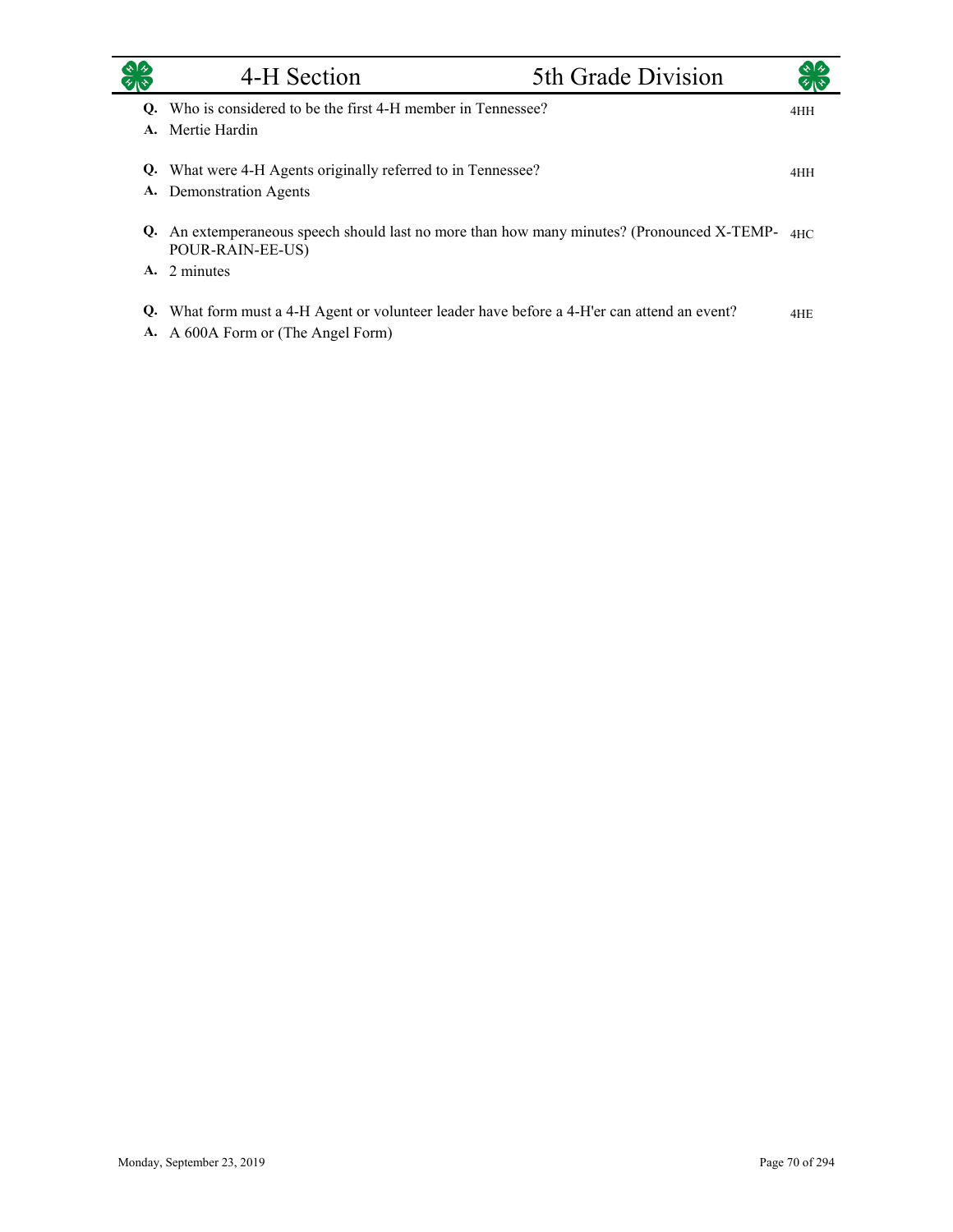**Q.** Who is considered to be the first 4-H member in Tennessee? 4HH
**A.** Mertie Hardin

**Q.** What were 4-H Agents originally referred to in Tennessee? 4HH
**A.** Demonstration Agents

**Q.** An extemperaneous speech should last no more than how many minutes? (Pronounced X-TEMP-POUR-RAIN-EE-US) 4HC
**A.** 2 minutes

**Q.** What form must a 4-H Agent or volunteer leader have before a 4-H'er can attend an event? 4HE
**A.** A 600A Form or (The Angel Form)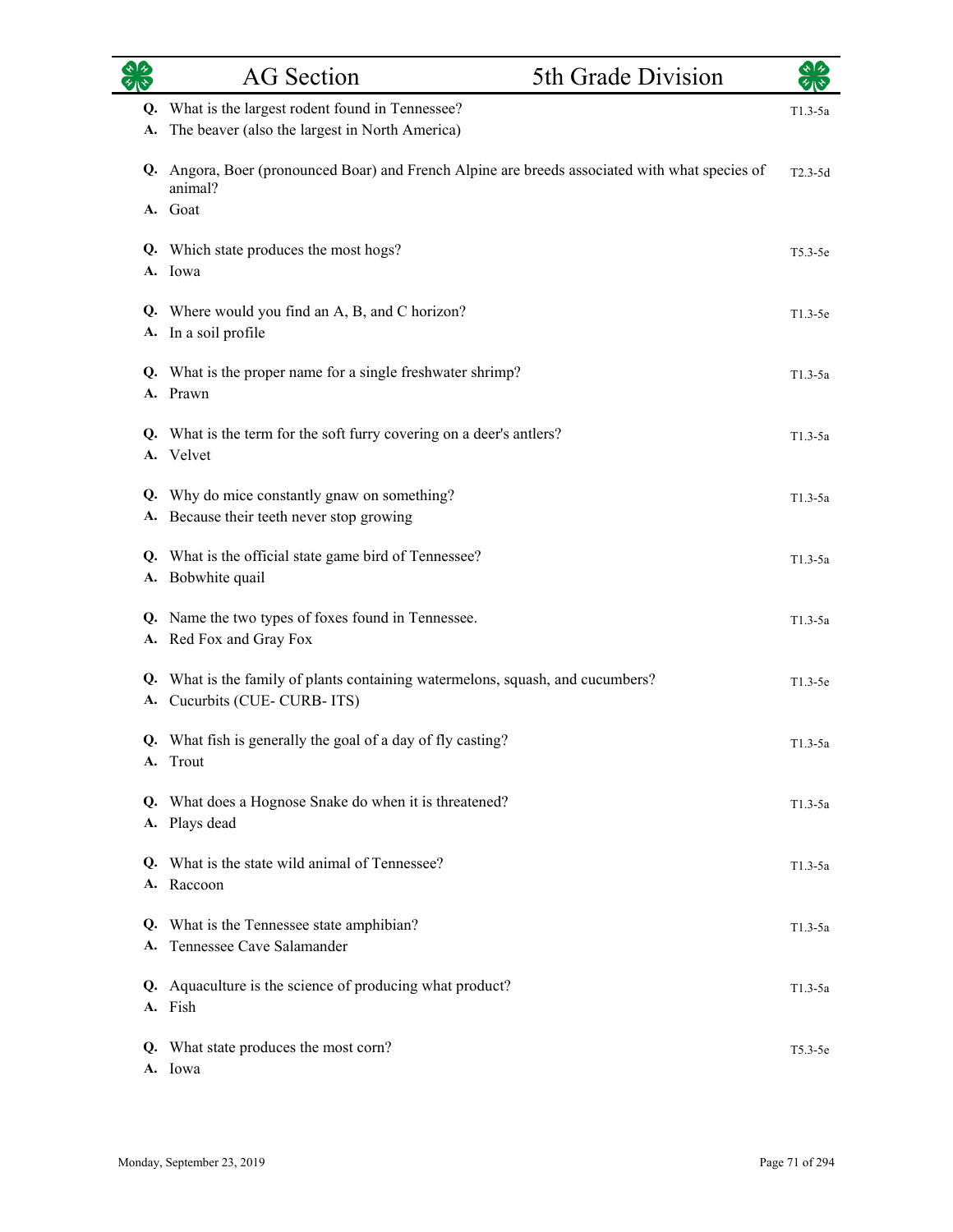| | AG Section | 5th Grade Division | |
|---|---|---|---|

**Q.** What is the largest rodent found in Tennessee? — T1.3-5a
**A.** The beaver (also the largest in North America)

**Q.** Angora, Boer (pronounced Boar) and French Alpine are breeds associated with what species of animal? — T2.3-5d
**A.** Goat

**Q.** Which state produces the most hogs? — T5.3-5e
**A.** Iowa

**Q.** Where would you find an A, B, and C horizon? — T1.3-5e
**A.** In a soil profile

**Q.** What is the proper name for a single freshwater shrimp? — T1.3-5a
**A.** Prawn

**Q.** What is the term for the soft furry covering on a deer's antlers? — T1.3-5a
**A.** Velvet

**Q.** Why do mice constantly gnaw on something? — T1.3-5a
**A.** Because their teeth never stop growing

**Q.** What is the official state game bird of Tennessee? — T1.3-5a
**A.** Bobwhite quail

**Q.** Name the two types of foxes found in Tennessee. — T1.3-5a
**A.** Red Fox and Gray Fox

**Q.** What is the family of plants containing watermelons, squash, and cucumbers? — T1.3-5e
**A.** Cucurbits (CUE- CURB- ITS)

**Q.** What fish is generally the goal of a day of fly casting? — T1.3-5a
**A.** Trout

**Q.** What does a Hognose Snake do when it is threatened? — T1.3-5a
**A.** Plays dead

**Q.** What is the state wild animal of Tennessee? — T1.3-5a
**A.** Raccoon

**Q.** What is the Tennessee state amphibian? — T1.3-5a
**A.** Tennessee Cave Salamander

**Q.** Aquaculture is the science of producing what product? — T1.3-5a
**A.** Fish

**Q.** What state produces the most corn? — T5.3-5e
**A.** Iowa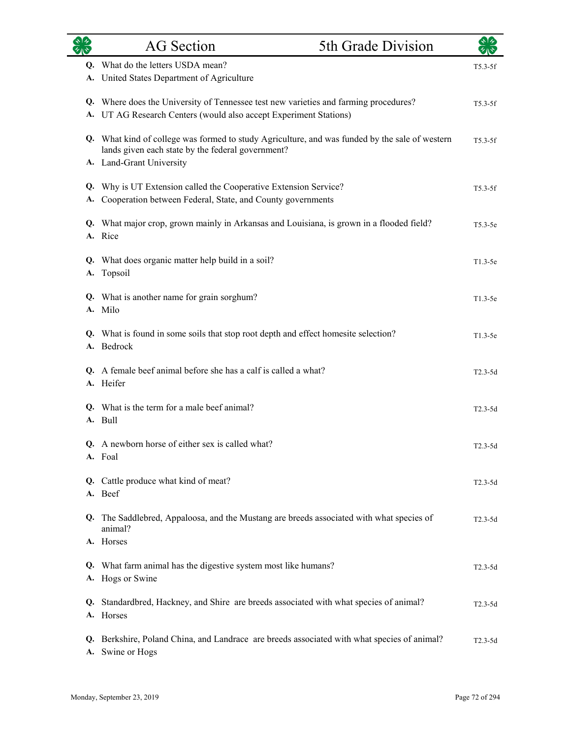# AG Section — 5th Grade Division

**Q.** What do the letters USDA mean? — T5.3-5f
**A.** United States Department of Agriculture

**Q.** Where does the University of Tennessee test new varieties and farming procedures? — T5.3-5f
**A.** UT AG Research Centers (would also accept Experiment Stations)

**Q.** What kind of college was formed to study Agriculture, and was funded by the sale of western lands given each state by the federal government? — T5.3-5f
**A.** Land-Grant University

**Q.** Why is UT Extension called the Cooperative Extension Service? — T5.3-5f
**A.** Cooperation between Federal, State, and County governments

**Q.** What major crop, grown mainly in Arkansas and Louisiana, is grown in a flooded field? — T5.3-5e
**A.** Rice

**Q.** What does organic matter help build in a soil? — T1.3-5e
**A.** Topsoil

**Q.** What is another name for grain sorghum? — T1.3-5e
**A.** Milo

**Q.** What is found in some soils that stop root depth and effect homesite selection? — T1.3-5e
**A.** Bedrock

**Q.** A female beef animal before she has a calf is called a what? — T2.3-5d
**A.** Heifer

**Q.** What is the term for a male beef animal? — T2.3-5d
**A.** Bull

**Q.** A newborn horse of either sex is called what? — T2.3-5d
**A.** Foal

**Q.** Cattle produce what kind of meat? — T2.3-5d
**A.** Beef

**Q.** The Saddlebred, Appaloosa, and the Mustang are breeds associated with what species of animal? — T2.3-5d
**A.** Horses

**Q.** What farm animal has the digestive system most like humans? — T2.3-5d
**A.** Hogs or Swine

**Q.** Standardbred, Hackney, and Shire are breeds associated with what species of animal? — T2.3-5d
**A.** Horses

**Q.** Berkshire, Poland China, and Landrace are breeds associated with what species of animal? — T2.3-5d
**A.** Swine or Hogs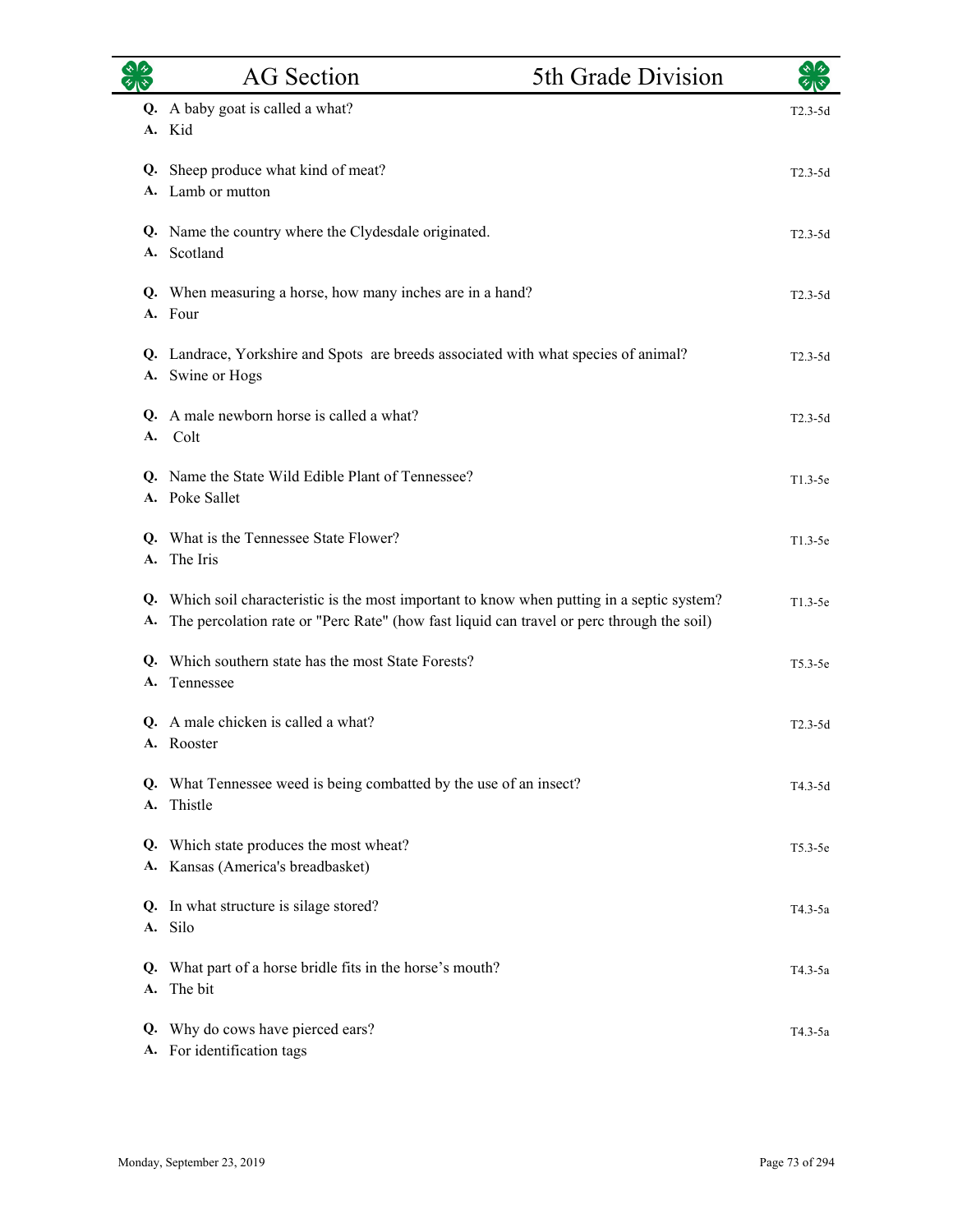| | AG Section | 5th Grade Division |
|---|---|---|

**Q.** A baby goat is called a what? T2.3-5d
**A.** Kid

**Q.** Sheep produce what kind of meat? T2.3-5d
**A.** Lamb or mutton

**Q.** Name the country where the Clydesdale originated. T2.3-5d
**A.** Scotland

**Q.** When measuring a horse, how many inches are in a hand? T2.3-5d
**A.** Four

**Q.** Landrace, Yorkshire and Spots are breeds associated with what species of animal? T2.3-5d
**A.** Swine or Hogs

**Q.** A male newborn horse is called a what? T2.3-5d
**A.** Colt

**Q.** Name the State Wild Edible Plant of Tennessee? T1.3-5e
**A.** Poke Sallet

**Q.** What is the Tennessee State Flower? T1.3-5e
**A.** The Iris

**Q.** Which soil characteristic is the most important to know when putting in a septic system? T1.3-5e
**A.** The percolation rate or "Perc Rate" (how fast liquid can travel or perc through the soil)

**Q.** Which southern state has the most State Forests? T5.3-5e
**A.** Tennessee

**Q.** A male chicken is called a what? T2.3-5d
**A.** Rooster

**Q.** What Tennessee weed is being combatted by the use of an insect? T4.3-5d
**A.** Thistle

**Q.** Which state produces the most wheat? T5.3-5e
**A.** Kansas (America's breadbasket)

**Q.** In what structure is silage stored? T4.3-5a
**A.** Silo

**Q.** What part of a horse bridle fits in the horse's mouth? T4.3-5a
**A.** The bit

**Q.** Why do cows have pierced ears? T4.3-5a
**A.** For identification tags

Monday, September 23, 2019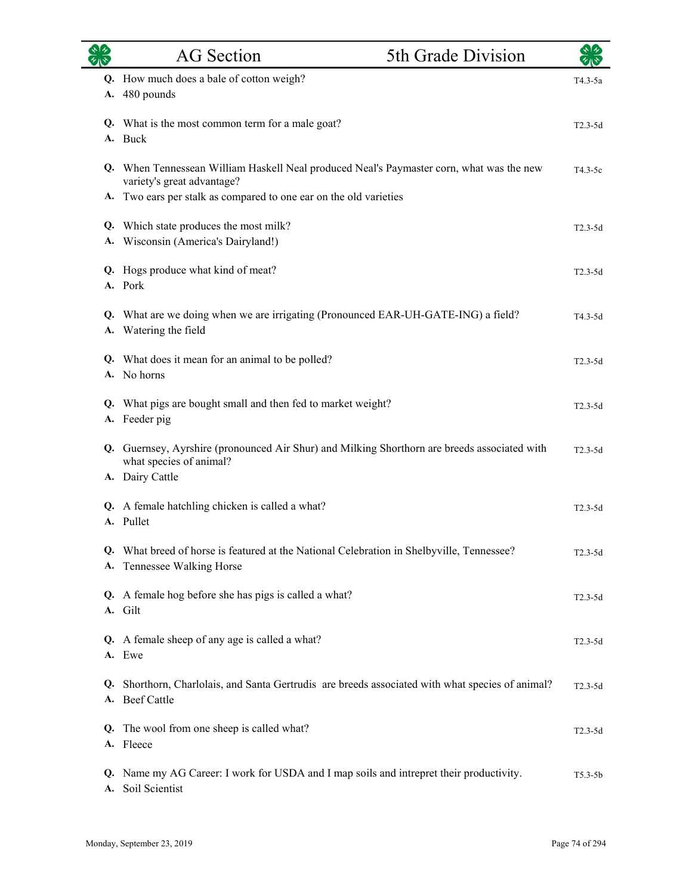# AG Section — 5th Grade Division

**Q.** How much does a bale of cotton weigh? — T4.3-5a
**A.** 480 pounds

**Q.** What is the most common term for a male goat? — T2.3-5d
**A.** Buck

**Q.** When Tennessean William Haskell Neal produced Neal's Paymaster corn, what was the new variety's great advantage? — T4.3-5c
**A.** Two ears per stalk as compared to one ear on the old varieties

**Q.** Which state produces the most milk? — T2.3-5d
**A.** Wisconsin (America's Dairyland!)

**Q.** Hogs produce what kind of meat? — T2.3-5d
**A.** Pork

**Q.** What are we doing when we are irrigating (Pronounced EAR-UH-GATE-ING) a field? — T4.3-5d
**A.** Watering the field

**Q.** What does it mean for an animal to be polled? — T2.3-5d
**A.** No horns

**Q.** What pigs are bought small and then fed to market weight? — T2.3-5d
**A.** Feeder pig

**Q.** Guernsey, Ayrshire (pronounced Air Shur) and Milking Shorthorn are breeds associated with what species of animal? — T2.3-5d
**A.** Dairy Cattle

**Q.** A female hatchling chicken is called a what? — T2.3-5d
**A.** Pullet

**Q.** What breed of horse is featured at the National Celebration in Shelbyville, Tennessee? — T2.3-5d
**A.** Tennessee Walking Horse

**Q.** A female hog before she has pigs is called a what? — T2.3-5d
**A.** Gilt

**Q.** A female sheep of any age is called a what? — T2.3-5d
**A.** Ewe

**Q.** Shorthorn, Charlolais, and Santa Gertrudis are breeds associated with what species of animal? — T2.3-5d
**A.** Beef Cattle

**Q.** The wool from one sheep is called what? — T2.3-5d
**A.** Fleece

**Q.** Name my AG Career: I work for USDA and I map soils and intrepret their productivity. — T5.3-5b
**A.** Soil Scientist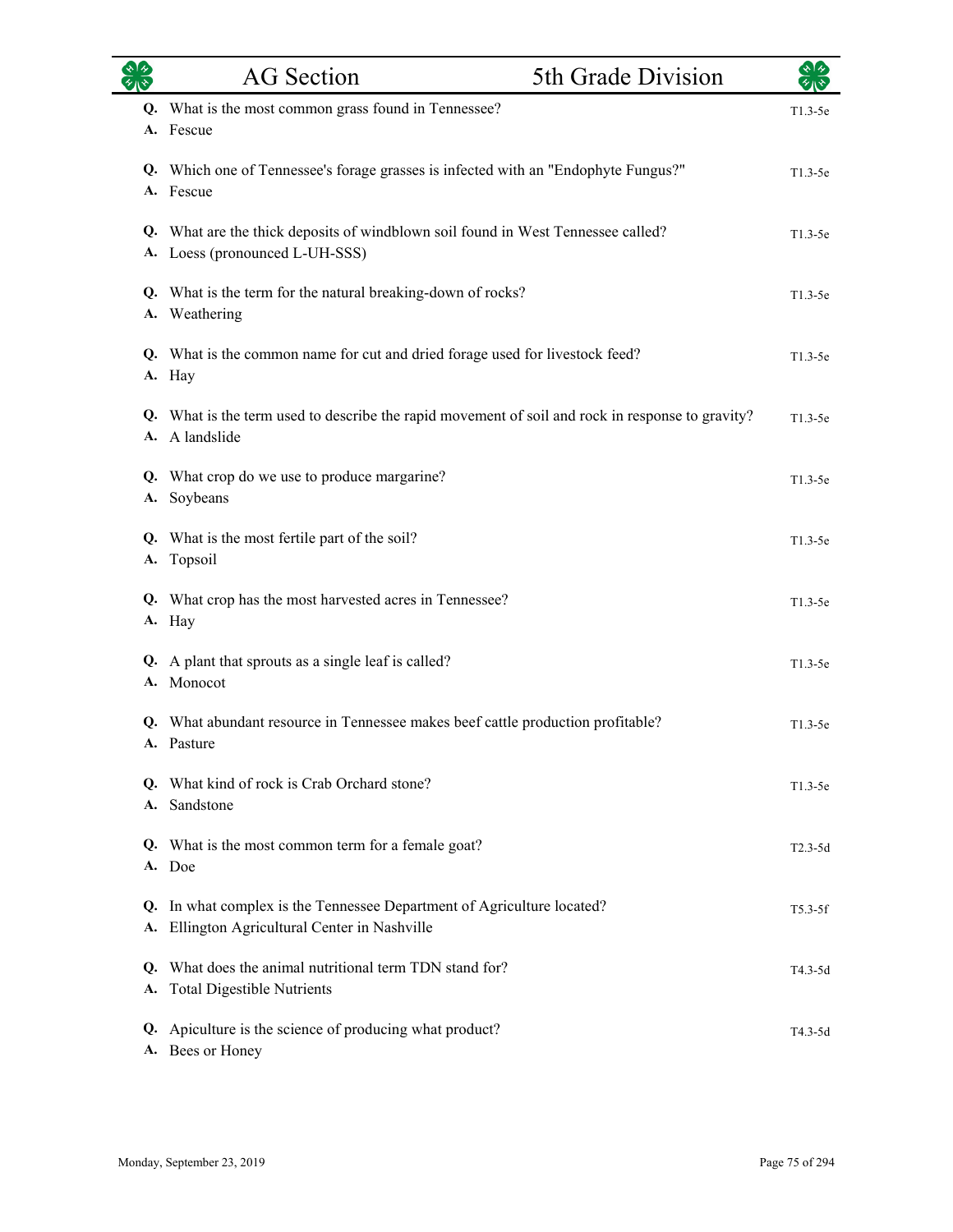| | AG Section | 5th Grade Division |
|---|---|---|

**Q.** What is the most common grass found in Tennessee? T1.3-5e
**A.** Fescue

**Q.** Which one of Tennessee's forage grasses is infected with an "Endophyte Fungus?" T1.3-5e
**A.** Fescue

**Q.** What are the thick deposits of windblown soil found in West Tennessee called? T1.3-5e
**A.** Loess (pronounced L-UH-SSS)

**Q.** What is the term for the natural breaking-down of rocks? T1.3-5e
**A.** Weathering

**Q.** What is the common name for cut and dried forage used for livestock feed? T1.3-5e
**A.** Hay

**Q.** What is the term used to describe the rapid movement of soil and rock in response to gravity? T1.3-5e
**A.** A landslide

**Q.** What crop do we use to produce margarine? T1.3-5e
**A.** Soybeans

**Q.** What is the most fertile part of the soil? T1.3-5e
**A.** Topsoil

**Q.** What crop has the most harvested acres in Tennessee? T1.3-5e
**A.** Hay

**Q.** A plant that sprouts as a single leaf is called? T1.3-5e
**A.** Monocot

**Q.** What abundant resource in Tennessee makes beef cattle production profitable? T1.3-5e
**A.** Pasture

**Q.** What kind of rock is Crab Orchard stone? T1.3-5e
**A.** Sandstone

**Q.** What is the most common term for a female goat? T2.3-5d
**A.** Doe

**Q.** In what complex is the Tennessee Department of Agriculture located? T5.3-5f
**A.** Ellington Agricultural Center in Nashville

**Q.** What does the animal nutritional term TDN stand for? T4.3-5d
**A.** Total Digestible Nutrients

**Q.** Apiculture is the science of producing what product? T4.3-5d
**A.** Bees or Honey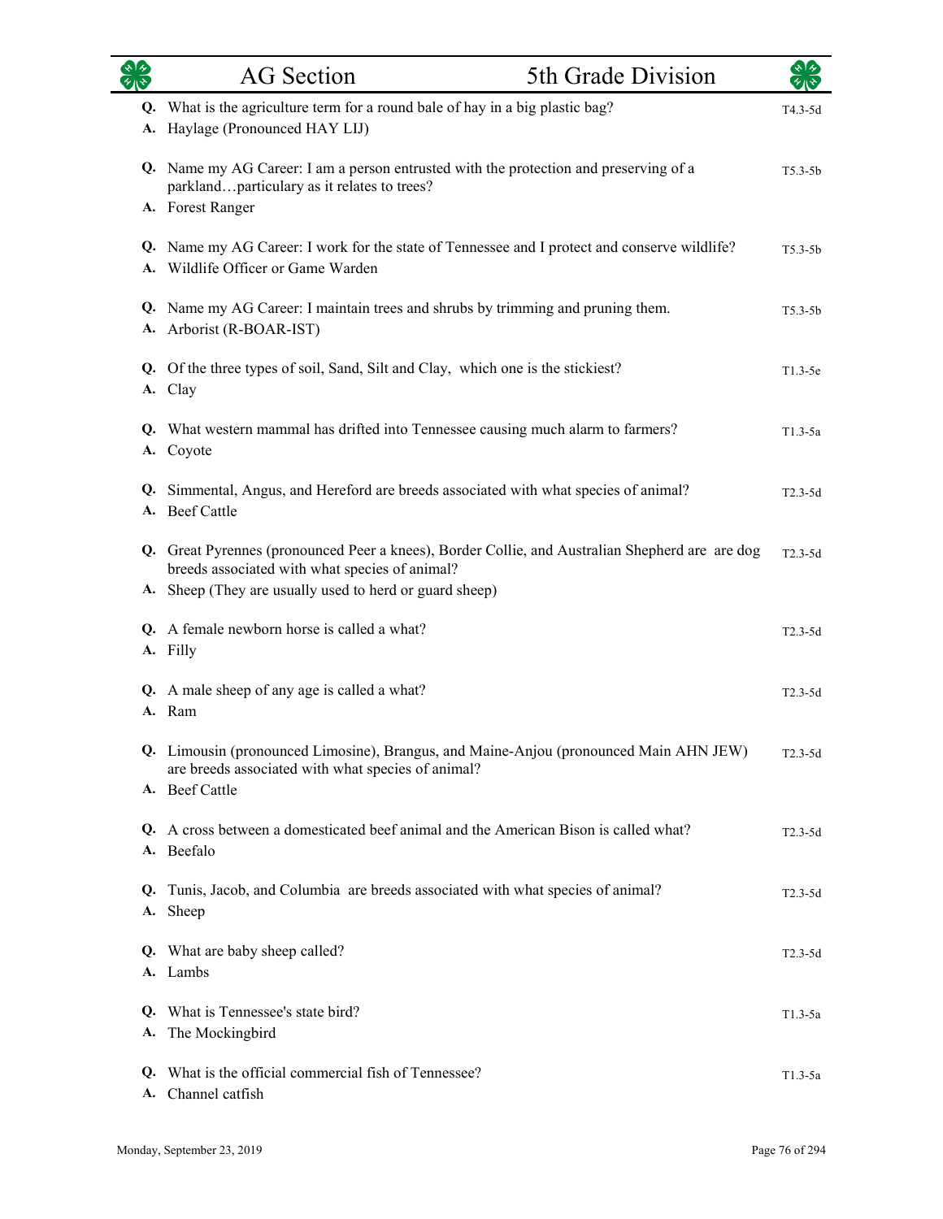# AG Section — 5th Grade Division

**Q.** What is the agriculture term for a round bale of hay in a big plastic bag? — T4.3-5d
**A.** Haylage (Pronounced HAY LIJ)

**Q.** Name my AG Career: I am a person entrusted with the protection and preserving of a parkland…particulary as it relates to trees? — T5.3-5b
**A.** Forest Ranger

**Q.** Name my AG Career: I work for the state of Tennessee and I protect and conserve wildlife? — T5.3-5b
**A.** Wildlife Officer or Game Warden

**Q.** Name my AG Career: I maintain trees and shrubs by trimming and pruning them. — T5.3-5b
**A.** Arborist (R-BOAR-IST)

**Q.** Of the three types of soil, Sand, Silt and Clay, which one is the stickiest? — T1.3-5e
**A.** Clay

**Q.** What western mammal has drifted into Tennessee causing much alarm to farmers? — T1.3-5a
**A.** Coyote

**Q.** Simmental, Angus, and Hereford are breeds associated with what species of animal? — T2.3-5d
**A.** Beef Cattle

**Q.** Great Pyrennes (pronounced Peer a knees), Border Collie, and Australian Shepherd are are dog breeds associated with what species of animal? — T2.3-5d
**A.** Sheep (They are usually used to herd or guard sheep)

**Q.** A female newborn horse is called a what? — T2.3-5d
**A.** Filly

**Q.** A male sheep of any age is called a what? — T2.3-5d
**A.** Ram

**Q.** Limousin (pronounced Limosine), Brangus, and Maine-Anjou (pronounced Main AHN JEW) are breeds associated with what species of animal? — T2.3-5d
**A.** Beef Cattle

**Q.** A cross between a domesticated beef animal and the American Bison is called what? — T2.3-5d
**A.** Beefalo

**Q.** Tunis, Jacob, and Columbia are breeds associated with what species of animal? — T2.3-5d
**A.** Sheep

**Q.** What are baby sheep called? — T2.3-5d
**A.** Lambs

**Q.** What is Tennessee's state bird? — T1.3-5a
**A.** The Mockingbird

**Q.** What is the official commercial fish of Tennessee? — T1.3-5a
**A.** Channel catfish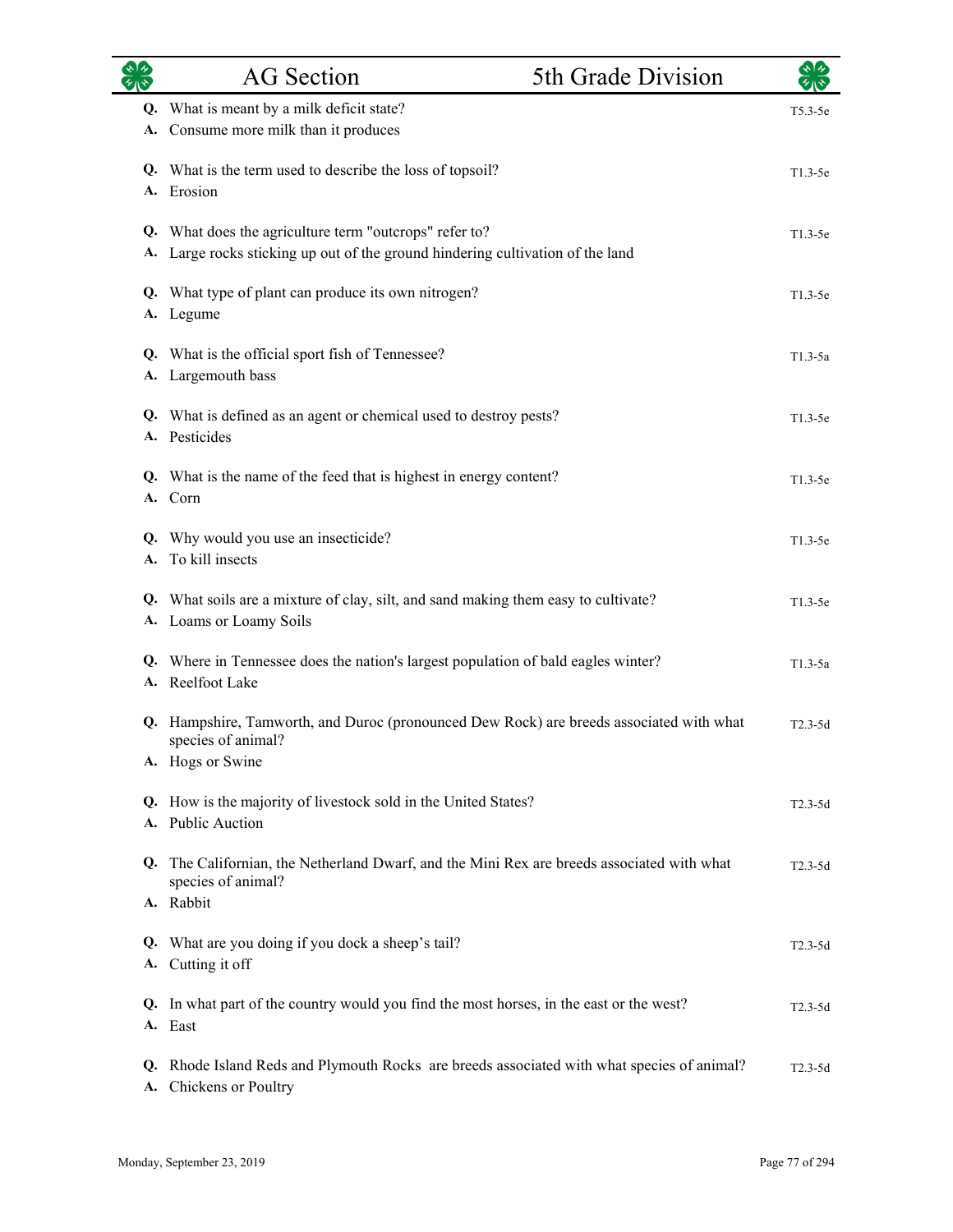| | AG Section | 5th Grade Division |
|---|---|---|

**Q.** What is meant by a milk deficit state? T5.3-5e
**A.** Consume more milk than it produces

**Q.** What is the term used to describe the loss of topsoil? T1.3-5e
**A.** Erosion

**Q.** What does the agriculture term "outcrops" refer to? T1.3-5e
**A.** Large rocks sticking up out of the ground hindering cultivation of the land

**Q.** What type of plant can produce its own nitrogen? T1.3-5e
**A.** Legume

**Q.** What is the official sport fish of Tennessee? T1.3-5a
**A.** Largemouth bass

**Q.** What is defined as an agent or chemical used to destroy pests? T1.3-5e
**A.** Pesticides

**Q.** What is the name of the feed that is highest in energy content? T1.3-5e
**A.** Corn

**Q.** Why would you use an insecticide? T1.3-5e
**A.** To kill insects

**Q.** What soils are a mixture of clay, silt, and sand making them easy to cultivate? T1.3-5e
**A.** Loams or Loamy Soils

**Q.** Where in Tennessee does the nation's largest population of bald eagles winter? T1.3-5a
**A.** Reelfoot Lake

**Q.** Hampshire, Tamworth, and Duroc (pronounced Dew Rock) are breeds associated with what species of animal? T2.3-5d
**A.** Hogs or Swine

**Q.** How is the majority of livestock sold in the United States? T2.3-5d
**A.** Public Auction

**Q.** The Californian, the Netherland Dwarf, and the Mini Rex are breeds associated with what species of animal? T2.3-5d
**A.** Rabbit

**Q.** What are you doing if you dock a sheep's tail? T2.3-5d
**A.** Cutting it off

**Q.** In what part of the country would you find the most horses, in the east or the west? T2.3-5d
**A.** East

**Q.** Rhode Island Reds and Plymouth Rocks are breeds associated with what species of animal? T2.3-5d
**A.** Chickens or Poultry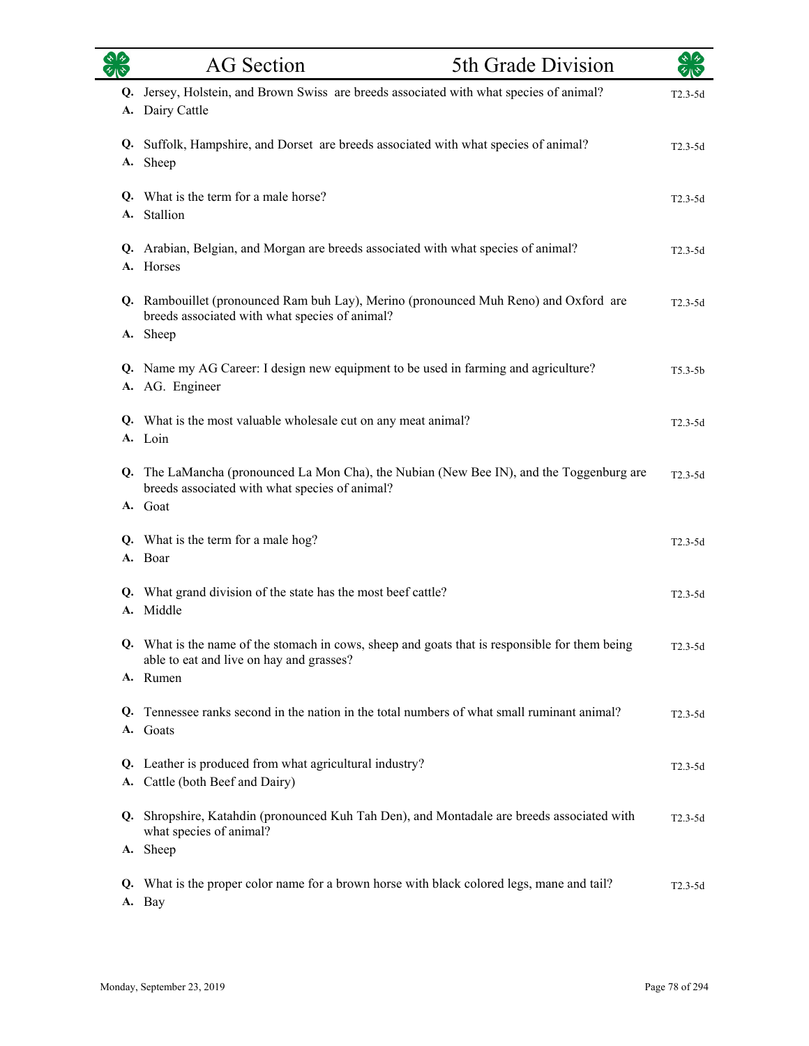# AG Section — 5th Grade Division

**Q.** Jersey, Holstein, and Brown Swiss are breeds associated with what species of animal? — T2.3-5d
**A.** Dairy Cattle

**Q.** Suffolk, Hampshire, and Dorset are breeds associated with what species of animal? — T2.3-5d
**A.** Sheep

**Q.** What is the term for a male horse? — T2.3-5d
**A.** Stallion

**Q.** Arabian, Belgian, and Morgan are breeds associated with what species of animal? — T2.3-5d
**A.** Horses

**Q.** Rambouillet (pronounced Ram buh Lay), Merino (pronounced Muh Reno) and Oxford are breeds associated with what species of animal? — T2.3-5d
**A.** Sheep

**Q.** Name my AG Career: I design new equipment to be used in farming and agriculture? — T5.3-5b
**A.** AG. Engineer

**Q.** What is the most valuable wholesale cut on any meat animal? — T2.3-5d
**A.** Loin

**Q.** The LaMancha (pronounced La Mon Cha), the Nubian (New Bee IN), and the Toggenburg are breeds associated with what species of animal? — T2.3-5d
**A.** Goat

**Q.** What is the term for a male hog? — T2.3-5d
**A.** Boar

**Q.** What grand division of the state has the most beef cattle? — T2.3-5d
**A.** Middle

**Q.** What is the name of the stomach in cows, sheep and goats that is responsible for them being able to eat and live on hay and grasses? — T2.3-5d
**A.** Rumen

**Q.** Tennessee ranks second in the nation in the total numbers of what small ruminant animal? — T2.3-5d
**A.** Goats

**Q.** Leather is produced from what agricultural industry? — T2.3-5d
**A.** Cattle (both Beef and Dairy)

**Q.** Shropshire, Katahdin (pronounced Kuh Tah Den), and Montadale are breeds associated with what species of animal? — T2.3-5d
**A.** Sheep

**Q.** What is the proper color name for a brown horse with black colored legs, mane and tail? — T2.3-5d
**A.** Bay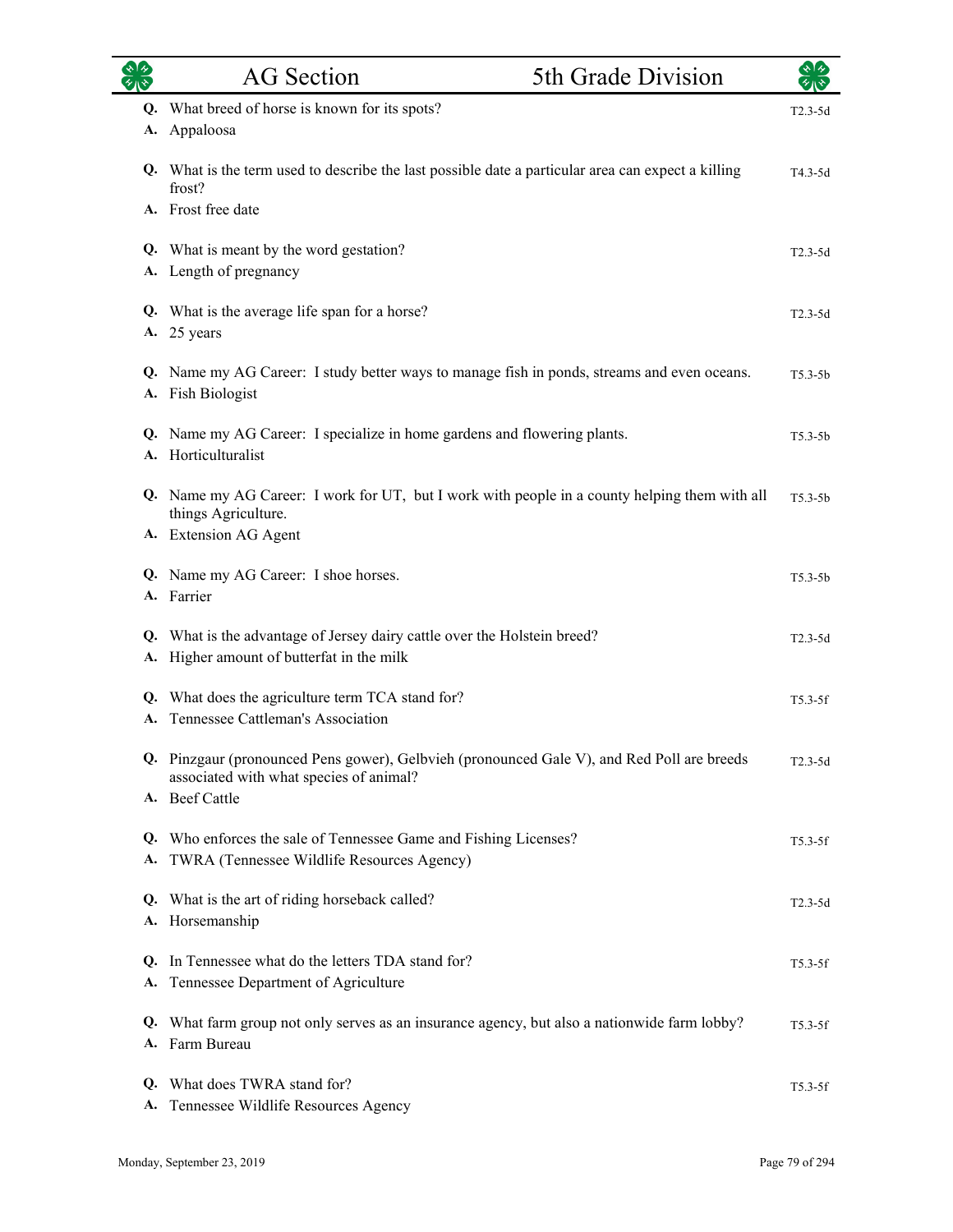| | AG Section | 5th Grade Division | |
|---|---|---|---|

**Q.** What breed of horse is known for its spots? — T2.3-5d
**A.** Appaloosa

**Q.** What is the term used to describe the last possible date a particular area can expect a killing frost? — T4.3-5d
**A.** Frost free date

**Q.** What is meant by the word gestation? — T2.3-5d
**A.** Length of pregnancy

**Q.** What is the average life span for a horse? — T2.3-5d
**A.** 25 years

**Q.** Name my AG Career: I study better ways to manage fish in ponds, streams and even oceans. — T5.3-5b
**A.** Fish Biologist

**Q.** Name my AG Career: I specialize in home gardens and flowering plants. — T5.3-5b
**A.** Horticulturalist

**Q.** Name my AG Career: I work for UT, but I work with people in a county helping them with all things Agriculture. — T5.3-5b
**A.** Extension AG Agent

**Q.** Name my AG Career: I shoe horses. — T5.3-5b
**A.** Farrier

**Q.** What is the advantage of Jersey dairy cattle over the Holstein breed? — T2.3-5d
**A.** Higher amount of butterfat in the milk

**Q.** What does the agriculture term TCA stand for? — T5.3-5f
**A.** Tennessee Cattleman's Association

**Q.** Pinzgaur (pronounced Pens gower), Gelbvieh (pronounced Gale V), and Red Poll are breeds associated with what species of animal? — T2.3-5d
**A.** Beef Cattle

**Q.** Who enforces the sale of Tennessee Game and Fishing Licenses? — T5.3-5f
**A.** TWRA (Tennessee Wildlife Resources Agency)

**Q.** What is the art of riding horseback called? — T2.3-5d
**A.** Horsemanship

**Q.** In Tennessee what do the letters TDA stand for? — T5.3-5f
**A.** Tennessee Department of Agriculture

**Q.** What farm group not only serves as an insurance agency, but also a nationwide farm lobby? — T5.3-5f
**A.** Farm Bureau

**Q.** What does TWRA stand for? — T5.3-5f
**A.** Tennessee Wildlife Resources Agency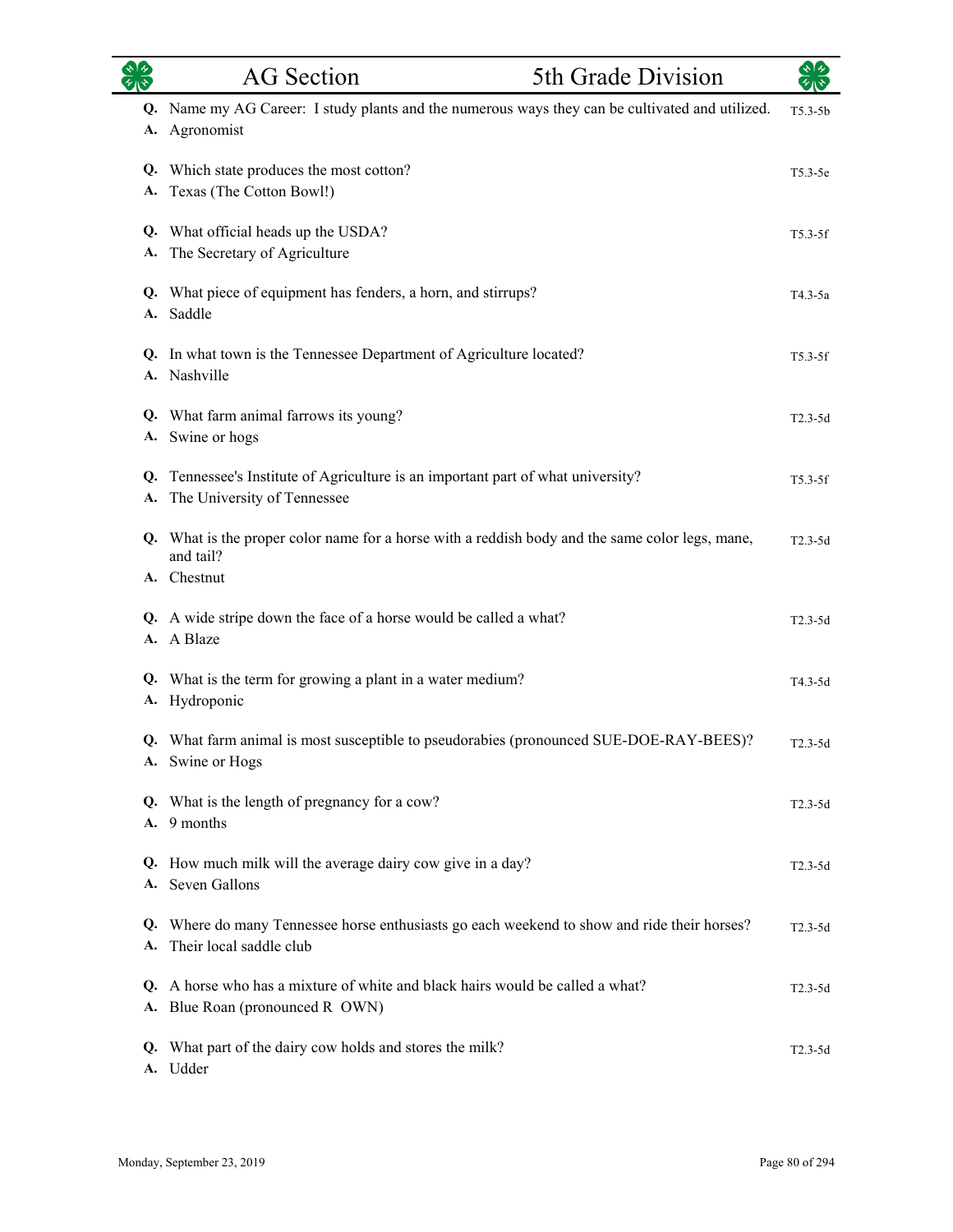**Q.** Name my AG Career: I study plants and the numerous ways they can be cultivated and utilized. T5.3-5b
**A.** Agronomist

**Q.** Which state produces the most cotton? T5.3-5e
**A.** Texas (The Cotton Bowl!)

**Q.** What official heads up the USDA? T5.3-5f
**A.** The Secretary of Agriculture

**Q.** What piece of equipment has fenders, a horn, and stirrups? T4.3-5a
**A.** Saddle

**Q.** In what town is the Tennessee Department of Agriculture located? T5.3-5f
**A.** Nashville

**Q.** What farm animal farrows its young? T2.3-5d
**A.** Swine or hogs

**Q.** Tennessee's Institute of Agriculture is an important part of what university? T5.3-5f
**A.** The University of Tennessee

**Q.** What is the proper color name for a horse with a reddish body and the same color legs, mane, and tail? T2.3-5d
**A.** Chestnut

**Q.** A wide stripe down the face of a horse would be called a what? T2.3-5d
**A.** A Blaze

**Q.** What is the term for growing a plant in a water medium? T4.3-5d
**A.** Hydroponic

**Q.** What farm animal is most susceptible to pseudorabies (pronounced SUE-DOE-RAY-BEES)? T2.3-5d
**A.** Swine or Hogs

**Q.** What is the length of pregnancy for a cow? T2.3-5d
**A.** 9 months

**Q.** How much milk will the average dairy cow give in a day? T2.3-5d
**A.** Seven Gallons

**Q.** Where do many Tennessee horse enthusiasts go each weekend to show and ride their horses? T2.3-5d
**A.** Their local saddle club

**Q.** A horse who has a mixture of white and black hairs would be called a what? T2.3-5d
**A.** Blue Roan (pronounced R OWN)

**Q.** What part of the dairy cow holds and stores the milk? T2.3-5d
**A.** Udder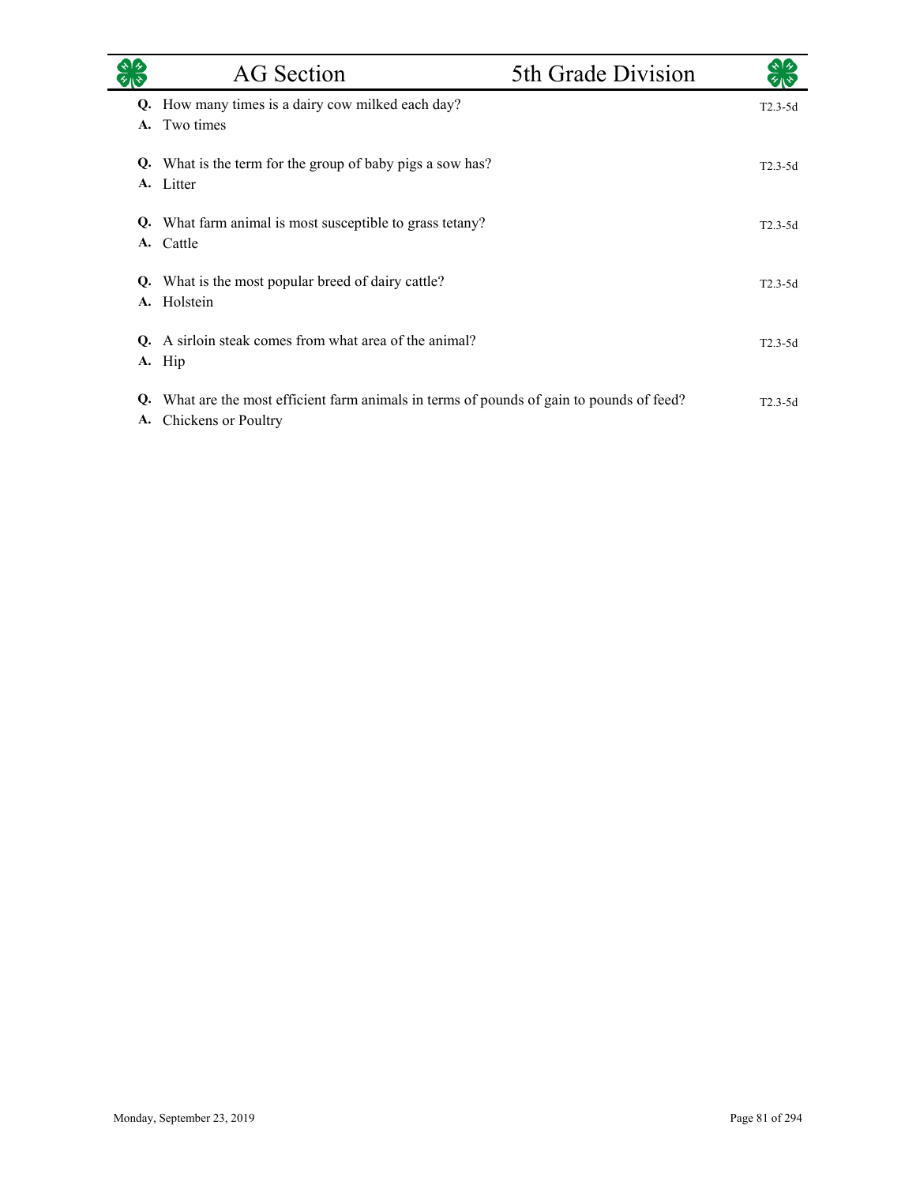| AG Section | 5th Grade Division |
|---|---|

**Q.** How many times is a dairy cow milked each day? — T2.3-5d
**A.** Two times

**Q.** What is the term for the group of baby pigs a sow has? — T2.3-5d
**A.** Litter

**Q.** What farm animal is most susceptible to grass tetany? — T2.3-5d
**A.** Cattle

**Q.** What is the most popular breed of dairy cattle? — T2.3-5d
**A.** Holstein

**Q.** A sirloin steak comes from what area of the animal? — T2.3-5d
**A.** Hip

**Q.** What are the most efficient farm animals in terms of pounds of gain to pounds of feed? — T2.3-5d
**A.** Chickens or Poultry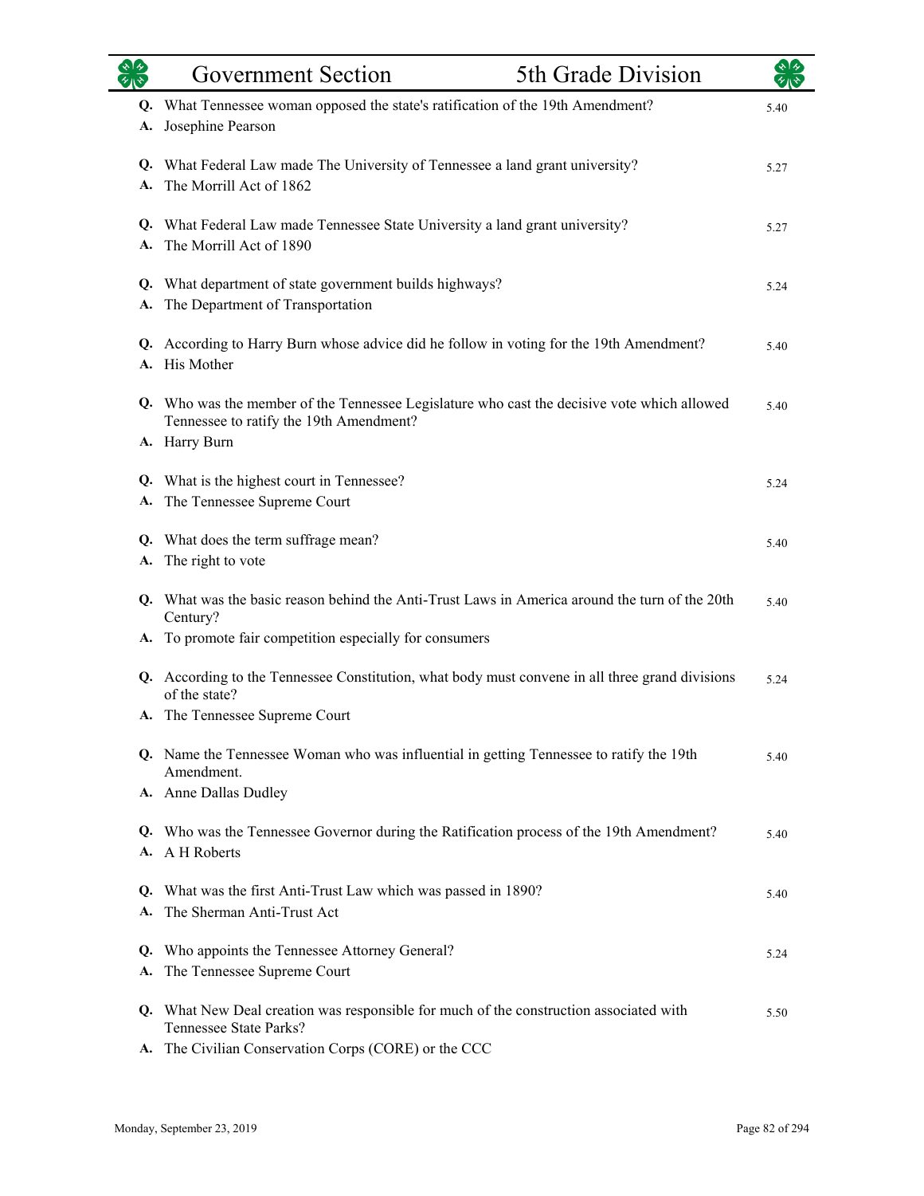| | Government Section | 5th Grade Division |
|---|---|---|
| **Q.** | What Tennessee woman opposed the state's ratification of the 19th Amendment? | 5.40 |
| **A.** | Josephine Pearson | |
| **Q.** | What Federal Law made The University of Tennessee a land grant university? | 5.27 |
| **A.** | The Morrill Act of 1862 | |
| **Q.** | What Federal Law made Tennessee State University a land grant university? | 5.27 |
| **A.** | The Morrill Act of 1890 | |
| **Q.** | What department of state government builds highways? | 5.24 |
| **A.** | The Department of Transportation | |
| **Q.** | According to Harry Burn whose advice did he follow in voting for the 19th Amendment? | 5.40 |
| **A.** | His Mother | |
| **Q.** | Who was the member of the Tennessee Legislature who cast the decisive vote which allowed Tennessee to ratify the 19th Amendment? | 5.40 |
| **A.** | Harry Burn | |
| **Q.** | What is the highest court in Tennessee? | 5.24 |
| **A.** | The Tennessee Supreme Court | |
| **Q.** | What does the term suffrage mean? | 5.40 |
| **A.** | The right to vote | |
| **Q.** | What was the basic reason behind the Anti-Trust Laws in America around the turn of the 20th Century? | 5.40 |
| **A.** | To promote fair competition especially for consumers | |
| **Q.** | According to the Tennessee Constitution, what body must convene in all three grand divisions of the state? | 5.24 |
| **A.** | The Tennessee Supreme Court | |
| **Q.** | Name the Tennessee Woman who was influential in getting Tennessee to ratify the 19th Amendment. | 5.40 |
| **A.** | Anne Dallas Dudley | |
| **Q.** | Who was the Tennessee Governor during the Ratification process of the 19th Amendment? | 5.40 |
| **A.** | A H Roberts | |
| **Q.** | What was the first Anti-Trust Law which was passed in 1890? | 5.40 |
| **A.** | The Sherman Anti-Trust Act | |
| **Q.** | Who appoints the Tennessee Attorney General? | 5.24 |
| **A.** | The Tennessee Supreme Court | |
| **Q.** | What New Deal creation was responsible for much of the construction associated with Tennessee State Parks? | 5.50 |
| **A.** | The Civilian Conservation Corps (CORE) or the CCC | |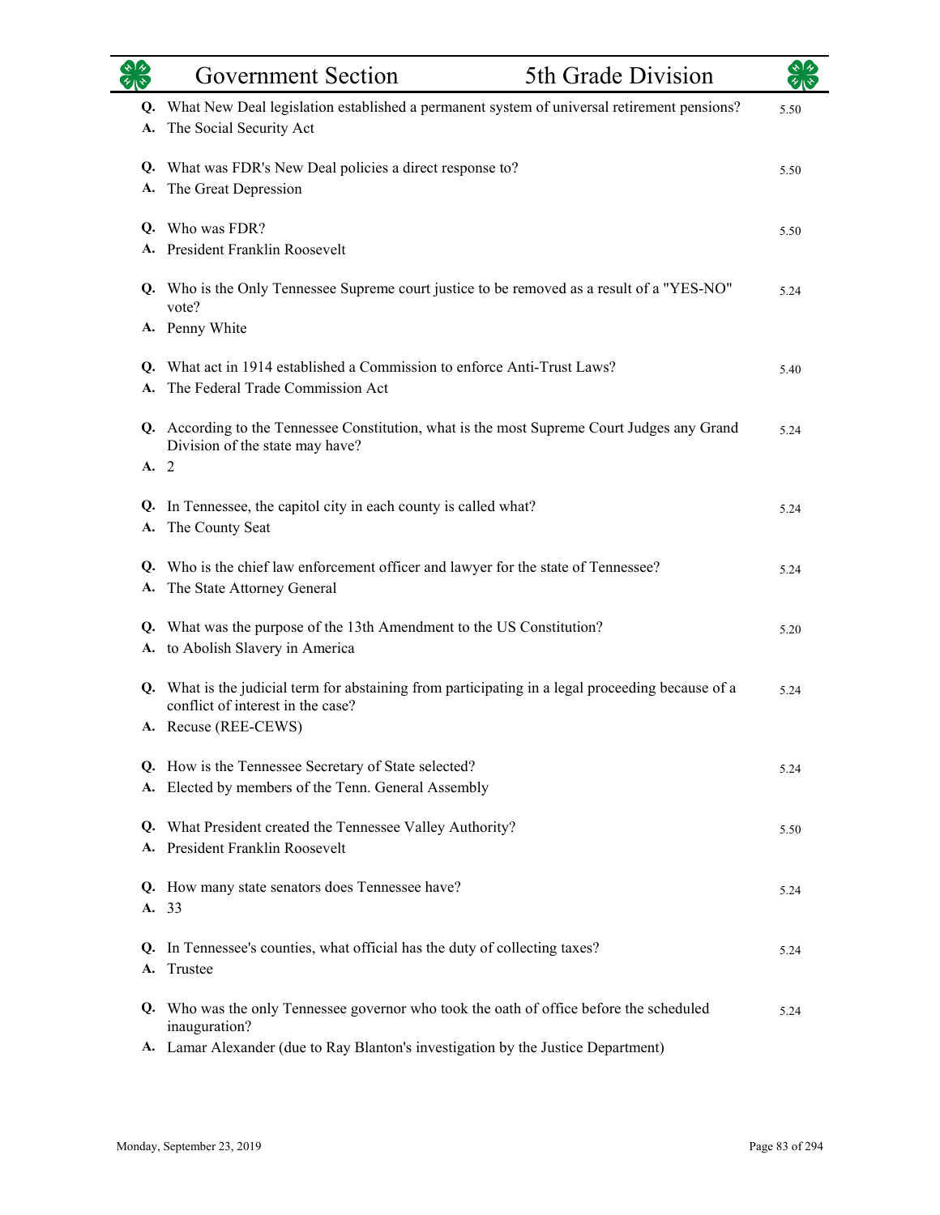**Q.** What New Deal legislation established a permanent system of universal retirement pensions? 5.50
**A.** The Social Security Act

**Q.** What was FDR's New Deal policies a direct response to? 5.50
**A.** The Great Depression

**Q.** Who was FDR? 5.50
**A.** President Franklin Roosevelt

**Q.** Who is the Only Tennessee Supreme court justice to be removed as a result of a "YES-NO" vote? 5.24
**A.** Penny White

**Q.** What act in 1914 established a Commission to enforce Anti-Trust Laws? 5.40
**A.** The Federal Trade Commission Act

**Q.** According to the Tennessee Constitution, what is the most Supreme Court Judges any Grand Division of the state may have? 5.24
**A.** 2

**Q.** In Tennessee, the capitol city in each county is called what? 5.24
**A.** The County Seat

**Q.** Who is the chief law enforcement officer and lawyer for the state of Tennessee? 5.24
**A.** The State Attorney General

**Q.** What was the purpose of the 13th Amendment to the US Constitution? 5.20
**A.** to Abolish Slavery in America

**Q.** What is the judicial term for abstaining from participating in a legal proceeding because of a conflict of interest in the case? 5.24
**A.** Recuse (REE-CEWS)

**Q.** How is the Tennessee Secretary of State selected? 5.24
**A.** Elected by members of the Tenn. General Assembly

**Q.** What President created the Tennessee Valley Authority? 5.50
**A.** President Franklin Roosevelt

**Q.** How many state senators does Tennessee have? 5.24
**A.** 33

**Q.** In Tennessee's counties, what official has the duty of collecting taxes? 5.24
**A.** Trustee

**Q.** Who was the only Tennessee governor who took the oath of office before the scheduled inauguration? 5.24
**A.** Lamar Alexander (due to Ray Blanton's investigation by the Justice Department)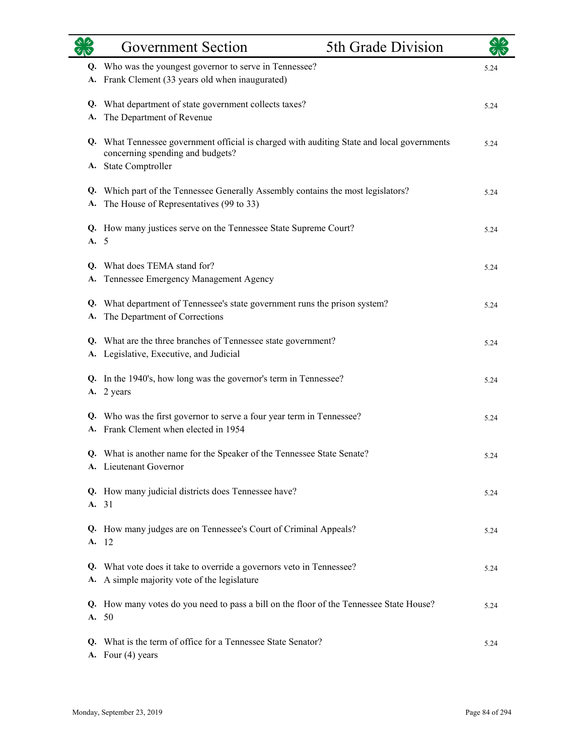**Q.** Who was the youngest governor to serve in Tennessee? 5.24
**A.** Frank Clement (33 years old when inaugurated)

**Q.** What department of state government collects taxes? 5.24
**A.** The Department of Revenue

**Q.** What Tennessee government official is charged with auditing State and local governments concerning spending and budgets? 5.24
**A.** State Comptroller

**Q.** Which part of the Tennessee Generally Assembly contains the most legislators? 5.24
**A.** The House of Representatives (99 to 33)

**Q.** How many justices serve on the Tennessee State Supreme Court? 5.24
**A.** 5

**Q.** What does TEMA stand for? 5.24
**A.** Tennessee Emergency Management Agency

**Q.** What department of Tennessee's state government runs the prison system? 5.24
**A.** The Department of Corrections

**Q.** What are the three branches of Tennessee state government? 5.24
**A.** Legislative, Executive, and Judicial

**Q.** In the 1940's, how long was the governor's term in Tennessee? 5.24
**A.** 2 years

**Q.** Who was the first governor to serve a four year term in Tennessee? 5.24
**A.** Frank Clement when elected in 1954

**Q.** What is another name for the Speaker of the Tennessee State Senate? 5.24
**A.** Lieutenant Governor

**Q.** How many judicial districts does Tennessee have? 5.24
**A.** 31

**Q.** How many judges are on Tennessee's Court of Criminal Appeals? 5.24
**A.** 12

**Q.** What vote does it take to override a governors veto in Tennessee? 5.24
**A.** A simple majority vote of the legislature

**Q.** How many votes do you need to pass a bill on the floor of the Tennessee State House? 5.24
**A.** 50

**Q.** What is the term of office for a Tennessee State Senator? 5.24
**A.** Four (4) years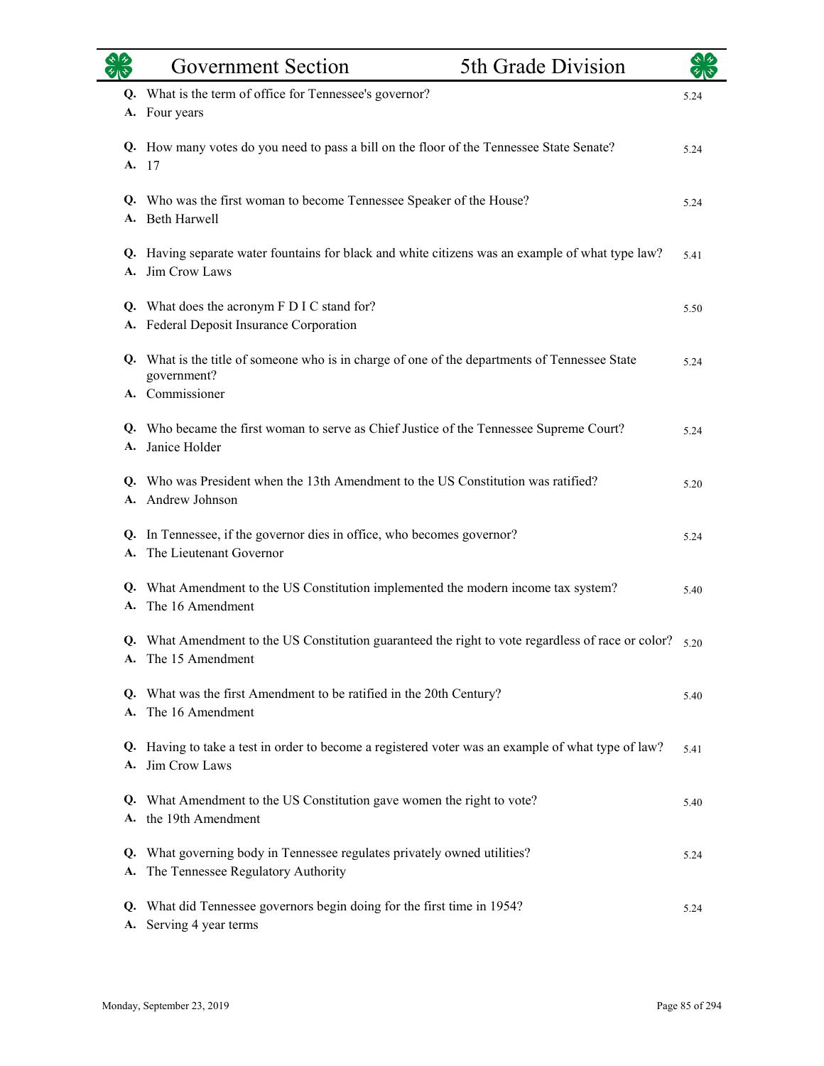## Government Section — 5th Grade Division

**Q.** What is the term of office for Tennessee's governor? — 5.24
**A.** Four years

**Q.** How many votes do you need to pass a bill on the floor of the Tennessee State Senate? — 5.24
**A.** 17

**Q.** Who was the first woman to become Tennessee Speaker of the House? — 5.24
**A.** Beth Harwell

**Q.** Having separate water fountains for black and white citizens was an example of what type law? — 5.41
**A.** Jim Crow Laws

**Q.** What does the acronym F D I C stand for? — 5.50
**A.** Federal Deposit Insurance Corporation

**Q.** What is the title of someone who is in charge of one of the departments of Tennessee State government? — 5.24
**A.** Commissioner

**Q.** Who became the first woman to serve as Chief Justice of the Tennessee Supreme Court? — 5.24
**A.** Janice Holder

**Q.** Who was President when the 13th Amendment to the US Constitution was ratified? — 5.20
**A.** Andrew Johnson

**Q.** In Tennessee, if the governor dies in office, who becomes governor? — 5.24
**A.** The Lieutenant Governor

**Q.** What Amendment to the US Constitution implemented the modern income tax system? — 5.40
**A.** The 16 Amendment

**Q.** What Amendment to the US Constitution guaranteed the right to vote regardless of race or color? — 5.20
**A.** The 15 Amendment

**Q.** What was the first Amendment to be ratified in the 20th Century? — 5.40
**A.** The 16 Amendment

**Q.** Having to take a test in order to become a registered voter was an example of what type of law? — 5.41
**A.** Jim Crow Laws

**Q.** What Amendment to the US Constitution gave women the right to vote? — 5.40
**A.** the 19th Amendment

**Q.** What governing body in Tennessee regulates privately owned utilities? — 5.24
**A.** The Tennessee Regulatory Authority

**Q.** What did Tennessee governors begin doing for the first time in 1954? — 5.24
**A.** Serving 4 year terms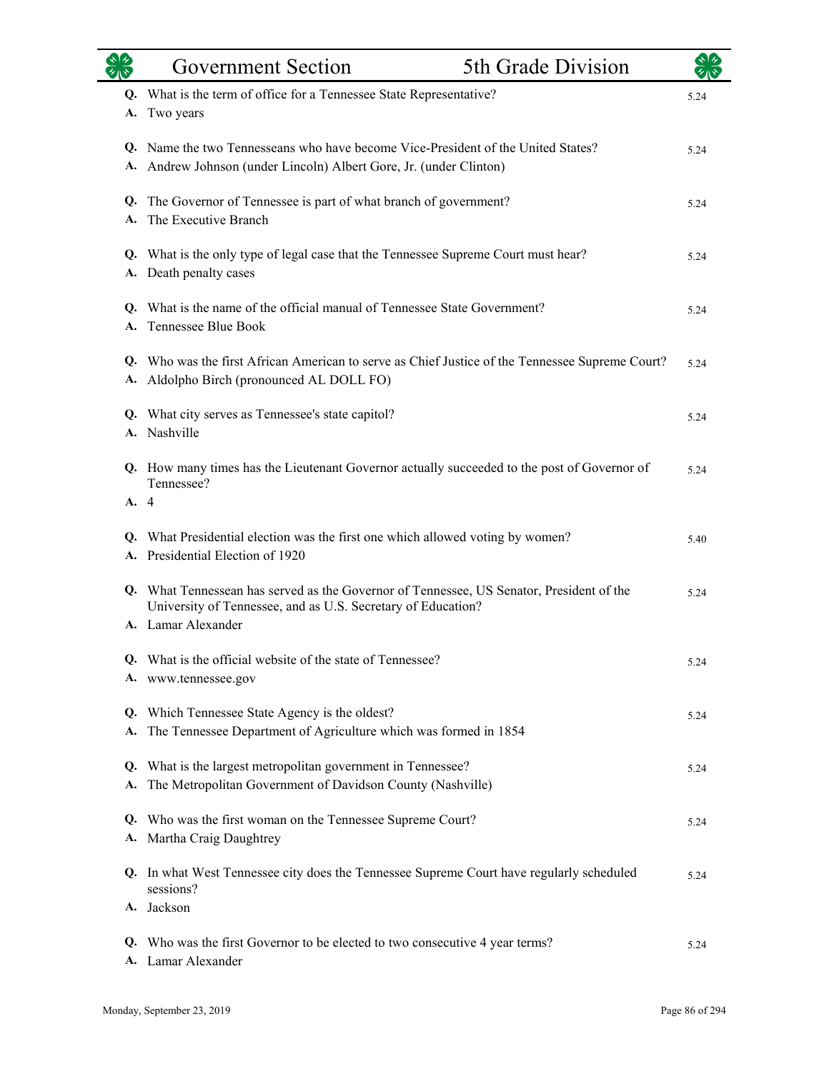**Q.** What is the term of office for a Tennessee State Representative? 5.24
**A.** Two years

**Q.** Name the two Tennesseans who have become Vice-President of the United States? 5.24
**A.** Andrew Johnson (under Lincoln) Albert Gore, Jr. (under Clinton)

**Q.** The Governor of Tennessee is part of what branch of government? 5.24
**A.** The Executive Branch

**Q.** What is the only type of legal case that the Tennessee Supreme Court must hear? 5.24
**A.** Death penalty cases

**Q.** What is the name of the official manual of Tennessee State Government? 5.24
**A.** Tennessee Blue Book

**Q.** Who was the first African American to serve as Chief Justice of the Tennessee Supreme Court? 5.24
**A.** Aldolpho Birch (pronounced AL DOLL FO)

**Q.** What city serves as Tennessee's state capitol? 5.24
**A.** Nashville

**Q.** How many times has the Lieutenant Governor actually succeeded to the post of Governor of Tennessee? 5.24
**A.** 4

**Q.** What Presidential election was the first one which allowed voting by women? 5.40
**A.** Presidential Election of 1920

**Q.** What Tennessean has served as the Governor of Tennessee, US Senator, President of the University of Tennessee, and as U.S. Secretary of Education? 5.24
**A.** Lamar Alexander

**Q.** What is the official website of the state of Tennessee? 5.24
**A.** www.tennessee.gov

**Q.** Which Tennessee State Agency is the oldest? 5.24
**A.** The Tennessee Department of Agriculture which was formed in 1854

**Q.** What is the largest metropolitan government in Tennessee? 5.24
**A.** The Metropolitan Government of Davidson County (Nashville)

**Q.** Who was the first woman on the Tennessee Supreme Court? 5.24
**A.** Martha Craig Daughtrey

**Q.** In what West Tennessee city does the Tennessee Supreme Court have regularly scheduled sessions? 5.24
**A.** Jackson

**Q.** Who was the first Governor to be elected to two consecutive 4 year terms? 5.24
**A.** Lamar Alexander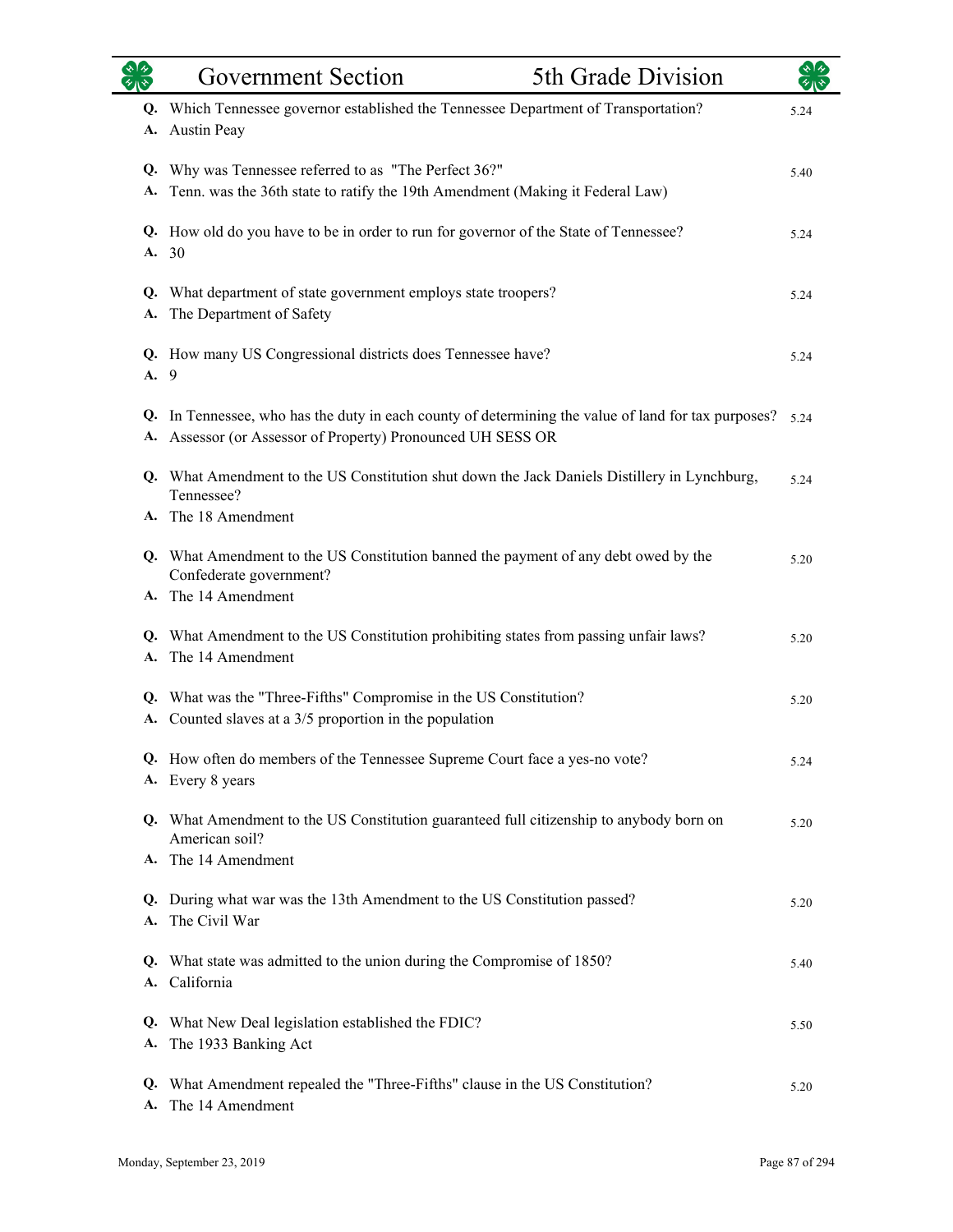## Government Section — 5th Grade Division

**Q.** Which Tennessee governor established the Tennessee Department of Transportation? 5.24
**A.** Austin Peay

**Q.** Why was Tennessee referred to as "The Perfect 36?" 5.40
**A.** Tenn. was the 36th state to ratify the 19th Amendment (Making it Federal Law)

**Q.** How old do you have to be in order to run for governor of the State of Tennessee? 5.24
**A.** 30

**Q.** What department of state government employs state troopers? 5.24
**A.** The Department of Safety

**Q.** How many US Congressional districts does Tennessee have? 5.24
**A.** 9

**Q.** In Tennessee, who has the duty in each county of determining the value of land for tax purposes? 5.24
**A.** Assessor (or Assessor of Property) Pronounced UH SESS OR

**Q.** What Amendment to the US Constitution shut down the Jack Daniels Distillery in Lynchburg, Tennessee? 5.24
**A.** The 18 Amendment

**Q.** What Amendment to the US Constitution banned the payment of any debt owed by the Confederate government? 5.20
**A.** The 14 Amendment

**Q.** What Amendment to the US Constitution prohibiting states from passing unfair laws? 5.20
**A.** The 14 Amendment

**Q.** What was the "Three-Fifths" Compromise in the US Constitution? 5.20
**A.** Counted slaves at a 3/5 proportion in the population

**Q.** How often do members of the Tennessee Supreme Court face a yes-no vote? 5.24
**A.** Every 8 years

**Q.** What Amendment to the US Constitution guaranteed full citizenship to anybody born on American soil? 5.20
**A.** The 14 Amendment

**Q.** During what war was the 13th Amendment to the US Constitution passed? 5.20
**A.** The Civil War

**Q.** What state was admitted to the union during the Compromise of 1850? 5.40
**A.** California

**Q.** What New Deal legislation established the FDIC? 5.50
**A.** The 1933 Banking Act

**Q.** What Amendment repealed the "Three-Fifths" clause in the US Constitution? 5.20
**A.** The 14 Amendment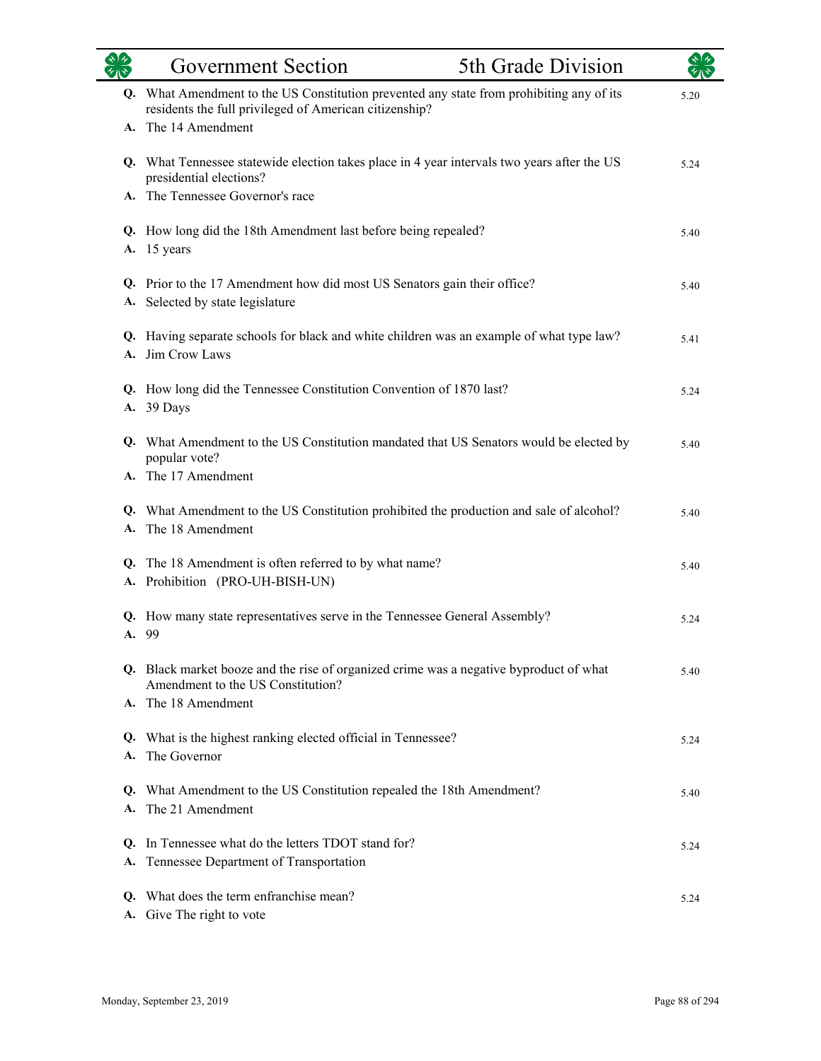| | Government Section | 5th Grade Division |
|---|---|---|

**Q.** What Amendment to the US Constitution prevented any state from prohibiting any of its residents the full privileged of American citizenship? 5.20
**A.** The 14 Amendment

**Q.** What Tennessee statewide election takes place in 4 year intervals two years after the US presidential elections? 5.24
**A.** The Tennessee Governor's race

**Q.** How long did the 18th Amendment last before being repealed? 5.40
**A.** 15 years

**Q.** Prior to the 17 Amendment how did most US Senators gain their office? 5.40
**A.** Selected by state legislature

**Q.** Having separate schools for black and white children was an example of what type law? 5.41
**A.** Jim Crow Laws

**Q.** How long did the Tennessee Constitution Convention of 1870 last? 5.24
**A.** 39 Days

**Q.** What Amendment to the US Constitution mandated that US Senators would be elected by popular vote? 5.40
**A.** The 17 Amendment

**Q.** What Amendment to the US Constitution prohibited the production and sale of alcohol? 5.40
**A.** The 18 Amendment

**Q.** The 18 Amendment is often referred to by what name? 5.40
**A.** Prohibition (PRO-UH-BISH-UN)

**Q.** How many state representatives serve in the Tennessee General Assembly? 5.24
**A.** 99

**Q.** Black market booze and the rise of organized crime was a negative byproduct of what Amendment to the US Constitution? 5.40
**A.** The 18 Amendment

**Q.** What is the highest ranking elected official in Tennessee? 5.24
**A.** The Governor

**Q.** What Amendment to the US Constitution repealed the 18th Amendment? 5.40
**A.** The 21 Amendment

**Q.** In Tennessee what do the letters TDOT stand for? 5.24
**A.** Tennessee Department of Transportation

**Q.** What does the term enfranchise mean? 5.24
**A.** Give The right to vote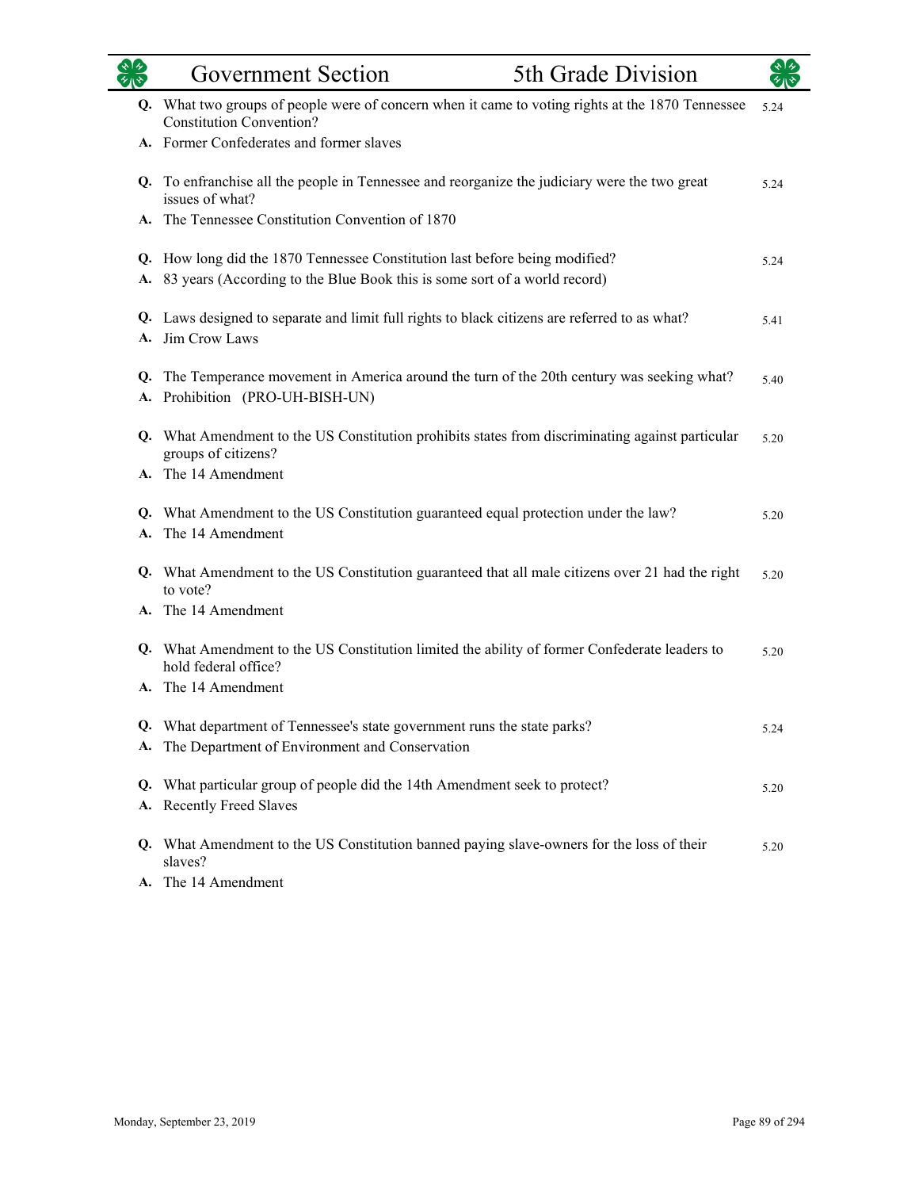**Q.** What two groups of people were of concern when it came to voting rights at the 1870 Tennessee Constitution Convention? 5.24

**A.** Former Confederates and former slaves

**Q.** To enfranchise all the people in Tennessee and reorganize the judiciary were the two great issues of what? 5.24

**A.** The Tennessee Constitution Convention of 1870

**Q.** How long did the 1870 Tennessee Constitution last before being modified? 5.24

**A.** 83 years (According to the Blue Book this is some sort of a world record)

**Q.** Laws designed to separate and limit full rights to black citizens are referred to as what? 5.41

**A.** Jim Crow Laws

**Q.** The Temperance movement in America around the turn of the 20th century was seeking what? 5.40

**A.** Prohibition (PRO-UH-BISH-UN)

**Q.** What Amendment to the US Constitution prohibits states from discriminating against particular groups of citizens? 5.20

**A.** The 14 Amendment

**Q.** What Amendment to the US Constitution guaranteed equal protection under the law? 5.20

**A.** The 14 Amendment

**Q.** What Amendment to the US Constitution guaranteed that all male citizens over 21 had the right to vote? 5.20

**A.** The 14 Amendment

**Q.** What Amendment to the US Constitution limited the ability of former Confederate leaders to hold federal office? 5.20

**A.** The 14 Amendment

**Q.** What department of Tennessee's state government runs the state parks? 5.24

**A.** The Department of Environment and Conservation

**Q.** What particular group of people did the 14th Amendment seek to protect? 5.20

**A.** Recently Freed Slaves

**Q.** What Amendment to the US Constitution banned paying slave-owners for the loss of their slaves? 5.20

**A.** The 14 Amendment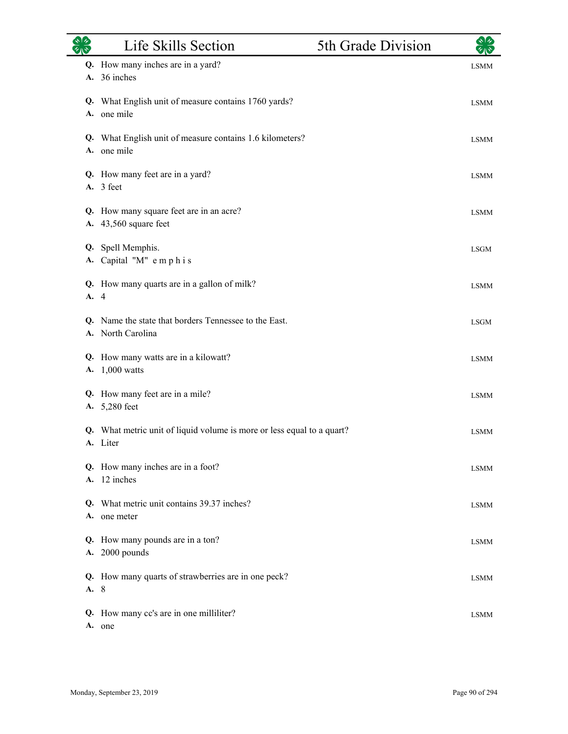**Q.** How many inches are in a yard? LSMM
**A.** 36 inches

**Q.** What English unit of measure contains 1760 yards? LSMM
**A.** one mile

**Q.** What English unit of measure contains 1.6 kilometers? LSMM
**A.** one mile

**Q.** How many feet are in a yard? LSMM
**A.** 3 feet

**Q.** How many square feet are in an acre? LSMM
**A.** 43,560 square feet

**Q.** Spell Memphis. LSGM
**A.** Capital "M" e m p h i s

**Q.** How many quarts are in a gallon of milk? LSMM
**A.** 4

**Q.** Name the state that borders Tennessee to the East. LSGM
**A.** North Carolina

**Q.** How many watts are in a kilowatt? LSMM
**A.** 1,000 watts

**Q.** How many feet are in a mile? LSMM
**A.** 5,280 feet

**Q.** What metric unit of liquid volume is more or less equal to a quart? LSMM
**A.** Liter

**Q.** How many inches are in a foot? LSMM
**A.** 12 inches

**Q.** What metric unit contains 39.37 inches? LSMM
**A.** one meter

**Q.** How many pounds are in a ton? LSMM
**A.** 2000 pounds

**Q.** How many quarts of strawberries are in one peck? LSMM
**A.** 8

**Q.** How many cc's are in one milliliter? LSMM
**A.** one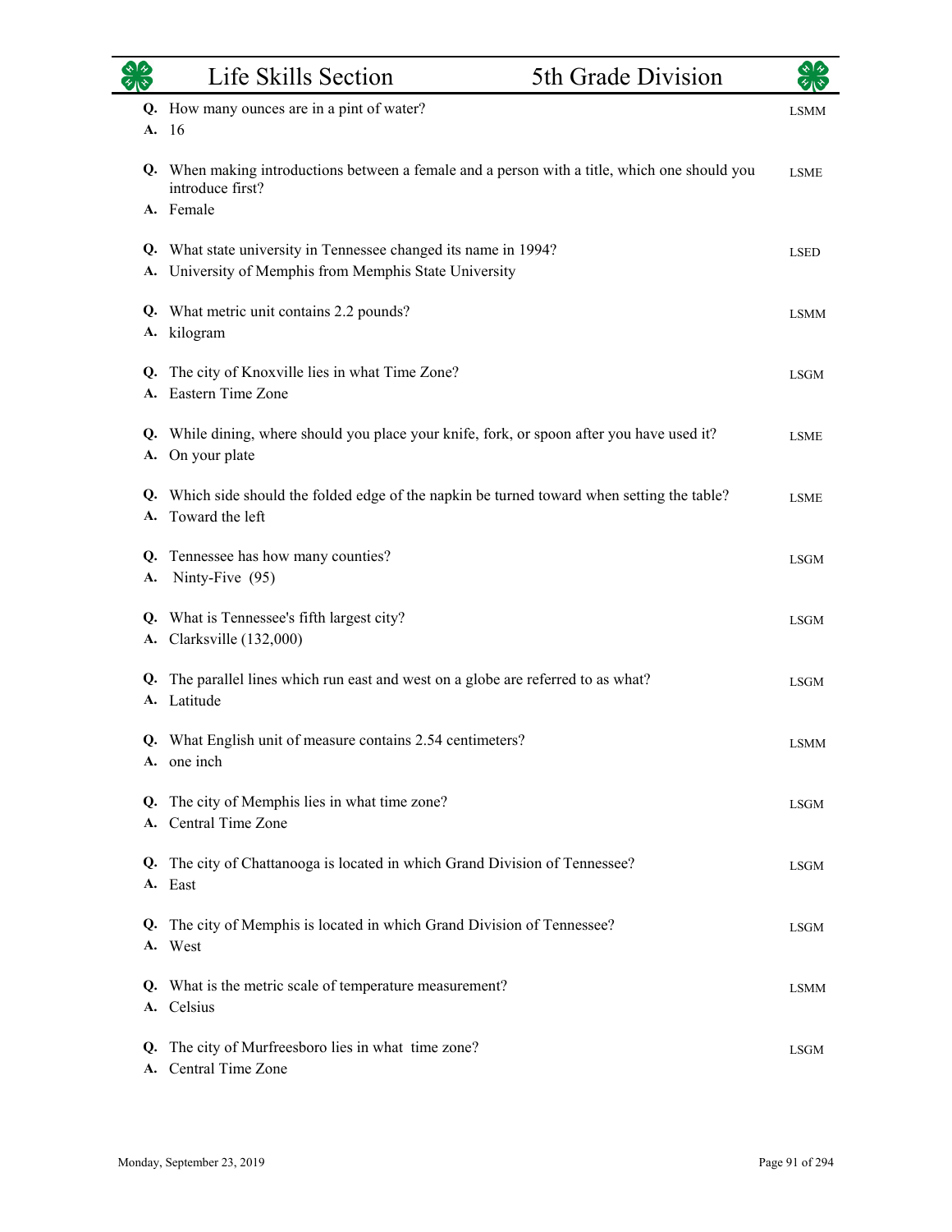## Life Skills Section — 5th Grade Division

**Q.** How many ounces are in a pint of water?
**A.** 16
LSMM

**Q.** When making introductions between a female and a person with a title, which one should you introduce first?
**A.** Female
LSME

**Q.** What state university in Tennessee changed its name in 1994?
**A.** University of Memphis from Memphis State University
LSED

**Q.** What metric unit contains 2.2 pounds?
**A.** kilogram
LSMM

**Q.** The city of Knoxville lies in what Time Zone?
**A.** Eastern Time Zone
LSGM

**Q.** While dining, where should you place your knife, fork, or spoon after you have used it?
**A.** On your plate
LSME

**Q.** Which side should the folded edge of the napkin be turned toward when setting the table?
**A.** Toward the left
LSME

**Q.** Tennessee has how many counties?
**A.** Ninty-Five (95)
LSGM

**Q.** What is Tennessee's fifth largest city?
**A.** Clarksville (132,000)
LSGM

**Q.** The parallel lines which run east and west on a globe are referred to as what?
**A.** Latitude
LSGM

**Q.** What English unit of measure contains 2.54 centimeters?
**A.** one inch
LSMM

**Q.** The city of Memphis lies in what time zone?
**A.** Central Time Zone
LSGM

**Q.** The city of Chattanooga is located in which Grand Division of Tennessee?
**A.** East
LSGM

**Q.** The city of Memphis is located in which Grand Division of Tennessee?
**A.** West
LSGM

**Q.** What is the metric scale of temperature measurement?
**A.** Celsius
LSMM

**Q.** The city of Murfreesboro lies in what time zone?
**A.** Central Time Zone
LSGM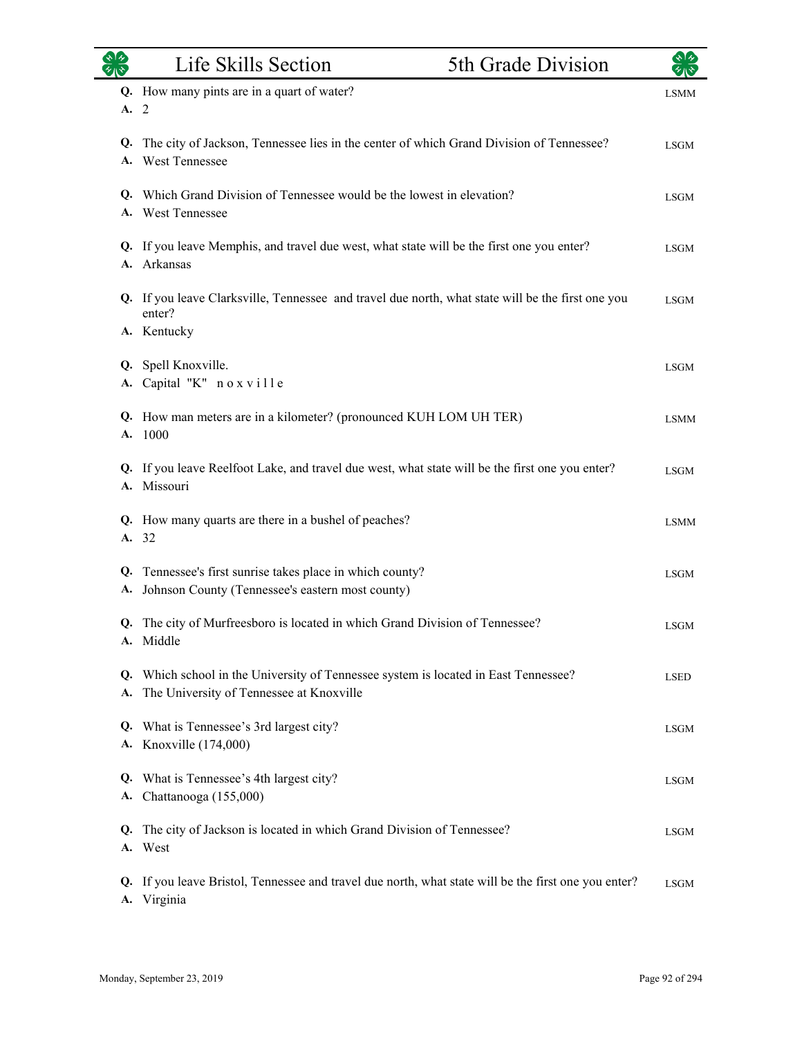**Q.** How many pints are in a quart of water? LSMM
**A.** 2

**Q.** The city of Jackson, Tennessee lies in the center of which Grand Division of Tennessee? LSGM
**A.** West Tennessee

**Q.** Which Grand Division of Tennessee would be the lowest in elevation? LSGM
**A.** West Tennessee

**Q.** If you leave Memphis, and travel due west, what state will be the first one you enter? LSGM
**A.** Arkansas

**Q.** If you leave Clarksville, Tennessee and travel due north, what state will be the first one you enter? LSGM
**A.** Kentucky

**Q.** Spell Knoxville. LSGM
**A.** Capital "K" n o x v i l l e

**Q.** How man meters are in a kilometer? (pronounced KUH LOM UH TER) LSMM
**A.** 1000

**Q.** If you leave Reelfoot Lake, and travel due west, what state will be the first one you enter? LSGM
**A.** Missouri

**Q.** How many quarts are there in a bushel of peaches? LSMM
**A.** 32

**Q.** Tennessee's first sunrise takes place in which county? LSGM
**A.** Johnson County (Tennessee's eastern most county)

**Q.** The city of Murfreesboro is located in which Grand Division of Tennessee? LSGM
**A.** Middle

**Q.** Which school in the University of Tennessee system is located in East Tennessee? LSED
**A.** The University of Tennessee at Knoxville

**Q.** What is Tennessee's 3rd largest city? LSGM
**A.** Knoxville (174,000)

**Q.** What is Tennessee's 4th largest city? LSGM
**A.** Chattanooga (155,000)

**Q.** The city of Jackson is located in which Grand Division of Tennessee? LSGM
**A.** West

**Q.** If you leave Bristol, Tennessee and travel due north, what state will be the first one you enter? LSGM
**A.** Virginia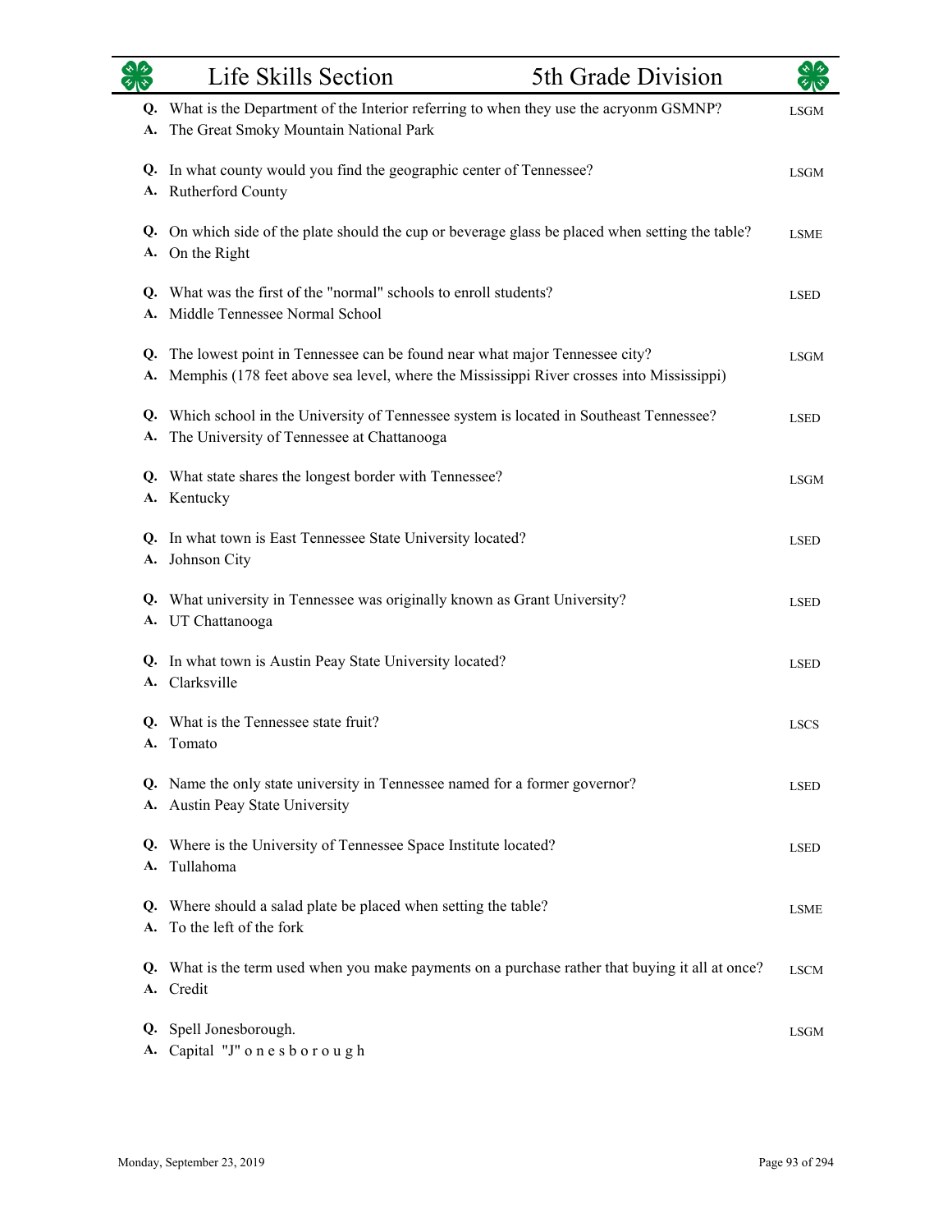## Life Skills Section — 5th Grade Division

**Q.** What is the Department of the Interior referring to when they use the acryonm GSMNP? — LSGM
**A.** The Great Smoky Mountain National Park

**Q.** In what county would you find the geographic center of Tennessee? — LSGM
**A.** Rutherford County

**Q.** On which side of the plate should the cup or beverage glass be placed when setting the table? — LSME
**A.** On the Right

**Q.** What was the first of the "normal" schools to enroll students? — LSED
**A.** Middle Tennessee Normal School

**Q.** The lowest point in Tennessee can be found near what major Tennessee city? — LSGM
**A.** Memphis (178 feet above sea level, where the Mississippi River crosses into Mississippi)

**Q.** Which school in the University of Tennessee system is located in Southeast Tennessee? — LSED
**A.** The University of Tennessee at Chattanooga

**Q.** What state shares the longest border with Tennessee? — LSGM
**A.** Kentucky

**Q.** In what town is East Tennessee State University located? — LSED
**A.** Johnson City

**Q.** What university in Tennessee was originally known as Grant University? — LSED
**A.** UT Chattanooga

**Q.** In what town is Austin Peay State University located? — LSED
**A.** Clarksville

**Q.** What is the Tennessee state fruit? — LSCS
**A.** Tomato

**Q.** Name the only state university in Tennessee named for a former governor? — LSED
**A.** Austin Peay State University

**Q.** Where is the University of Tennessee Space Institute located? — LSED
**A.** Tullahoma

**Q.** Where should a salad plate be placed when setting the table? — LSME
**A.** To the left of the fork

**Q.** What is the term used when you make payments on a purchase rather that buying it all at once? — LSCM
**A.** Credit

**Q.** Spell Jonesborough. — LSGM
**A.** Capital "J" o n e s b o r o u g h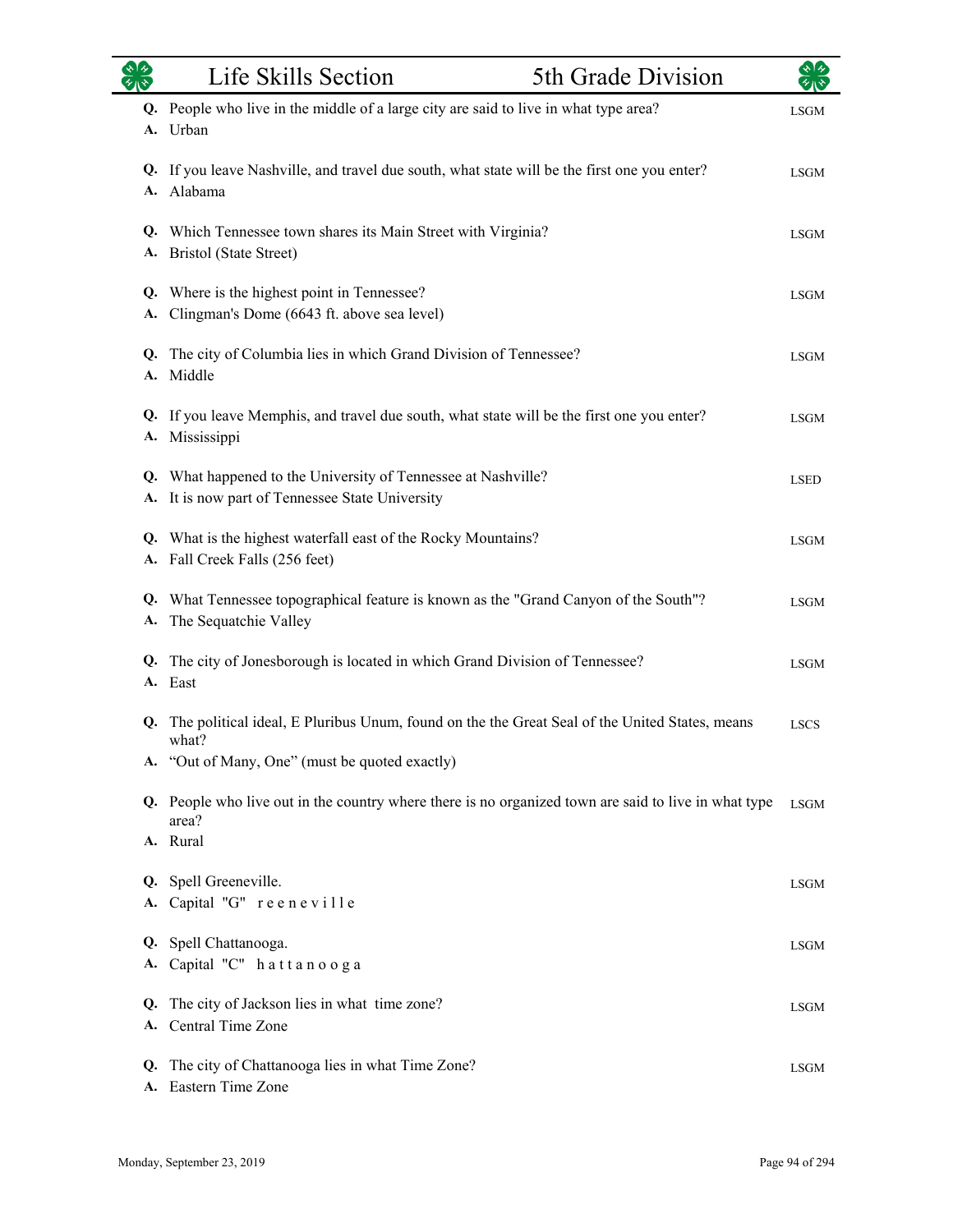**Q.** People who live in the middle of a large city are said to live in what type area? LSGM
**A.** Urban

**Q.** If you leave Nashville, and travel due south, what state will be the first one you enter? LSGM
**A.** Alabama

**Q.** Which Tennessee town shares its Main Street with Virginia? LSGM
**A.** Bristol (State Street)

**Q.** Where is the highest point in Tennessee? LSGM
**A.** Clingman's Dome (6643 ft. above sea level)

**Q.** The city of Columbia lies in which Grand Division of Tennessee? LSGM
**A.** Middle

**Q.** If you leave Memphis, and travel due south, what state will be the first one you enter? LSGM
**A.** Mississippi

**Q.** What happened to the University of Tennessee at Nashville? LSED
**A.** It is now part of Tennessee State University

**Q.** What is the highest waterfall east of the Rocky Mountains? LSGM
**A.** Fall Creek Falls (256 feet)

**Q.** What Tennessee topographical feature is known as the "Grand Canyon of the South"? LSGM
**A.** The Sequatchie Valley

**Q.** The city of Jonesborough is located in which Grand Division of Tennessee? LSGM
**A.** East

**Q.** The political ideal, E Pluribus Unum, found on the the Great Seal of the United States, means what? LSCS
**A.** “Out of Many, One” (must be quoted exactly)

**Q.** People who live out in the country where there is no organized town are said to live in what type area? LSGM
**A.** Rural

**Q.** Spell Greeneville. LSGM
**A.** Capital "G" r e e n e v i l l e

**Q.** Spell Chattanooga. LSGM
**A.** Capital "C" h a t t a n o o g a

**Q.** The city of Jackson lies in what time zone? LSGM
**A.** Central Time Zone

**Q.** The city of Chattanooga lies in what Time Zone? LSGM
**A.** Eastern Time Zone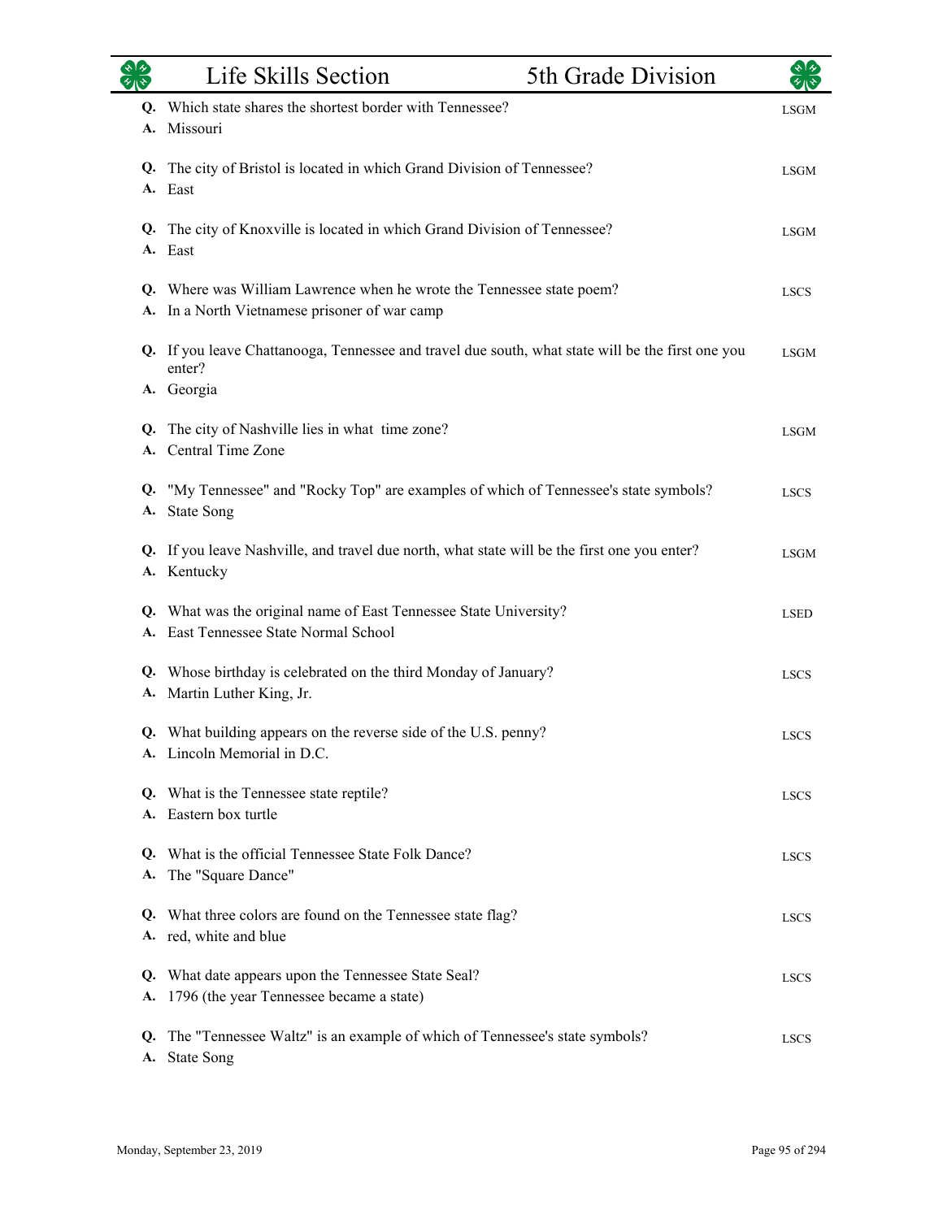| | Life Skills Section | 5th Grade Division |
|---|---|---|

**Q.** Which state shares the shortest border with Tennessee? — LSGM
**A.** Missouri

**Q.** The city of Bristol is located in which Grand Division of Tennessee? — LSGM
**A.** East

**Q.** The city of Knoxville is located in which Grand Division of Tennessee? — LSGM
**A.** East

**Q.** Where was William Lawrence when he wrote the Tennessee state poem? — LSCS
**A.** In a North Vietnamese prisoner of war camp

**Q.** If you leave Chattanooga, Tennessee and travel due south, what state will be the first one you enter? — LSGM
**A.** Georgia

**Q.** The city of Nashville lies in what time zone? — LSGM
**A.** Central Time Zone

**Q.** "My Tennessee" and "Rocky Top" are examples of which of Tennessee's state symbols? — LSCS
**A.** State Song

**Q.** If you leave Nashville, and travel due north, what state will be the first one you enter? — LSGM
**A.** Kentucky

**Q.** What was the original name of East Tennessee State University? — LSED
**A.** East Tennessee State Normal School

**Q.** Whose birthday is celebrated on the third Monday of January? — LSCS
**A.** Martin Luther King, Jr.

**Q.** What building appears on the reverse side of the U.S. penny? — LSCS
**A.** Lincoln Memorial in D.C.

**Q.** What is the Tennessee state reptile? — LSCS
**A.** Eastern box turtle

**Q.** What is the official Tennessee State Folk Dance? — LSCS
**A.** The "Square Dance"

**Q.** What three colors are found on the Tennessee state flag? — LSCS
**A.** red, white and blue

**Q.** What date appears upon the Tennessee State Seal? — LSCS
**A.** 1796 (the year Tennessee became a state)

**Q.** The "Tennessee Waltz" is an example of which of Tennessee's state symbols? — LSCS
**A.** State Song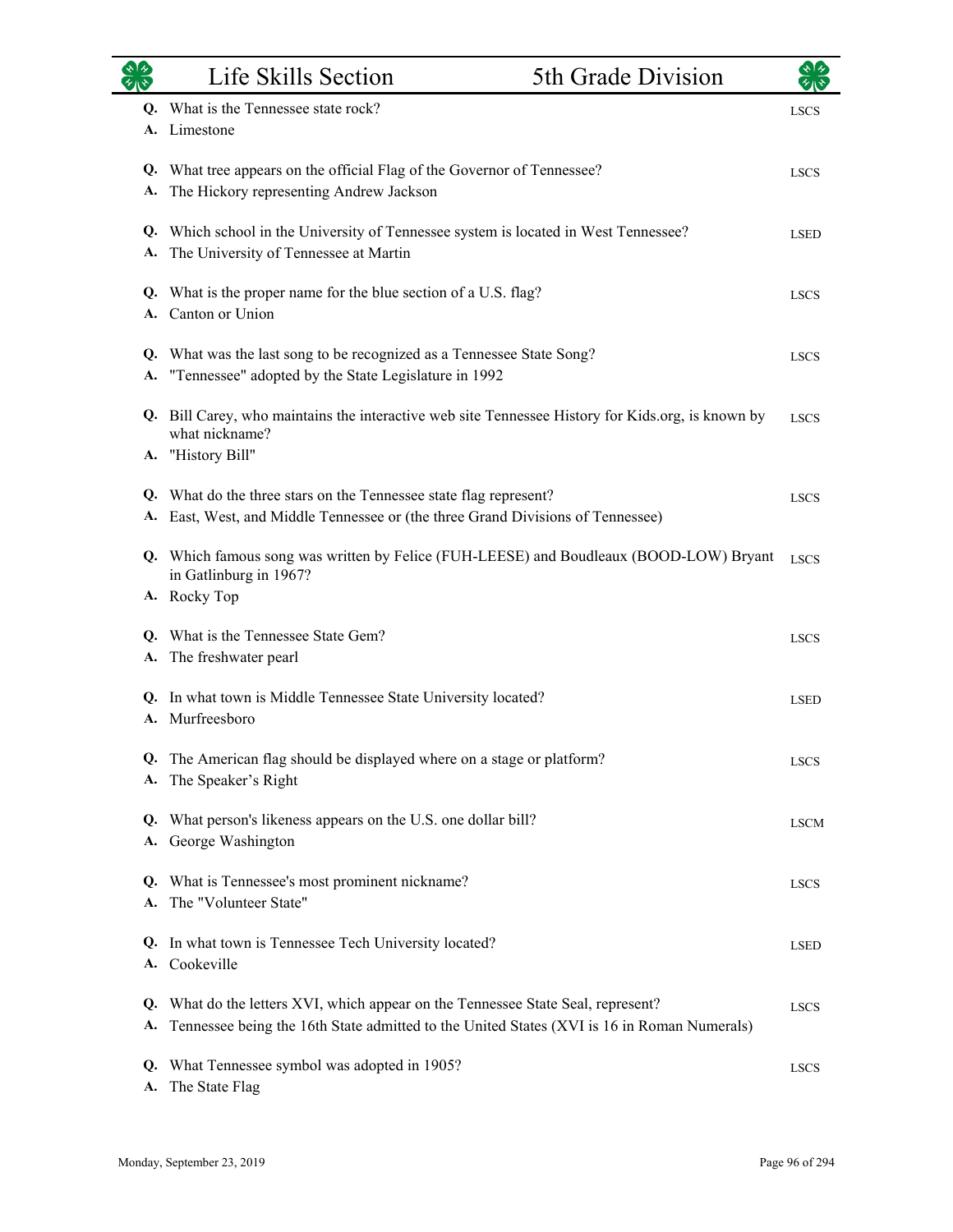**Q.** What is the Tennessee state rock? LSCS
**A.** Limestone

**Q.** What tree appears on the official Flag of the Governor of Tennessee? LSCS
**A.** The Hickory representing Andrew Jackson

**Q.** Which school in the University of Tennessee system is located in West Tennessee? LSED
**A.** The University of Tennessee at Martin

**Q.** What is the proper name for the blue section of a U.S. flag? LSCS
**A.** Canton or Union

**Q.** What was the last song to be recognized as a Tennessee State Song? LSCS
**A.** "Tennessee" adopted by the State Legislature in 1992

**Q.** Bill Carey, who maintains the interactive web site Tennessee History for Kids.org, is known by what nickname? LSCS
**A.** "History Bill"

**Q.** What do the three stars on the Tennessee state flag represent? LSCS
**A.** East, West, and Middle Tennessee or (the three Grand Divisions of Tennessee)

**Q.** Which famous song was written by Felice (FUH-LEESE) and Boudleaux (BOOD-LOW) Bryant in Gatlinburg in 1967? LSCS
**A.** Rocky Top

**Q.** What is the Tennessee State Gem? LSCS
**A.** The freshwater pearl

**Q.** In what town is Middle Tennessee State University located? LSED
**A.** Murfreesboro

**Q.** The American flag should be displayed where on a stage or platform? LSCS
**A.** The Speaker's Right

**Q.** What person's likeness appears on the U.S. one dollar bill? LSCM
**A.** George Washington

**Q.** What is Tennessee's most prominent nickname? LSCS
**A.** The "Volunteer State"

**Q.** In what town is Tennessee Tech University located? LSED
**A.** Cookeville

**Q.** What do the letters XVI, which appear on the Tennessee State Seal, represent? LSCS
**A.** Tennessee being the 16th State admitted to the United States (XVI is 16 in Roman Numerals)

**Q.** What Tennessee symbol was adopted in 1905? LSCS
**A.** The State Flag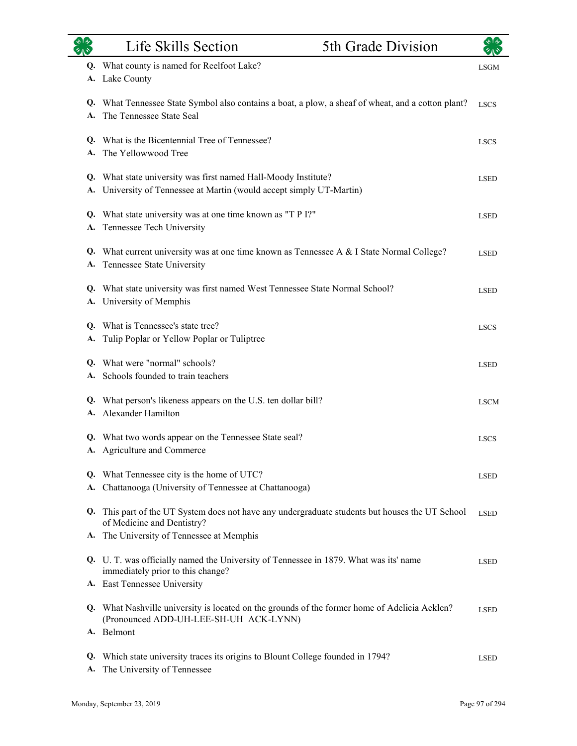**Q.** What county is named for Reelfoot Lake? LSGM
**A.** Lake County

**Q.** What Tennessee State Symbol also contains a boat, a plow, a sheaf of wheat, and a cotton plant? LSCS
**A.** The Tennessee State Seal

**Q.** What is the Bicentennial Tree of Tennessee? LSCS
**A.** The Yellowwood Tree

**Q.** What state university was first named Hall-Moody Institute? LSED
**A.** University of Tennessee at Martin (would accept simply UT-Martin)

**Q.** What state university was at one time known as "T P I?" LSED
**A.** Tennessee Tech University

**Q.** What current university was at one time known as Tennessee A & I State Normal College? LSED
**A.** Tennessee State University

**Q.** What state university was first named West Tennessee State Normal School? LSED
**A.** University of Memphis

**Q.** What is Tennessee's state tree? LSCS
**A.** Tulip Poplar or Yellow Poplar or Tuliptree

**Q.** What were "normal" schools? LSED
**A.** Schools founded to train teachers

**Q.** What person's likeness appears on the U.S. ten dollar bill? LSCM
**A.** Alexander Hamilton

**Q.** What two words appear on the Tennessee State seal? LSCS
**A.** Agriculture and Commerce

**Q.** What Tennessee city is the home of UTC? LSED
**A.** Chattanooga (University of Tennessee at Chattanooga)

**Q.** This part of the UT System does not have any undergraduate students but houses the UT School of Medicine and Dentistry? LSED
**A.** The University of Tennessee at Memphis

**Q.** U. T. was officially named the University of Tennessee in 1879. What was its' name immediately prior to this change? LSED
**A.** East Tennessee University

**Q.** What Nashville university is located on the grounds of the former home of Adelicia Acklen? (Pronounced ADD-UH-LEE-SH-UH ACK-LYNN) LSED
**A.** Belmont

**Q.** Which state university traces its origins to Blount College founded in 1794? LSED
**A.** The University of Tennessee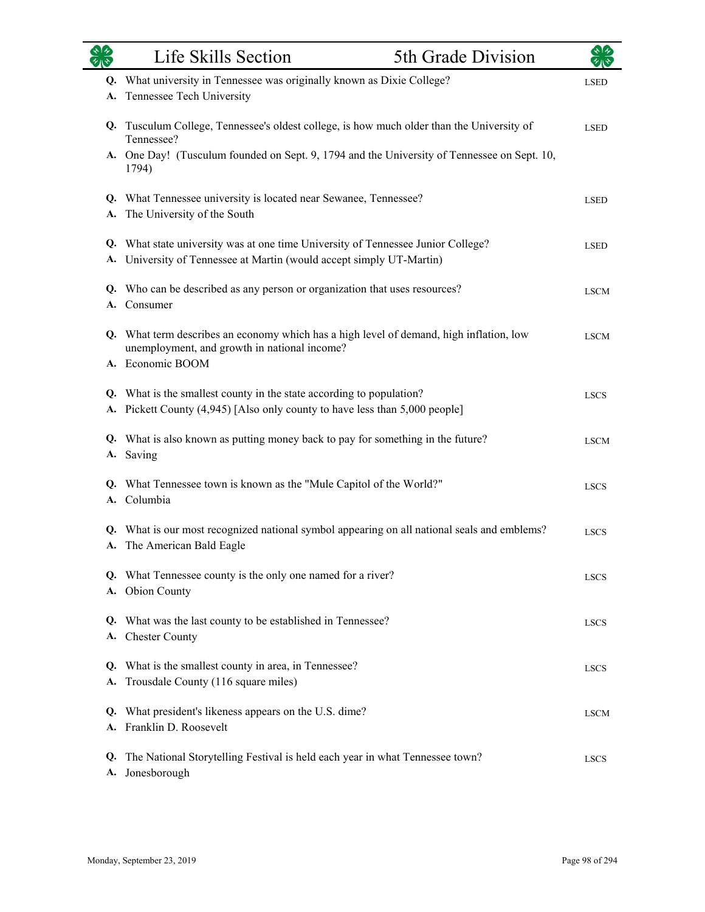## Life Skills Section — 5th Grade Division

**Q.** What university in Tennessee was originally known as Dixie College? — LSED
**A.** Tennessee Tech University

**Q.** Tusculum College, Tennessee's oldest college, is how much older than the University of Tennessee? — LSED
**A.** One Day! (Tusculum founded on Sept. 9, 1794 and the University of Tennessee on Sept. 10, 1794)

**Q.** What Tennessee university is located near Sewanee, Tennessee? — LSED
**A.** The University of the South

**Q.** What state university was at one time University of Tennessee Junior College? — LSED
**A.** University of Tennessee at Martin (would accept simply UT-Martin)

**Q.** Who can be described as any person or organization that uses resources? — LSCM
**A.** Consumer

**Q.** What term describes an economy which has a high level of demand, high inflation, low unemployment, and growth in national income? — LSCM
**A.** Economic BOOM

**Q.** What is the smallest county in the state according to population? — LSCS
**A.** Pickett County (4,945) [Also only county to have less than 5,000 people]

**Q.** What is also known as putting money back to pay for something in the future? — LSCM
**A.** Saving

**Q.** What Tennessee town is known as the "Mule Capitol of the World?" — LSCS
**A.** Columbia

**Q.** What is our most recognized national symbol appearing on all national seals and emblems? — LSCS
**A.** The American Bald Eagle

**Q.** What Tennessee county is the only one named for a river? — LSCS
**A.** Obion County

**Q.** What was the last county to be established in Tennessee? — LSCS
**A.** Chester County

**Q.** What is the smallest county in area, in Tennessee? — LSCS
**A.** Trousdale County (116 square miles)

**Q.** What president's likeness appears on the U.S. dime? — LSCM
**A.** Franklin D. Roosevelt

**Q.** The National Storytelling Festival is held each year in what Tennessee town? — LSCS
**A.** Jonesborough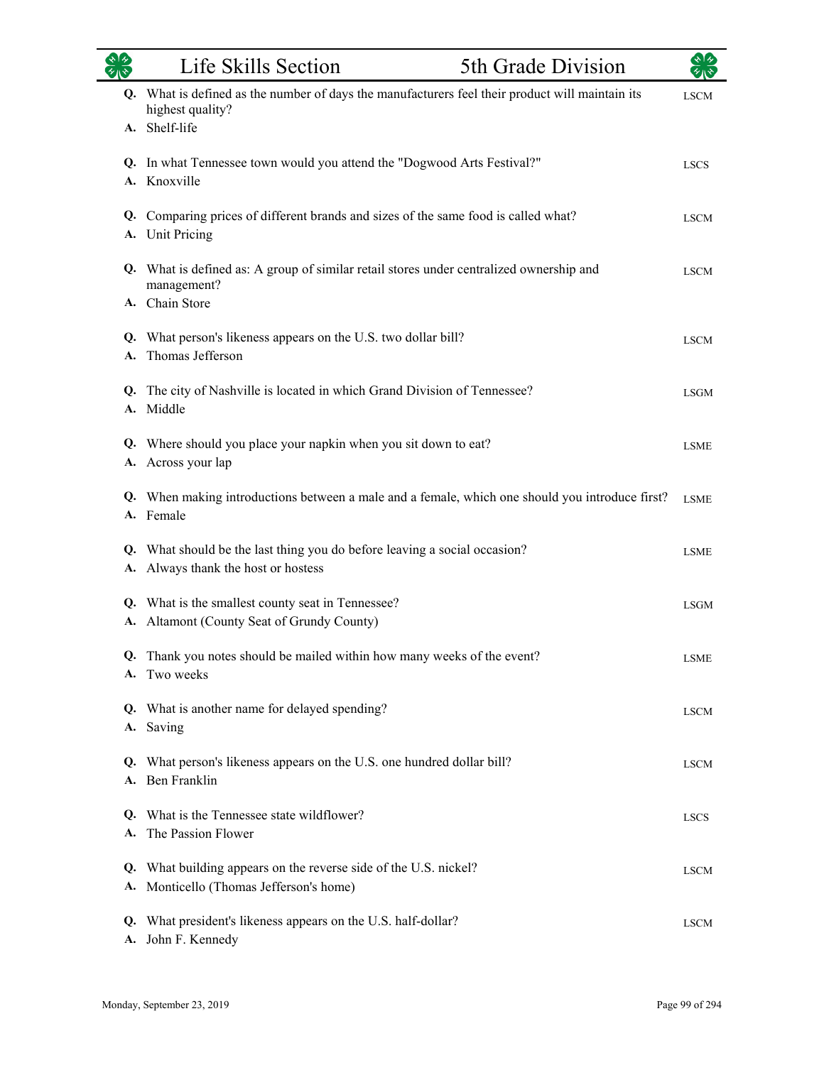| | Question / Answer | Category |
|---|---|---|
| **Q.** | What is defined as the number of days the manufacturers feel their product will maintain its highest quality? | LSCM |
| **A.** | Shelf-life | |
| **Q.** | In what Tennessee town would you attend the "Dogwood Arts Festival?" | LSCS |
| **A.** | Knoxville | |
| **Q.** | Comparing prices of different brands and sizes of the same food is called what? | LSCM |
| **A.** | Unit Pricing | |
| **Q.** | What is defined as: A group of similar retail stores under centralized ownership and management? | LSCM |
| **A.** | Chain Store | |
| **Q.** | What person's likeness appears on the U.S. two dollar bill? | LSCM |
| **A.** | Thomas Jefferson | |
| **Q.** | The city of Nashville is located in which Grand Division of Tennessee? | LSGM |
| **A.** | Middle | |
| **Q.** | Where should you place your napkin when you sit down to eat? | LSME |
| **A.** | Across your lap | |
| **Q.** | When making introductions between a male and a female, which one should you introduce first? | LSME |
| **A.** | Female | |
| **Q.** | What should be the last thing you do before leaving a social occasion? | LSME |
| **A.** | Always thank the host or hostess | |
| **Q.** | What is the smallest county seat in Tennessee? | LSGM |
| **A.** | Altamont (County Seat of Grundy County) | |
| **Q.** | Thank you notes should be mailed within how many weeks of the event? | LSME |
| **A.** | Two weeks | |
| **Q.** | What is another name for delayed spending? | LSCM |
| **A.** | Saving | |
| **Q.** | What person's likeness appears on the U.S. one hundred dollar bill? | LSCM |
| **A.** | Ben Franklin | |
| **Q.** | What is the Tennessee state wildflower? | LSCS |
| **A.** | The Passion Flower | |
| **Q.** | What building appears on the reverse side of the U.S. nickel? | LSCM |
| **A.** | Monticello (Thomas Jefferson's home) | |
| **Q.** | What president's likeness appears on the U.S. half-dollar? | LSCM |
| **A.** | John F. Kennedy | |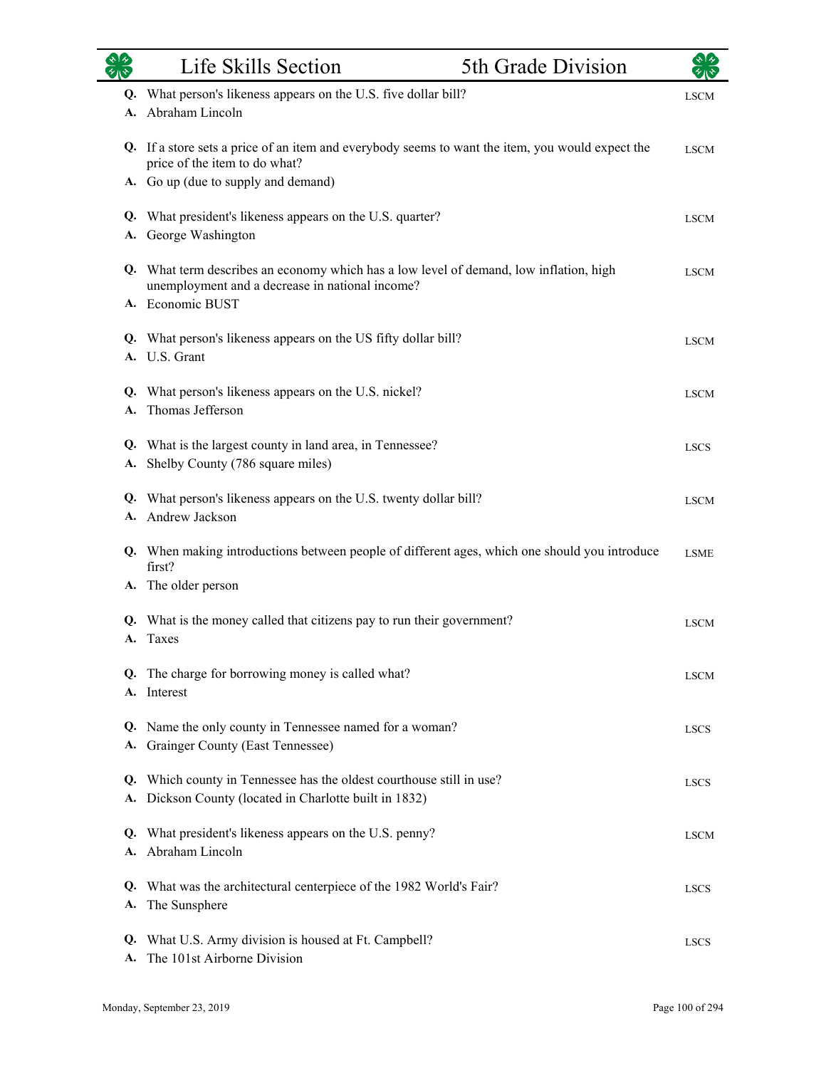**Q.** What person's likeness appears on the U.S. five dollar bill? — LSCM
**A.** Abraham Lincoln

**Q.** If a store sets a price of an item and everybody seems to want the item, you would expect the price of the item to do what? — LSCM
**A.** Go up (due to supply and demand)

**Q.** What president's likeness appears on the U.S. quarter? — LSCM
**A.** George Washington

**Q.** What term describes an economy which has a low level of demand, low inflation, high unemployment and a decrease in national income? — LSCM
**A.** Economic BUST

**Q.** What person's likeness appears on the US fifty dollar bill? — LSCM
**A.** U.S. Grant

**Q.** What person's likeness appears on the U.S. nickel? — LSCM
**A.** Thomas Jefferson

**Q.** What is the largest county in land area, in Tennessee? — LSCS
**A.** Shelby County (786 square miles)

**Q.** What person's likeness appears on the U.S. twenty dollar bill? — LSCM
**A.** Andrew Jackson

**Q.** When making introductions between people of different ages, which one should you introduce first? — LSME
**A.** The older person

**Q.** What is the money called that citizens pay to run their government? — LSCM
**A.** Taxes

**Q.** The charge for borrowing money is called what? — LSCM
**A.** Interest

**Q.** Name the only county in Tennessee named for a woman? — LSCS
**A.** Grainger County (East Tennessee)

**Q.** Which county in Tennessee has the oldest courthouse still in use? — LSCS
**A.** Dickson County (located in Charlotte built in 1832)

**Q.** What president's likeness appears on the U.S. penny? — LSCM
**A.** Abraham Lincoln

**Q.** What was the architectural centerpiece of the 1982 World's Fair? — LSCS
**A.** The Sunsphere

**Q.** What U.S. Army division is housed at Ft. Campbell? — LSCS
**A.** The 101st Airborne Division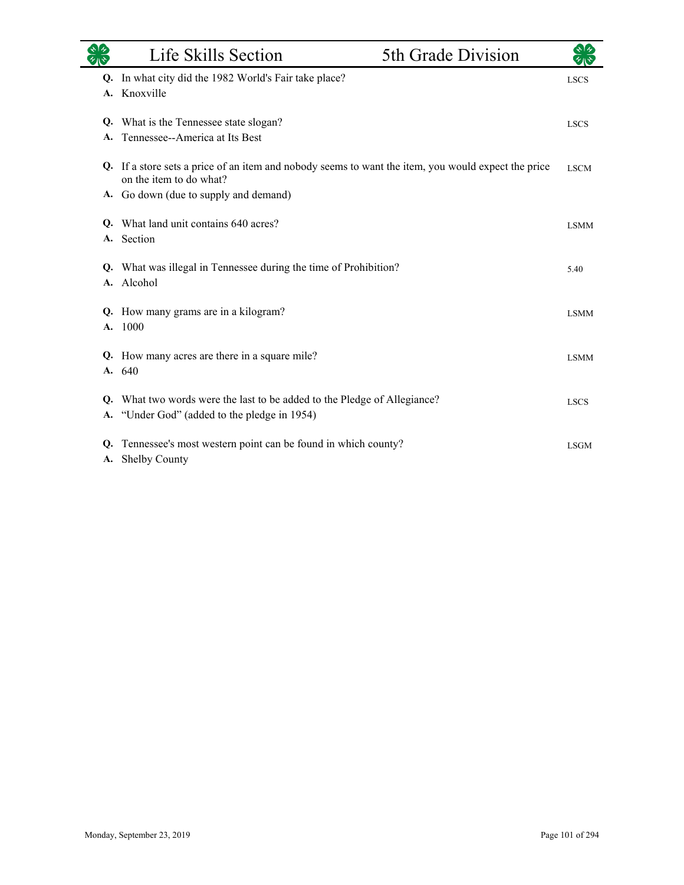| | Life Skills Section | 5th Grade Division |
|---|---|---|

**Q.** In what city did the 1982 World's Fair take place?
**A.** Knoxville
LSCS

**Q.** What is the Tennessee state slogan?
**A.** Tennessee--America at Its Best
LSCS

**Q.** If a store sets a price of an item and nobody seems to want the item, you would expect the price on the item to do what?
**A.** Go down (due to supply and demand)
LSCM

**Q.** What land unit contains 640 acres?
**A.** Section
LSMM

**Q.** What was illegal in Tennessee during the time of Prohibition?
**A.** Alcohol
5.40

**Q.** How many grams are in a kilogram?
**A.** 1000
LSMM

**Q.** How many acres are there in a square mile?
**A.** 640
LSMM

**Q.** What two words were the last to be added to the Pledge of Allegiance?
**A.** "Under God" (added to the pledge in 1954)
LSCS

**Q.** Tennessee's most western point can be found in which county?
**A.** Shelby County
LSGM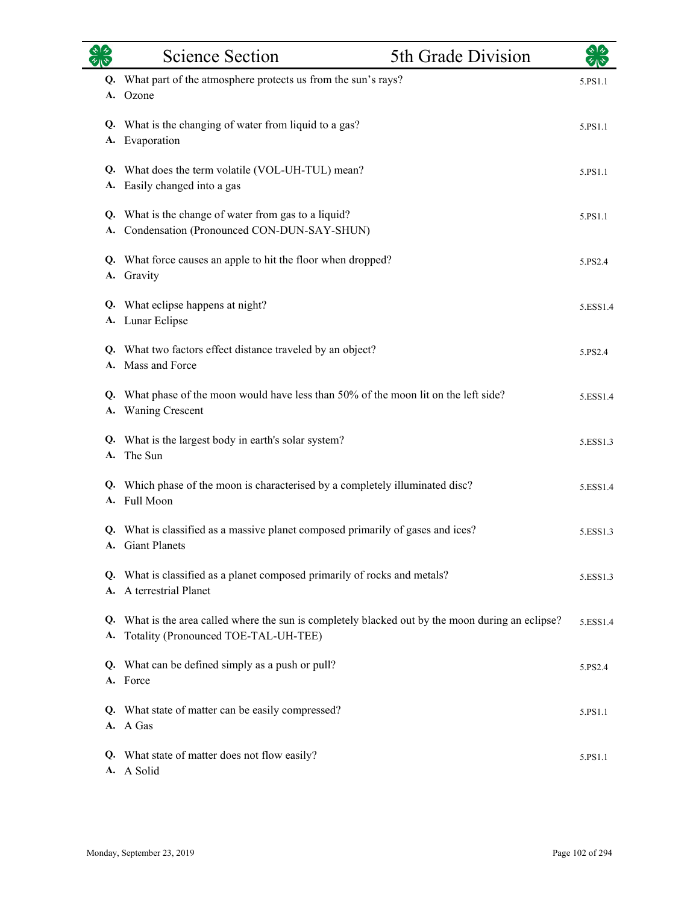| Science Section | 5th Grade Division |
| --- | --- |

**Q.** What part of the atmosphere protects us from the sun's rays? — 5.PS1.1
**A.** Ozone

**Q.** What is the changing of water from liquid to a gas? — 5.PS1.1
**A.** Evaporation

**Q.** What does the term volatile (VOL-UH-TUL) mean? — 5.PS1.1
**A.** Easily changed into a gas

**Q.** What is the change of water from gas to a liquid? — 5.PS1.1
**A.** Condensation (Pronounced CON-DUN-SAY-SHUN)

**Q.** What force causes an apple to hit the floor when dropped? — 5.PS2.4
**A.** Gravity

**Q.** What eclipse happens at night? — 5.ESS1.4
**A.** Lunar Eclipse

**Q.** What two factors effect distance traveled by an object? — 5.PS2.4
**A.** Mass and Force

**Q.** What phase of the moon would have less than 50% of the moon lit on the left side? — 5.ESS1.4
**A.** Waning Crescent

**Q.** What is the largest body in earth's solar system? — 5.ESS1.3
**A.** The Sun

**Q.** Which phase of the moon is characterised by a completely illuminated disc? — 5.ESS1.4
**A.** Full Moon

**Q.** What is classified as a massive planet composed primarily of gases and ices? — 5.ESS1.3
**A.** Giant Planets

**Q.** What is classified as a planet composed primarily of rocks and metals? — 5.ESS1.3
**A.** A terrestrial Planet

**Q.** What is the area called where the sun is completely blacked out by the moon during an eclipse? — 5.ESS1.4
**A.** Totality (Pronounced TOE-TAL-UH-TEE)

**Q.** What can be defined simply as a push or pull? — 5.PS2.4
**A.** Force

**Q.** What state of matter can be easily compressed? — 5.PS1.1
**A.** A Gas

**Q.** What state of matter does not flow easily? — 5.PS1.1
**A.** A Solid

Monday, September 23, 2019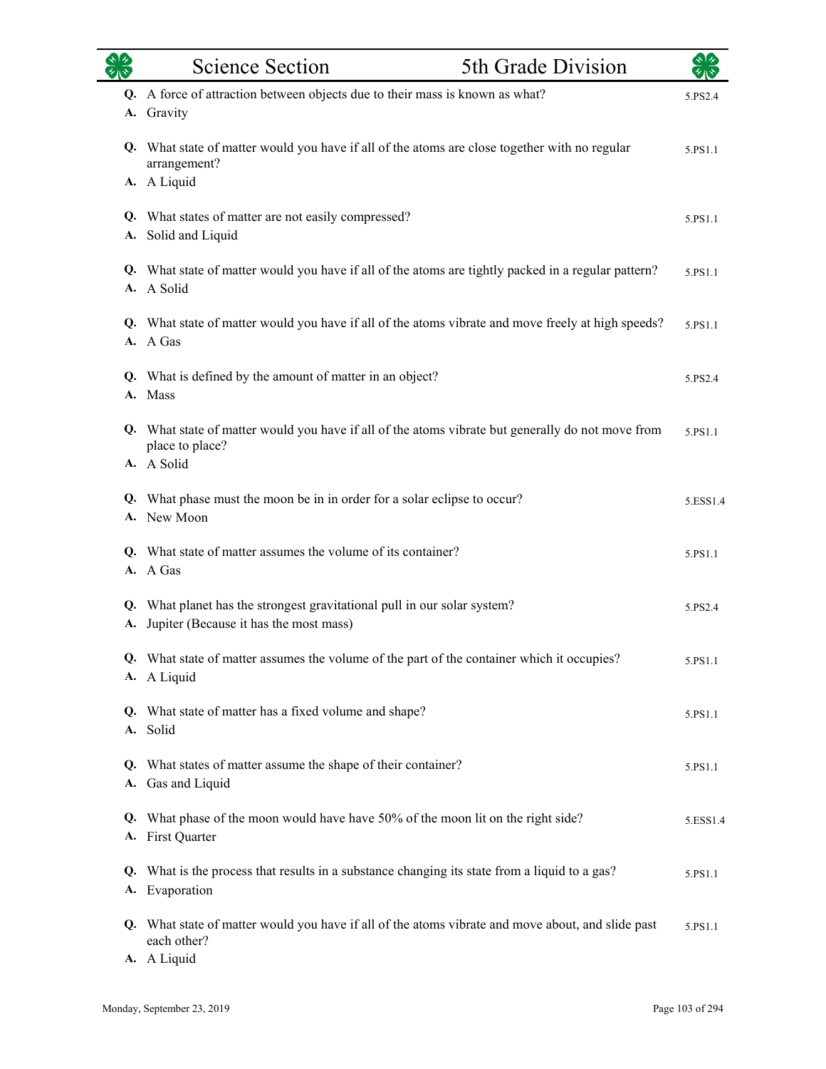| Science Section | 5th Grade Division |
|---|---|

**Q.** A force of attraction between objects due to their mass is known as what? — 5.PS2.4
**A.** Gravity

**Q.** What state of matter would you have if all of the atoms are close together with no regular arrangement? — 5.PS1.1
**A.** A Liquid

**Q.** What states of matter are not easily compressed? — 5.PS1.1
**A.** Solid and Liquid

**Q.** What state of matter would you have if all of the atoms are tightly packed in a regular pattern? — 5.PS1.1
**A.** A Solid

**Q.** What state of matter would you have if all of the atoms vibrate and move freely at high speeds? — 5.PS1.1
**A.** A Gas

**Q.** What is defined by the amount of matter in an object? — 5.PS2.4
**A.** Mass

**Q.** What state of matter would you have if all of the atoms vibrate but generally do not move from place to place? — 5.PS1.1
**A.** A Solid

**Q.** What phase must the moon be in in order for a solar eclipse to occur? — 5.ESS1.4
**A.** New Moon

**Q.** What state of matter assumes the volume of its container? — 5.PS1.1
**A.** A Gas

**Q.** What planet has the strongest gravitational pull in our solar system? — 5.PS2.4
**A.** Jupiter (Because it has the most mass)

**Q.** What state of matter assumes the volume of the part of the container which it occupies? — 5.PS1.1
**A.** A Liquid

**Q.** What state of matter has a fixed volume and shape? — 5.PS1.1
**A.** Solid

**Q.** What states of matter assume the shape of their container? — 5.PS1.1
**A.** Gas and Liquid

**Q.** What phase of the moon would have have 50% of the moon lit on the right side? — 5.ESS1.4
**A.** First Quarter

**Q.** What is the process that results in a substance changing its state from a liquid to a gas? — 5.PS1.1
**A.** Evaporation

**Q.** What state of matter would you have if all of the atoms vibrate and move about, and slide past each other? — 5.PS1.1
**A.** A Liquid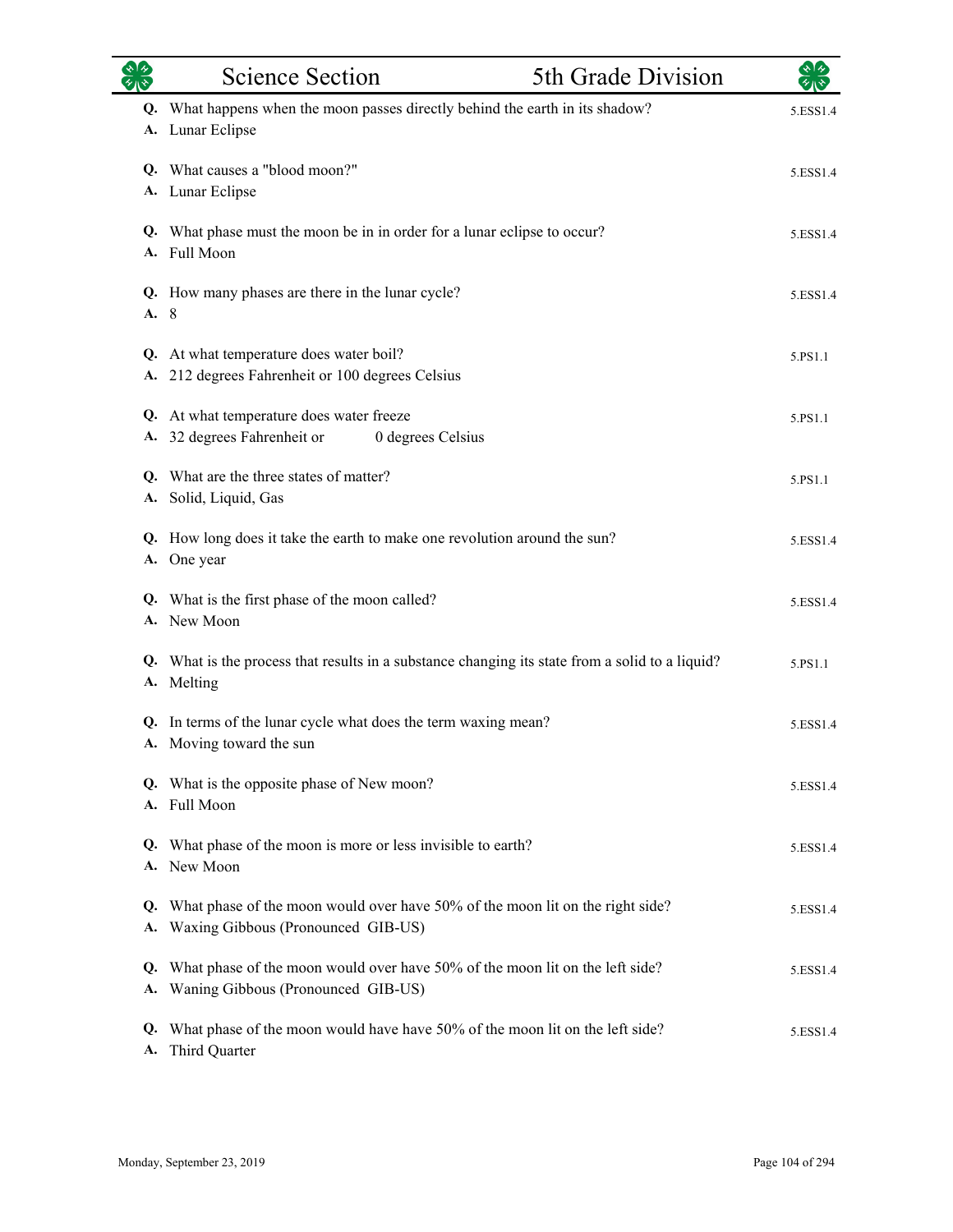# Science Section — 5th Grade Division

**Q.** What happens when the moon passes directly behind the earth in its shadow? — 5.ESS1.4
**A.** Lunar Eclipse

**Q.** What causes a "blood moon?" — 5.ESS1.4
**A.** Lunar Eclipse

**Q.** What phase must the moon be in in order for a lunar eclipse to occur? — 5.ESS1.4
**A.** Full Moon

**Q.** How many phases are there in the lunar cycle? — 5.ESS1.4
**A.** 8

**Q.** At what temperature does water boil? — 5.PS1.1
**A.** 212 degrees Fahrenheit or 100 degrees Celsius

**Q.** At what temperature does water freeze — 5.PS1.1
**A.** 32 degrees Fahrenheit or 0 degrees Celsius

**Q.** What are the three states of matter? — 5.PS1.1
**A.** Solid, Liquid, Gas

**Q.** How long does it take the earth to make one revolution around the sun? — 5.ESS1.4
**A.** One year

**Q.** What is the first phase of the moon called? — 5.ESS1.4
**A.** New Moon

**Q.** What is the process that results in a substance changing its state from a solid to a liquid? — 5.PS1.1
**A.** Melting

**Q.** In terms of the lunar cycle what does the term waxing mean? — 5.ESS1.4
**A.** Moving toward the sun

**Q.** What is the opposite phase of New moon? — 5.ESS1.4
**A.** Full Moon

**Q.** What phase of the moon is more or less invisible to earth? — 5.ESS1.4
**A.** New Moon

**Q.** What phase of the moon would over have 50% of the moon lit on the right side? — 5.ESS1.4
**A.** Waxing Gibbous (Pronounced GIB-US)

**Q.** What phase of the moon would over have 50% of the moon lit on the left side? — 5.ESS1.4
**A.** Waning Gibbous (Pronounced GIB-US)

**Q.** What phase of the moon would have have 50% of the moon lit on the left side? — 5.ESS1.4
**A.** Third Quarter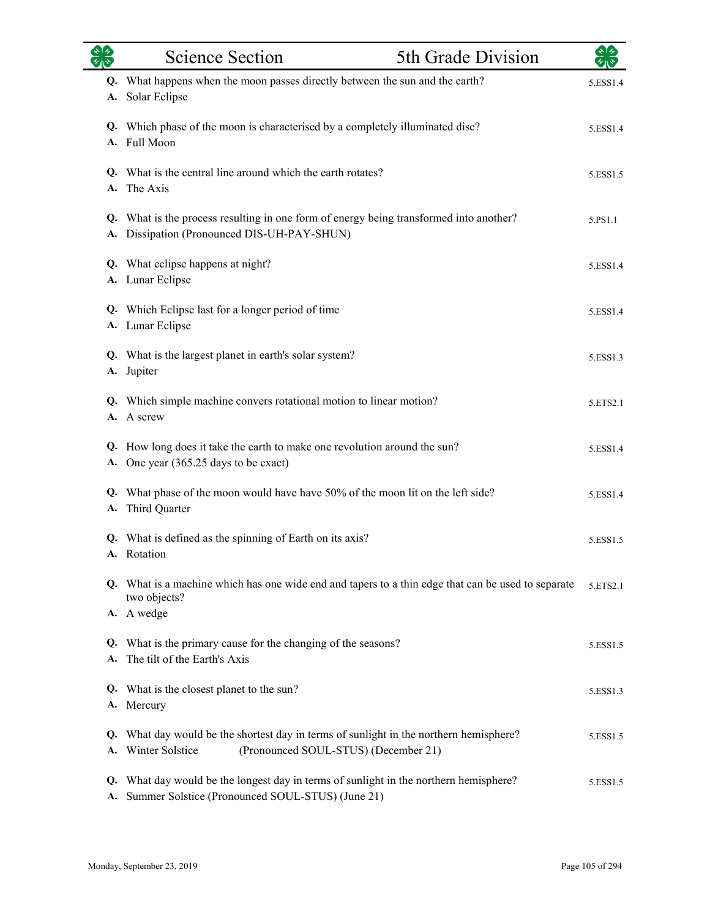# Science Section — 5th Grade Division

**Q.** What happens when the moon passes directly between the sun and the earth? — 5.ESS1.4
**A.** Solar Eclipse

**Q.** Which phase of the moon is characterised by a completely illuminated disc? — 5.ESS1.4
**A.** Full Moon

**Q.** What is the central line around which the earth rotates? — 5.ESS1.5
**A.** The Axis

**Q.** What is the process resulting in one form of energy being transformed into another? — 5.PS1.1
**A.** Dissipation (Pronounced DIS-UH-PAY-SHUN)

**Q.** What eclipse happens at night? — 5.ESS1.4
**A.** Lunar Eclipse

**Q.** Which Eclipse last for a longer period of time — 5.ESS1.4
**A.** Lunar Eclipse

**Q.** What is the largest planet in earth's solar system? — 5.ESS1.3
**A.** Jupiter

**Q.** Which simple machine convers rotational motion to linear motion? — 5.ETS2.1
**A.** A screw

**Q.** How long does it take the earth to make one revolution around the sun? — 5.ESS1.4
**A.** One year (365.25 days to be exact)

**Q.** What phase of the moon would have have 50% of the moon lit on the left side? — 5.ESS1.4
**A.** Third Quarter

**Q.** What is defined as the spinning of Earth on its axis? — 5.ESS1.5
**A.** Rotation

**Q.** What is a machine which has one wide end and tapers to a thin edge that can be used to separate two objects? — 5.ETS2.1
**A.** A wedge

**Q.** What is the primary cause for the changing of the seasons? — 5.ESS1.5
**A.** The tilt of the Earth's Axis

**Q.** What is the closest planet to the sun? — 5.ESS1.3
**A.** Mercury

**Q.** What day would be the shortest day in terms of sunlight in the northern hemisphere? — 5.ESS1.5
**A.** Winter Solstice (Pronounced SOUL-STUS) (December 21)

**Q.** What day would be the longest day in terms of sunlight in the northern hemisphere? — 5.ESS1.5
**A.** Summer Solstice (Pronounced SOUL-STUS) (June 21)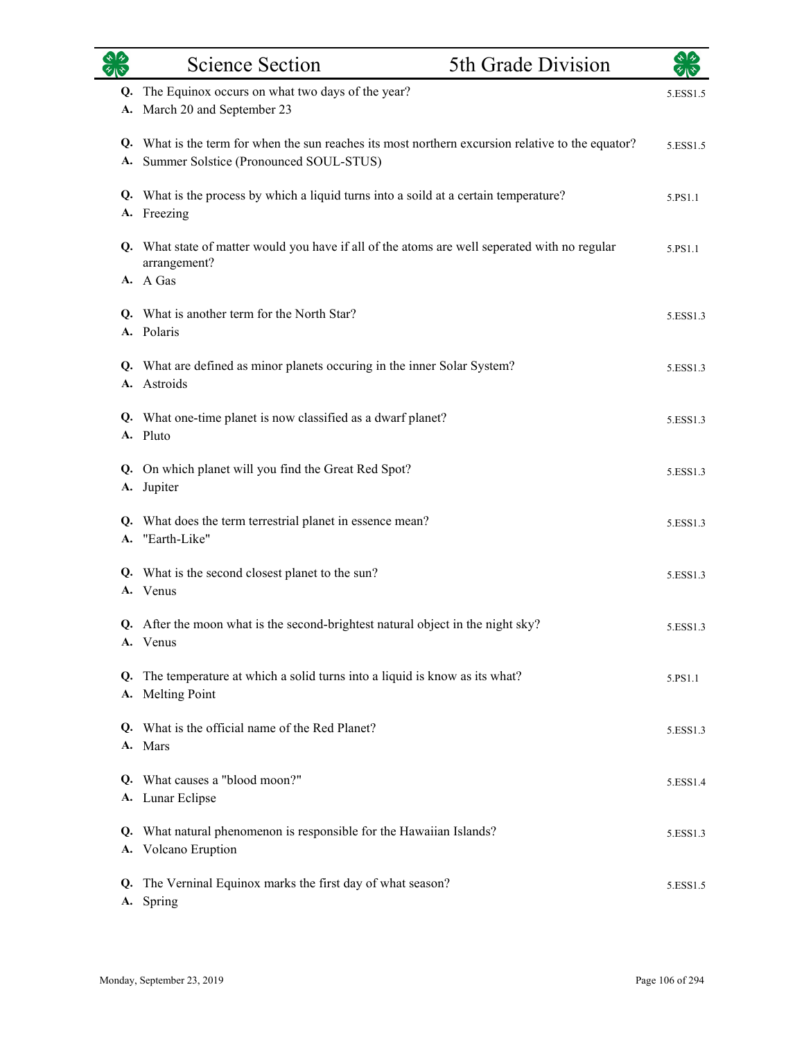## Science Section — 5th Grade Division

**Q.** The Equinox occurs on what two days of the year? 5.ESS1.5
**A.** March 20 and September 23

**Q.** What is the term for when the sun reaches its most northern excursion relative to the equator? 5.ESS1.5
**A.** Summer Solstice (Pronounced SOUL-STUS)

**Q.** What is the process by which a liquid turns into a soild at a certain temperature? 5.PS1.1
**A.** Freezing

**Q.** What state of matter would you have if all of the atoms are well seperated with no regular arrangement? 5.PS1.1
**A.** A Gas

**Q.** What is another term for the North Star? 5.ESS1.3
**A.** Polaris

**Q.** What are defined as minor planets occuring in the inner Solar System? 5.ESS1.3
**A.** Astroids

**Q.** What one-time planet is now classified as a dwarf planet? 5.ESS1.3
**A.** Pluto

**Q.** On which planet will you find the Great Red Spot? 5.ESS1.3
**A.** Jupiter

**Q.** What does the term terrestrial planet in essence mean? 5.ESS1.3
**A.** "Earth-Like"

**Q.** What is the second closest planet to the sun? 5.ESS1.3
**A.** Venus

**Q.** After the moon what is the second-brightest natural object in the night sky? 5.ESS1.3
**A.** Venus

**Q.** The temperature at which a solid turns into a liquid is know as its what? 5.PS1.1
**A.** Melting Point

**Q.** What is the official name of the Red Planet? 5.ESS1.3
**A.** Mars

**Q.** What causes a "blood moon?" 5.ESS1.4
**A.** Lunar Eclipse

**Q.** What natural phenomenon is responsible for the Hawaiian Islands? 5.ESS1.3
**A.** Volcano Eruption

**Q.** The Verninal Equinox marks the first day of what season? 5.ESS1.5
**A.** Spring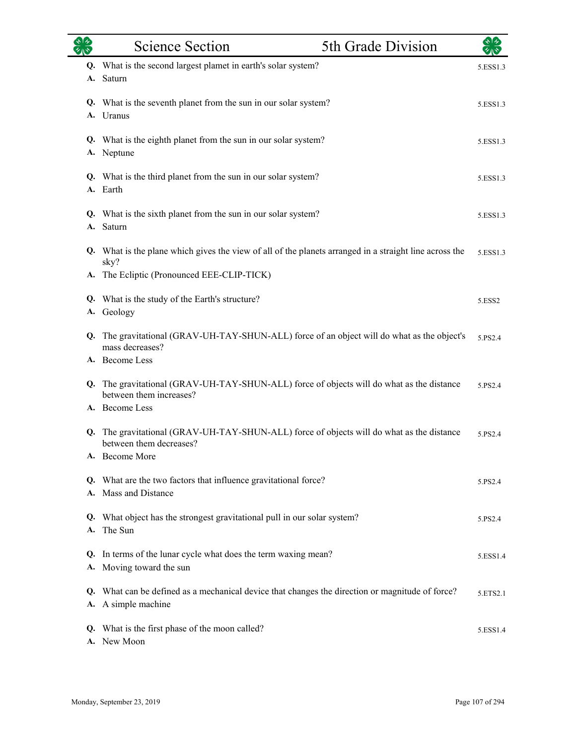| Science Section | 5th Grade Division | |
|---|---|---|

**Q.** What is the second largest plamet in earth's solar system?
**A.** Saturn
5.ESS1.3

**Q.** What is the seventh planet from the sun in our solar system?
**A.** Uranus
5.ESS1.3

**Q.** What is the eighth planet from the sun in our solar system?
**A.** Neptune
5.ESS1.3

**Q.** What is the third planet from the sun in our solar system?
**A.** Earth
5.ESS1.3

**Q.** What is the sixth planet from the sun in our solar system?
**A.** Saturn
5.ESS1.3

**Q.** What is the plane which gives the view of all of the planets arranged in a straight line across the sky?
**A.** The Ecliptic (Pronounced EEE-CLIP-TICK)
5.ESS1.3

**Q.** What is the study of the Earth's structure?
**A.** Geology
5.ESS2

**Q.** The gravitational (GRAV-UH-TAY-SHUN-ALL) force of an object will do what as the object's mass decreases?
**A.** Become Less
5.PS2.4

**Q.** The gravitational (GRAV-UH-TAY-SHUN-ALL) force of objects will do what as the distance between them increases?
**A.** Become Less
5.PS2.4

**Q.** The gravitational (GRAV-UH-TAY-SHUN-ALL) force of objects will do what as the distance between them decreases?
**A.** Become More
5.PS2.4

**Q.** What are the two factors that influence gravitational force?
**A.** Mass and Distance
5.PS2.4

**Q.** What object has the strongest gravitational pull in our solar system?
**A.** The Sun
5.PS2.4

**Q.** In terms of the lunar cycle what does the term waxing mean?
**A.** Moving toward the sun
5.ESS1.4

**Q.** What can be defined as a mechanical device that changes the direction or magnitude of force?
**A.** A simple machine
5.ETS2.1

**Q.** What is the first phase of the moon called?
**A.** New Moon
5.ESS1.4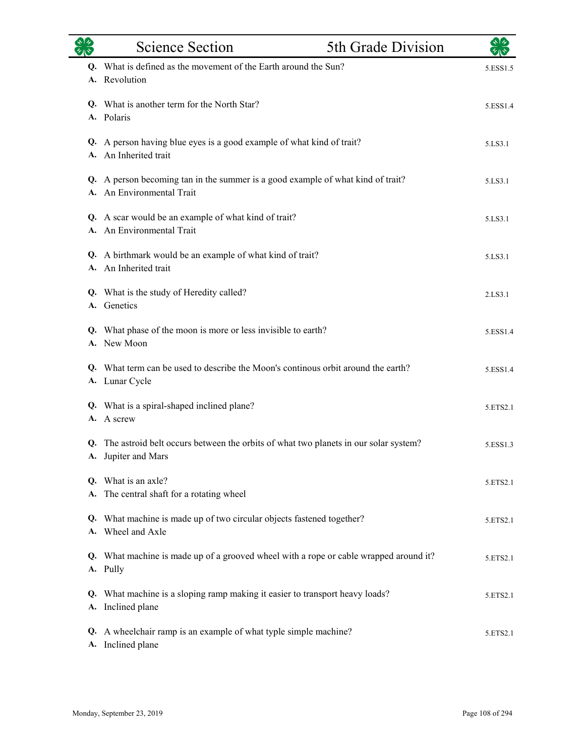## Science Section — 5th Grade Division

**Q.** What is defined as the movement of the Earth around the Sun? — 5.ESS1.5
**A.** Revolution

**Q.** What is another term for the North Star? — 5.ESS1.4
**A.** Polaris

**Q.** A person having blue eyes is a good example of what kind of trait? — 5.LS3.1
**A.** An Inherited trait

**Q.** A person becoming tan in the summer is a good example of what kind of trait? — 5.LS3.1
**A.** An Environmental Trait

**Q.** A scar would be an example of what kind of trait? — 5.LS3.1
**A.** An Environmental Trait

**Q.** A birthmark would be an example of what kind of trait? — 5.LS3.1
**A.** An Inherited trait

**Q.** What is the study of Heredity called? — 2.LS3.1
**A.** Genetics

**Q.** What phase of the moon is more or less invisible to earth? — 5.ESS1.4
**A.** New Moon

**Q.** What term can be used to describe the Moon's continous orbit around the earth? — 5.ESS1.4
**A.** Lunar Cycle

**Q.** What is a spiral-shaped inclined plane? — 5.ETS2.1
**A.** A screw

**Q.** The astroid belt occurs between the orbits of what two planets in our solar system? — 5.ESS1.3
**A.** Jupiter and Mars

**Q.** What is an axle? — 5.ETS2.1
**A.** The central shaft for a rotating wheel

**Q.** What machine is made up of two circular objects fastened together? — 5.ETS2.1
**A.** Wheel and Axle

**Q.** What machine is made up of a grooved wheel with a rope or cable wrapped around it? — 5.ETS2.1
**A.** Pully

**Q.** What machine is a sloping ramp making it easier to transport heavy loads? — 5.ETS2.1
**A.** Inclined plane

**Q.** A wheelchair ramp is an example of what typle simple machine? — 5.ETS2.1
**A.** Inclined plane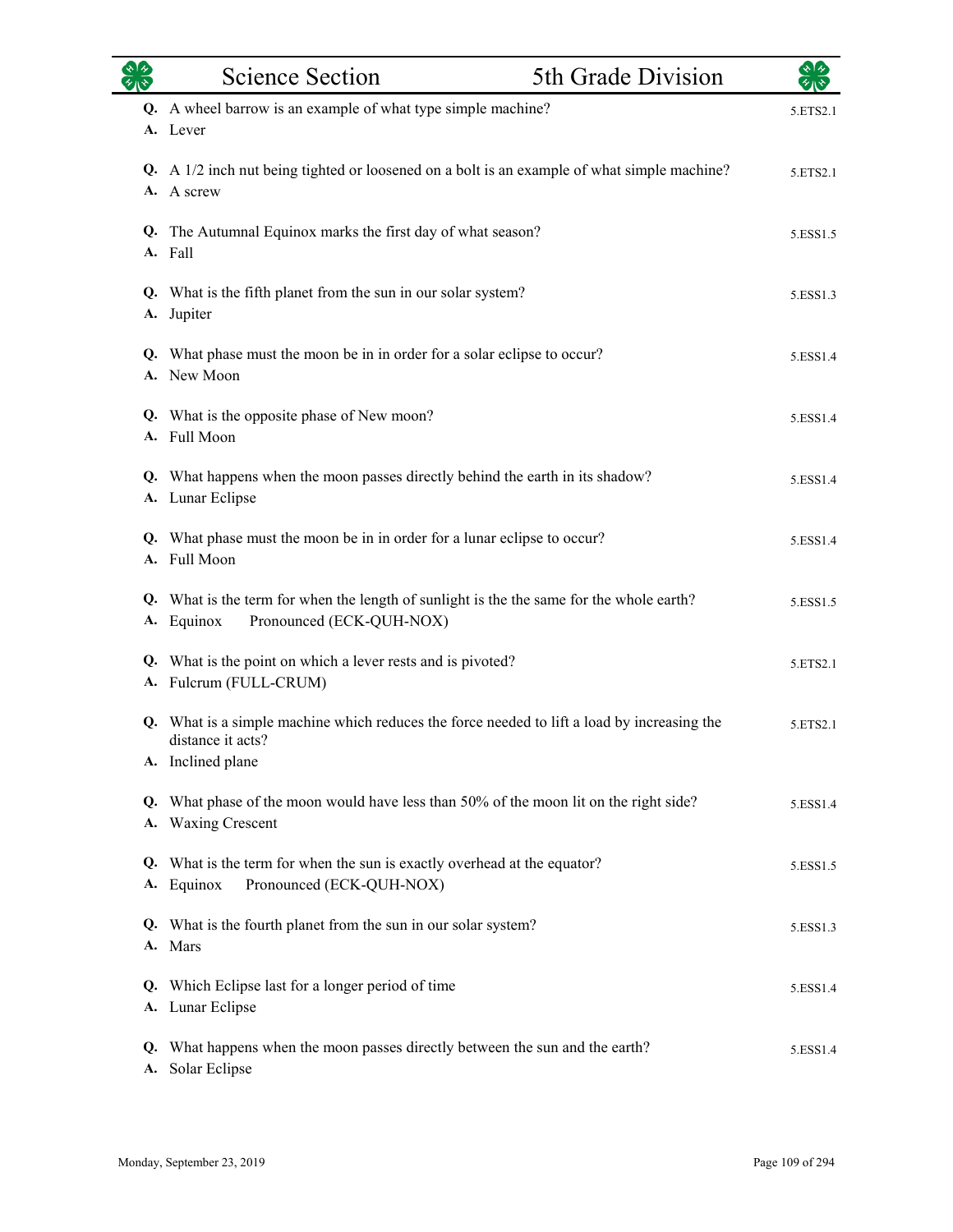**Q.** A wheel barrow is an example of what type simple machine? — 5.ETS2.1
**A.** Lever

**Q.** A 1/2 inch nut being tighted or loosened on a bolt is an example of what simple machine? — 5.ETS2.1
**A.** A screw

**Q.** The Autumnal Equinox marks the first day of what season? — 5.ESS1.5
**A.** Fall

**Q.** What is the fifth planet from the sun in our solar system? — 5.ESS1.3
**A.** Jupiter

**Q.** What phase must the moon be in in order for a solar eclipse to occur? — 5.ESS1.4
**A.** New Moon

**Q.** What is the opposite phase of New moon? — 5.ESS1.4
**A.** Full Moon

**Q.** What happens when the moon passes directly behind the earth in its shadow? — 5.ESS1.4
**A.** Lunar Eclipse

**Q.** What phase must the moon be in in order for a lunar eclipse to occur? — 5.ESS1.4
**A.** Full Moon

**Q.** What is the term for when the length of sunlight is the the same for the whole earth? — 5.ESS1.5
**A.** Equinox Pronounced (ECK-QUH-NOX)

**Q.** What is the point on which a lever rests and is pivoted? — 5.ETS2.1
**A.** Fulcrum (FULL-CRUM)

**Q.** What is a simple machine which reduces the force needed to lift a load by increasing the distance it acts? — 5.ETS2.1
**A.** Inclined plane

**Q.** What phase of the moon would have less than 50% of the moon lit on the right side? — 5.ESS1.4
**A.** Waxing Crescent

**Q.** What is the term for when the sun is exactly overhead at the equator? — 5.ESS1.5
**A.** Equinox Pronounced (ECK-QUH-NOX)

**Q.** What is the fourth planet from the sun in our solar system? — 5.ESS1.3
**A.** Mars

**Q.** Which Eclipse last for a longer period of time — 5.ESS1.4
**A.** Lunar Eclipse

**Q.** What happens when the moon passes directly between the sun and the earth? — 5.ESS1.4
**A.** Solar Eclipse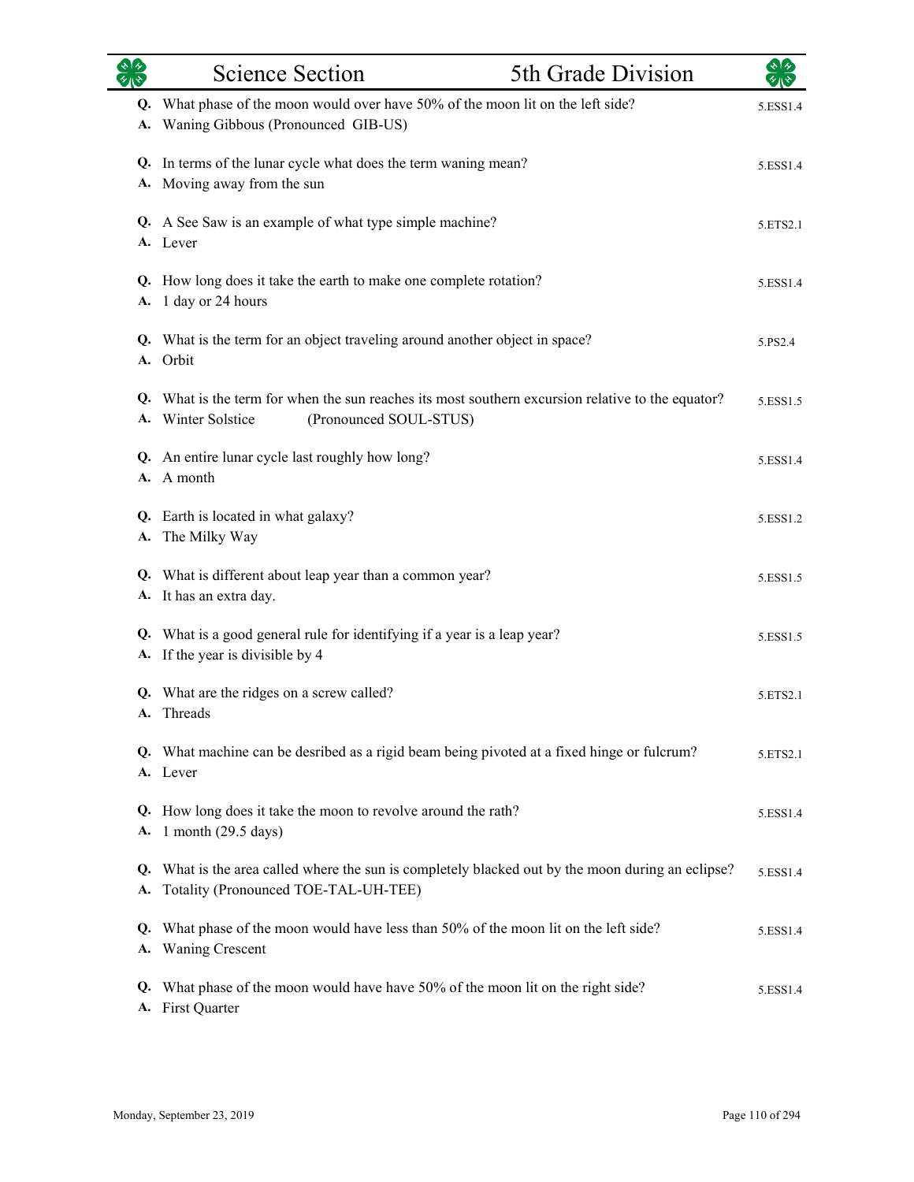## Science Section 5th Grade Division

**Q.** What phase of the moon would over have 50% of the moon lit on the left side?
**A.** Waning Gibbous (Pronounced GIB-US)
5.ESS1.4

**Q.** In terms of the lunar cycle what does the term waning mean?
**A.** Moving away from the sun
5.ESS1.4

**Q.** A See Saw is an example of what type simple machine?
**A.** Lever
5.ETS2.1

**Q.** How long does it take the earth to make one complete rotation?
**A.** 1 day or 24 hours
5.ESS1.4

**Q.** What is the term for an object traveling around another object in space?
**A.** Orbit
5.PS2.4

**Q.** What is the term for when the sun reaches its most southern excursion relative to the equator?
**A.** Winter Solstice (Pronounced SOUL-STUS)
5.ESS1.5

**Q.** An entire lunar cycle last roughly how long?
**A.** A month
5.ESS1.4

**Q.** Earth is located in what galaxy?
**A.** The Milky Way
5.ESS1.2

**Q.** What is different about leap year than a common year?
**A.** It has an extra day.
5.ESS1.5

**Q.** What is a good general rule for identifying if a year is a leap year?
**A.** If the year is divisible by 4
5.ESS1.5

**Q.** What are the ridges on a screw called?
**A.** Threads
5.ETS2.1

**Q.** What machine can be desribed as a rigid beam being pivoted at a fixed hinge or fulcrum?
**A.** Lever
5.ETS2.1

**Q.** How long does it take the moon to revolve around the rath?
**A.** 1 month (29.5 days)
5.ESS1.4

**Q.** What is the area called where the sun is completely blacked out by the moon during an eclipse?
**A.** Totality (Pronounced TOE-TAL-UH-TEE)
5.ESS1.4

**Q.** What phase of the moon would have less than 50% of the moon lit on the left side?
**A.** Waning Crescent
5.ESS1.4

**Q.** What phase of the moon would have have 50% of the moon lit on the right side?
**A.** First Quarter
5.ESS1.4

Monday, September 23, 2019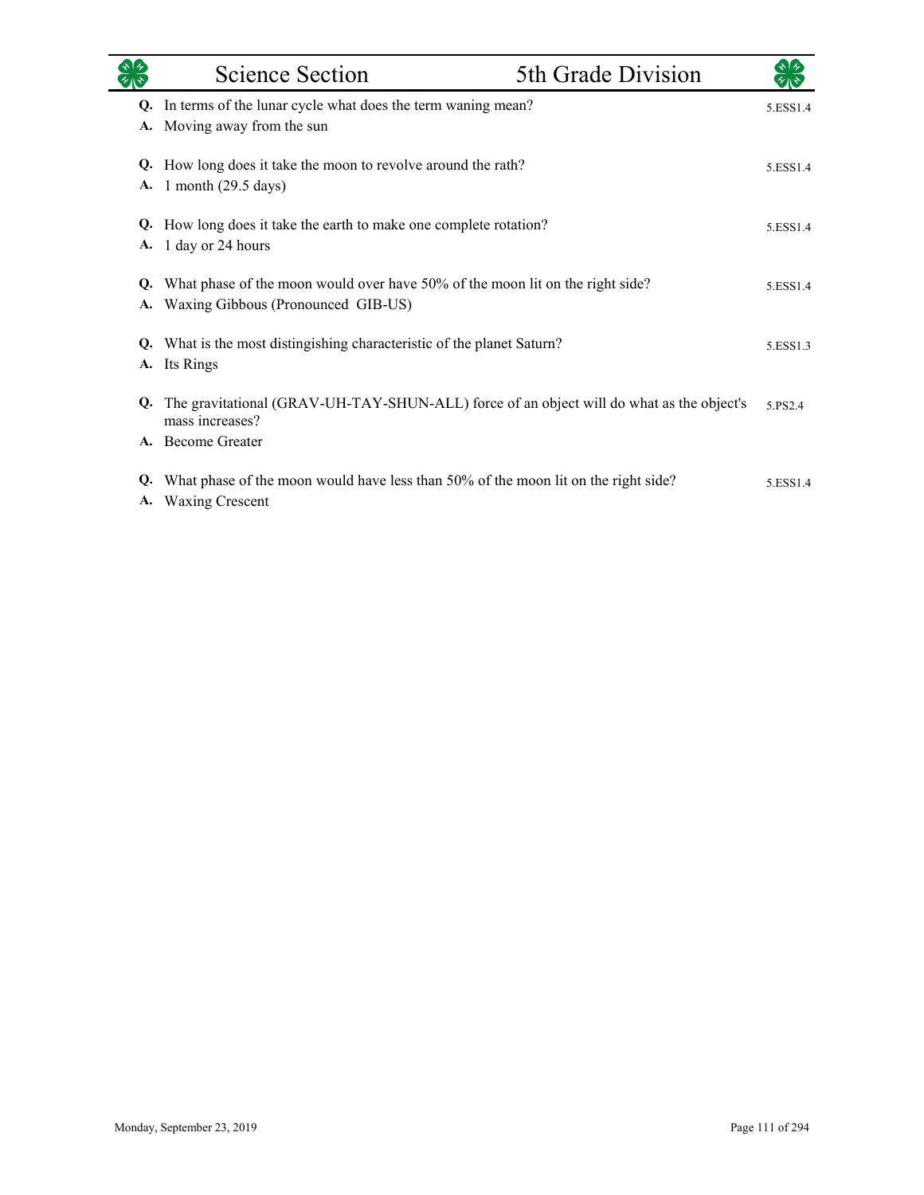| | Science Section | 5th Grade Division | |
|---|---|---|---|

**Q.** In terms of the lunar cycle what does the term waning mean? — 5.ESS1.4
**A.** Moving away from the sun

**Q.** How long does it take the moon to revolve around the rath? — 5.ESS1.4
**A.** 1 month (29.5 days)

**Q.** How long does it take the earth to make one complete rotation? — 5.ESS1.4
**A.** 1 day or 24 hours

**Q.** What phase of the moon would over have 50% of the moon lit on the right side? — 5.ESS1.4
**A.** Waxing Gibbous (Pronounced GIB-US)

**Q.** What is the most distingishing characteristic of the planet Saturn? — 5.ESS1.3
**A.** Its Rings

**Q.** The gravitational (GRAV-UH-TAY-SHUN-ALL) force of an object will do what as the object's mass increases? — 5.PS2.4
**A.** Become Greater

**Q.** What phase of the moon would have less than 50% of the moon lit on the right side? — 5.ESS1.4
**A.** Waxing Crescent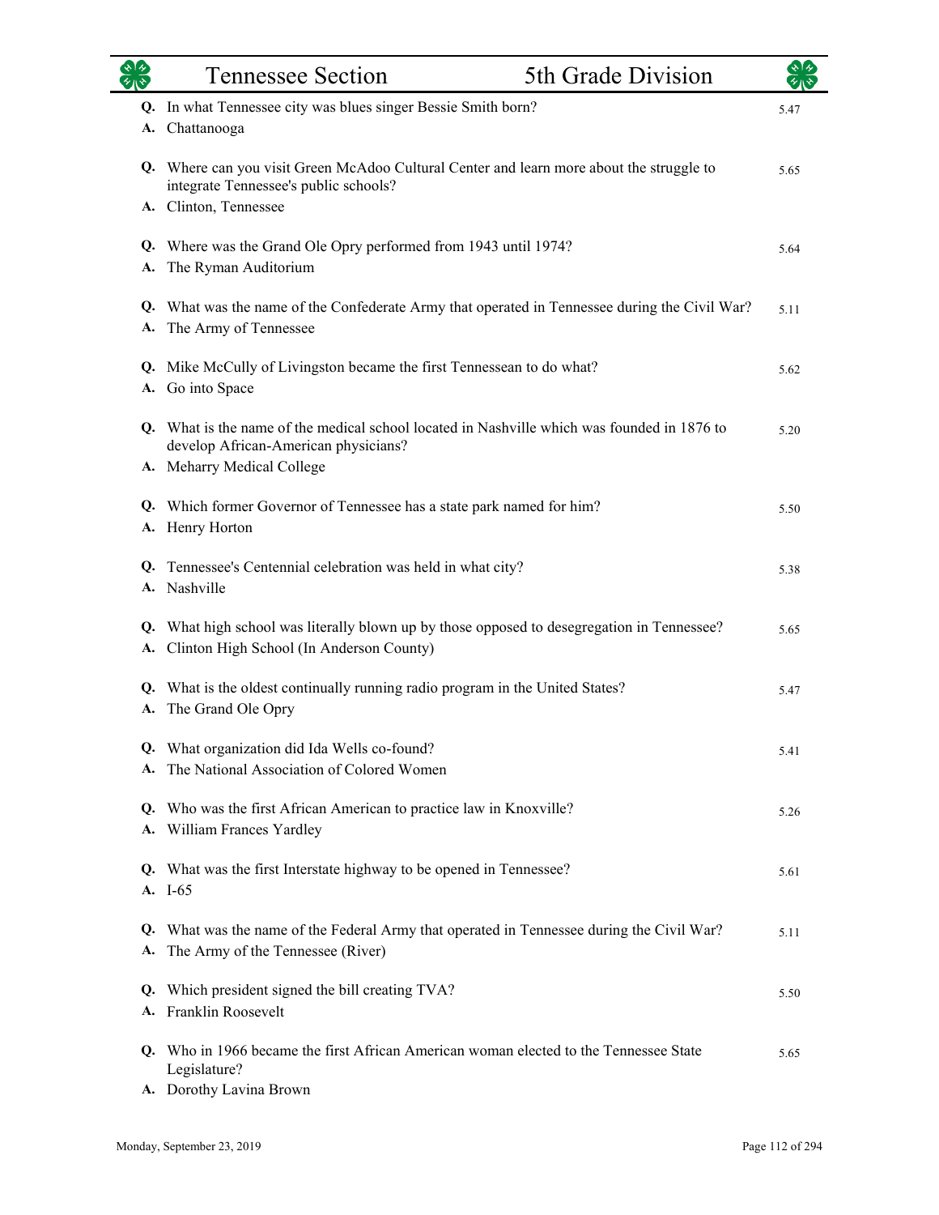## Tennessee Section — 5th Grade Division

**Q.** In what Tennessee city was blues singer Bessie Smith born? — 5.47
**A.** Chattanooga

**Q.** Where can you visit Green McAdoo Cultural Center and learn more about the struggle to integrate Tennessee's public schools? — 5.65
**A.** Clinton, Tennessee

**Q.** Where was the Grand Ole Opry performed from 1943 until 1974? — 5.64
**A.** The Ryman Auditorium

**Q.** What was the name of the Confederate Army that operated in Tennessee during the Civil War? — 5.11
**A.** The Army of Tennessee

**Q.** Mike McCully of Livingston became the first Tennessean to do what? — 5.62
**A.** Go into Space

**Q.** What is the name of the medical school located in Nashville which was founded in 1876 to develop African-American physicians? — 5.20
**A.** Meharry Medical College

**Q.** Which former Governor of Tennessee has a state park named for him? — 5.50
**A.** Henry Horton

**Q.** Tennessee's Centennial celebration was held in what city? — 5.38
**A.** Nashville

**Q.** What high school was literally blown up by those opposed to desegregation in Tennessee? — 5.65
**A.** Clinton High School (In Anderson County)

**Q.** What is the oldest continually running radio program in the United States? — 5.47
**A.** The Grand Ole Opry

**Q.** What organization did Ida Wells co-found? — 5.41
**A.** The National Association of Colored Women

**Q.** Who was the first African American to practice law in Knoxville? — 5.26
**A.** William Frances Yardley

**Q.** What was the first Interstate highway to be opened in Tennessee? — 5.61
**A.** I-65

**Q.** What was the name of the Federal Army that operated in Tennessee during the Civil War? — 5.11
**A.** The Army of the Tennessee (River)

**Q.** Which president signed the bill creating TVA? — 5.50
**A.** Franklin Roosevelt

**Q.** Who in 1966 became the first African American woman elected to the Tennessee State Legislature? — 5.65
**A.** Dorothy Lavina Brown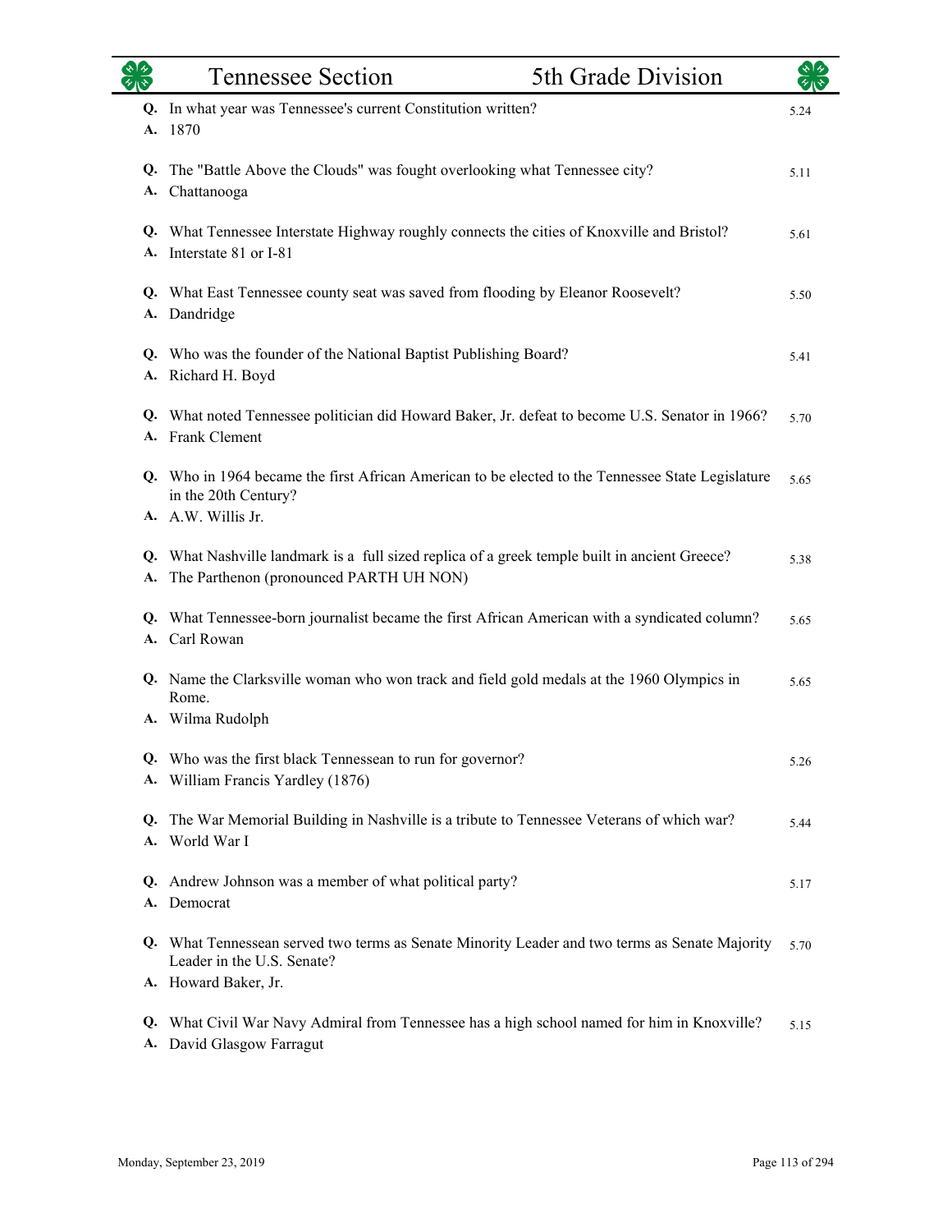| | Question / Answer | Code |
|---|---|---|
| **Q.** | In what year was Tennessee's current Constitution written? | 5.24 |
| **A.** | 1870 | |
| **Q.** | The "Battle Above the Clouds" was fought overlooking what Tennessee city? | 5.11 |
| **A.** | Chattanooga | |
| **Q.** | What Tennessee Interstate Highway roughly connects the cities of Knoxville and Bristol? | 5.61 |
| **A.** | Interstate 81 or I-81 | |
| **Q.** | What East Tennessee county seat was saved from flooding by Eleanor Roosevelt? | 5.50 |
| **A.** | Dandridge | |
| **Q.** | Who was the founder of the National Baptist Publishing Board? | 5.41 |
| **A.** | Richard H. Boyd | |
| **Q.** | What noted Tennessee politician did Howard Baker, Jr. defeat to become U.S. Senator in 1966? | 5.70 |
| **A.** | Frank Clement | |
| **Q.** | Who in 1964 became the first African American to be elected to the Tennessee State Legislature in the 20th Century? | 5.65 |
| **A.** | A.W. Willis Jr. | |
| **Q.** | What Nashville landmark is a full sized replica of a greek temple built in ancient Greece? | 5.38 |
| **A.** | The Parthenon (pronounced PARTH UH NON) | |
| **Q.** | What Tennessee-born journalist became the first African American with a syndicated column? | 5.65 |
| **A.** | Carl Rowan | |
| **Q.** | Name the Clarksville woman who won track and field gold medals at the 1960 Olympics in Rome. | 5.65 |
| **A.** | Wilma Rudolph | |
| **Q.** | Who was the first black Tennessean to run for governor? | 5.26 |
| **A.** | William Francis Yardley (1876) | |
| **Q.** | The War Memorial Building in Nashville is a tribute to Tennessee Veterans of which war? | 5.44 |
| **A.** | World War I | |
| **Q.** | Andrew Johnson was a member of what political party? | 5.17 |
| **A.** | Democrat | |
| **Q.** | What Tennessean served two terms as Senate Minority Leader and two terms as Senate Majority Leader in the U.S. Senate? | 5.70 |
| **A.** | Howard Baker, Jr. | |
| **Q.** | What Civil War Navy Admiral from Tennessee has a high school named for him in Knoxville? | 5.15 |
| **A.** | David Glasgow Farragut | |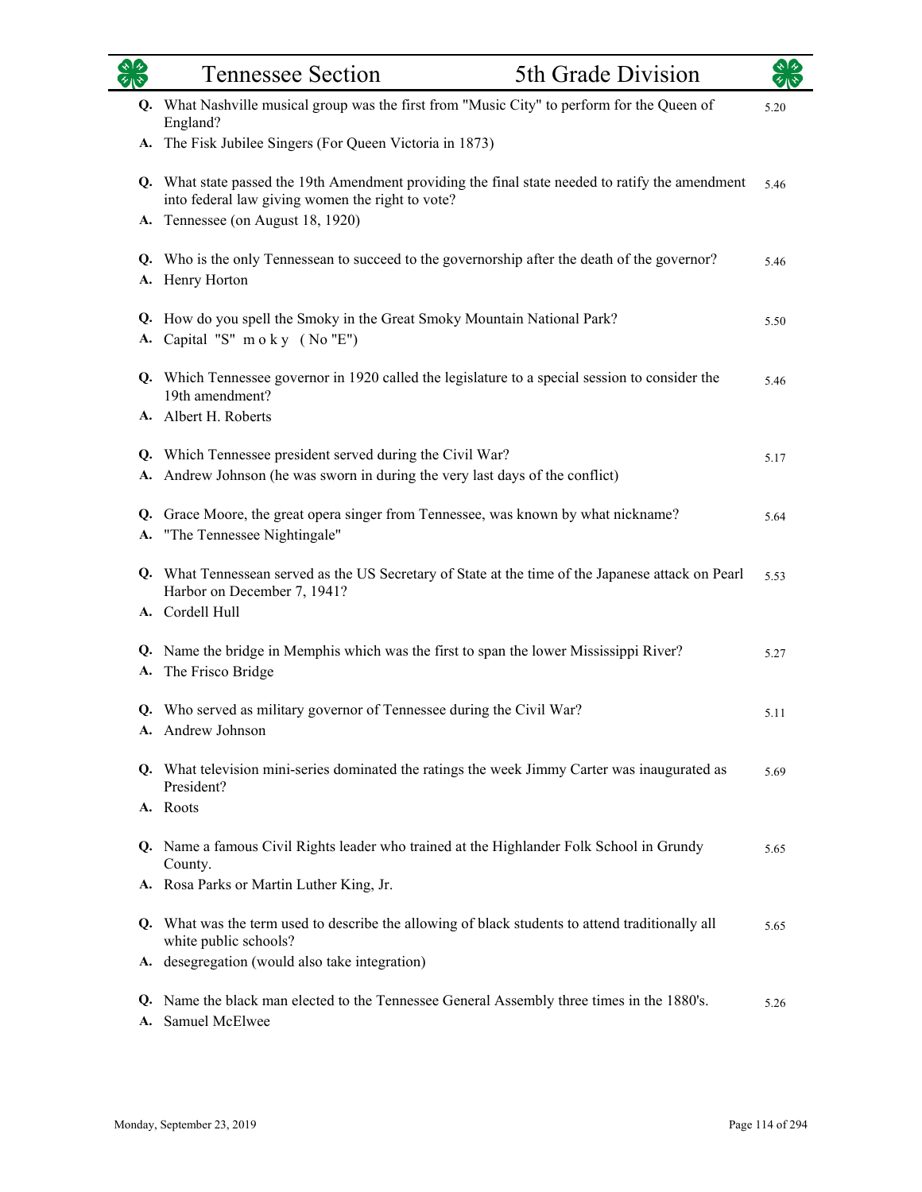**Q.** What Nashville musical group was the first from "Music City" to perform for the Queen of England? 5.20

**A.** The Fisk Jubilee Singers (For Queen Victoria in 1873)

**Q.** What state passed the 19th Amendment providing the final state needed to ratify the amendment into federal law giving women the right to vote? 5.46

**A.** Tennessee (on August 18, 1920)

**Q.** Who is the only Tennessean to succeed to the governorship after the death of the governor? 5.46

**A.** Henry Horton

**Q.** How do you spell the Smoky in the Great Smoky Mountain National Park? 5.50

**A.** Capital "S" m o k y ( No "E")

**Q.** Which Tennessee governor in 1920 called the legislature to a special session to consider the 19th amendment? 5.46

**A.** Albert H. Roberts

**Q.** Which Tennessee president served during the Civil War? 5.17

**A.** Andrew Johnson (he was sworn in during the very last days of the conflict)

**Q.** Grace Moore, the great opera singer from Tennessee, was known by what nickname? 5.64

**A.** "The Tennessee Nightingale"

**Q.** What Tennessean served as the US Secretary of State at the time of the Japanese attack on Pearl Harbor on December 7, 1941? 5.53

**A.** Cordell Hull

**Q.** Name the bridge in Memphis which was the first to span the lower Mississippi River? 5.27

**A.** The Frisco Bridge

**Q.** Who served as military governor of Tennessee during the Civil War? 5.11

**A.** Andrew Johnson

**Q.** What television mini-series dominated the ratings the week Jimmy Carter was inaugurated as President? 5.69

**A.** Roots

**Q.** Name a famous Civil Rights leader who trained at the Highlander Folk School in Grundy County. 5.65

**A.** Rosa Parks or Martin Luther King, Jr.

**Q.** What was the term used to describe the allowing of black students to attend traditionally all white public schools? 5.65

**A.** desegregation (would also take integration)

**Q.** Name the black man elected to the Tennessee General Assembly three times in the 1880's. 5.26

**A.** Samuel McElwee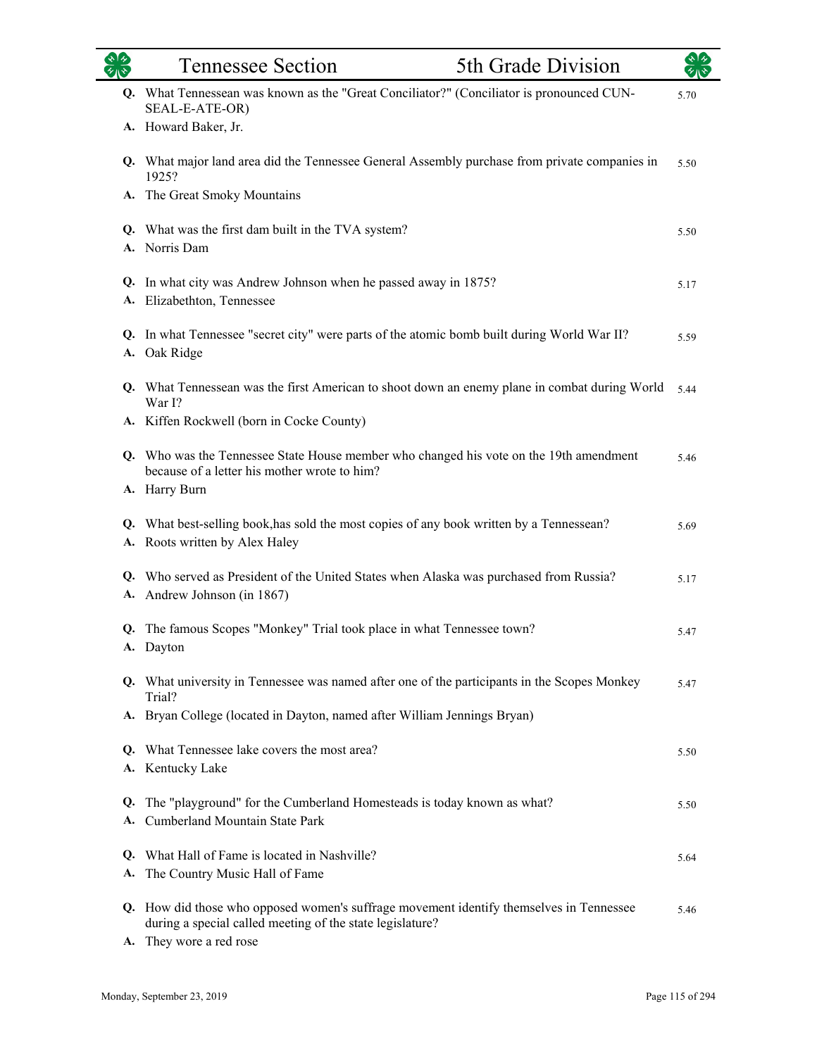**Q.** What Tennessean was known as the "Great Conciliator?" (Conciliator is pronounced CUN-SEAL-E-ATE-OR) — 5.70
**A.** Howard Baker, Jr.

**Q.** What major land area did the Tennessee General Assembly purchase from private companies in 1925? — 5.50
**A.** The Great Smoky Mountains

**Q.** What was the first dam built in the TVA system? — 5.50
**A.** Norris Dam

**Q.** In what city was Andrew Johnson when he passed away in 1875? — 5.17
**A.** Elizabethton, Tennessee

**Q.** In what Tennessee "secret city" were parts of the atomic bomb built during World War II? — 5.59
**A.** Oak Ridge

**Q.** What Tennessean was the first American to shoot down an enemy plane in combat during World War I? — 5.44
**A.** Kiffen Rockwell (born in Cocke County)

**Q.** Who was the Tennessee State House member who changed his vote on the 19th amendment because of a letter his mother wrote to him? — 5.46
**A.** Harry Burn

**Q.** What best-selling book,has sold the most copies of any book written by a Tennessean? — 5.69
**A.** Roots written by Alex Haley

**Q.** Who served as President of the United States when Alaska was purchased from Russia? — 5.17
**A.** Andrew Johnson (in 1867)

**Q.** The famous Scopes "Monkey" Trial took place in what Tennessee town? — 5.47
**A.** Dayton

**Q.** What university in Tennessee was named after one of the participants in the Scopes Monkey Trial? — 5.47
**A.** Bryan College (located in Dayton, named after William Jennings Bryan)

**Q.** What Tennessee lake covers the most area? — 5.50
**A.** Kentucky Lake

**Q.** The "playground" for the Cumberland Homesteads is today known as what? — 5.50
**A.** Cumberland Mountain State Park

**Q.** What Hall of Fame is located in Nashville? — 5.64
**A.** The Country Music Hall of Fame

**Q.** How did those who opposed women's suffrage movement identify themselves in Tennessee during a special called meeting of the state legislature? — 5.46
**A.** They wore a red rose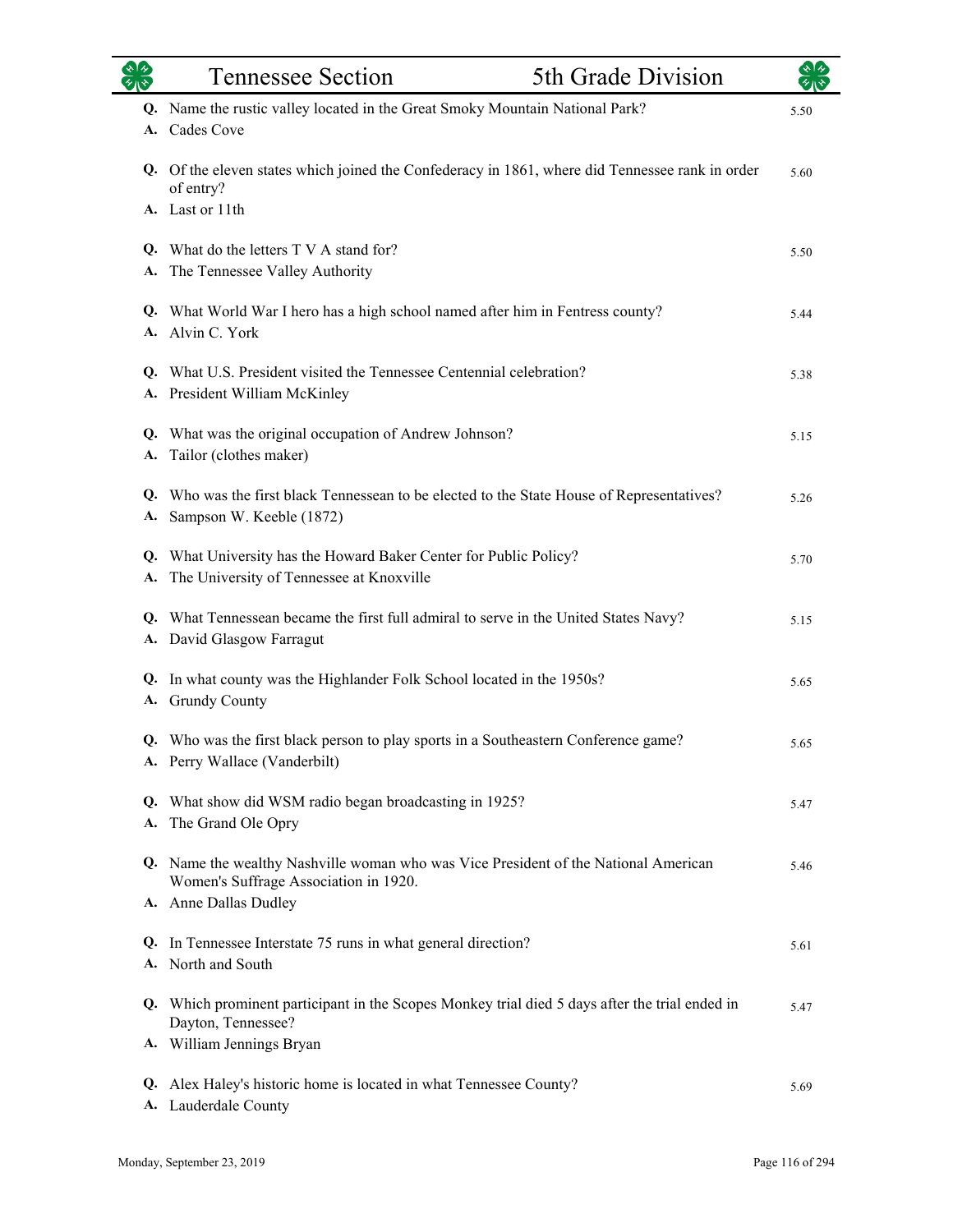| | Tennessee Section | 5th Grade Division |
|---|---|---|
| **Q.** | Name the rustic valley located in the Great Smoky Mountain National Park? | 5.50 |
| **A.** | Cades Cove | |
| **Q.** | Of the eleven states which joined the Confederacy in 1861, where did Tennessee rank in order of entry? | 5.60 |
| **A.** | Last or 11th | |
| **Q.** | What do the letters T V A stand for? | 5.50 |
| **A.** | The Tennessee Valley Authority | |
| **Q.** | What World War I hero has a high school named after him in Fentress county? | 5.44 |
| **A.** | Alvin C. York | |
| **Q.** | What U.S. President visited the Tennessee Centennial celebration? | 5.38 |
| **A.** | President William McKinley | |
| **Q.** | What was the original occupation of Andrew Johnson? | 5.15 |
| **A.** | Tailor (clothes maker) | |
| **Q.** | Who was the first black Tennessean to be elected to the State House of Representatives? | 5.26 |
| **A.** | Sampson W. Keeble (1872) | |
| **Q.** | What University has the Howard Baker Center for Public Policy? | 5.70 |
| **A.** | The University of Tennessee at Knoxville | |
| **Q.** | What Tennessean became the first full admiral to serve in the United States Navy? | 5.15 |
| **A.** | David Glasgow Farragut | |
| **Q.** | In what county was the Highlander Folk School located in the 1950s? | 5.65 |
| **A.** | Grundy County | |
| **Q.** | Who was the first black person to play sports in a Southeastern Conference game? | 5.65 |
| **A.** | Perry Wallace (Vanderbilt) | |
| **Q.** | What show did WSM radio began broadcasting in 1925? | 5.47 |
| **A.** | The Grand Ole Opry | |
| **Q.** | Name the wealthy Nashville woman who was Vice President of the National American Women's Suffrage Association in 1920. | 5.46 |
| **A.** | Anne Dallas Dudley | |
| **Q.** | In Tennessee Interstate 75 runs in what general direction? | 5.61 |
| **A.** | North and South | |
| **Q.** | Which prominent participant in the Scopes Monkey trial died 5 days after the trial ended in Dayton, Tennessee? | 5.47 |
| **A.** | William Jennings Bryan | |
| **Q.** | Alex Haley's historic home is located in what Tennessee County? | 5.69 |
| **A.** | Lauderdale County | |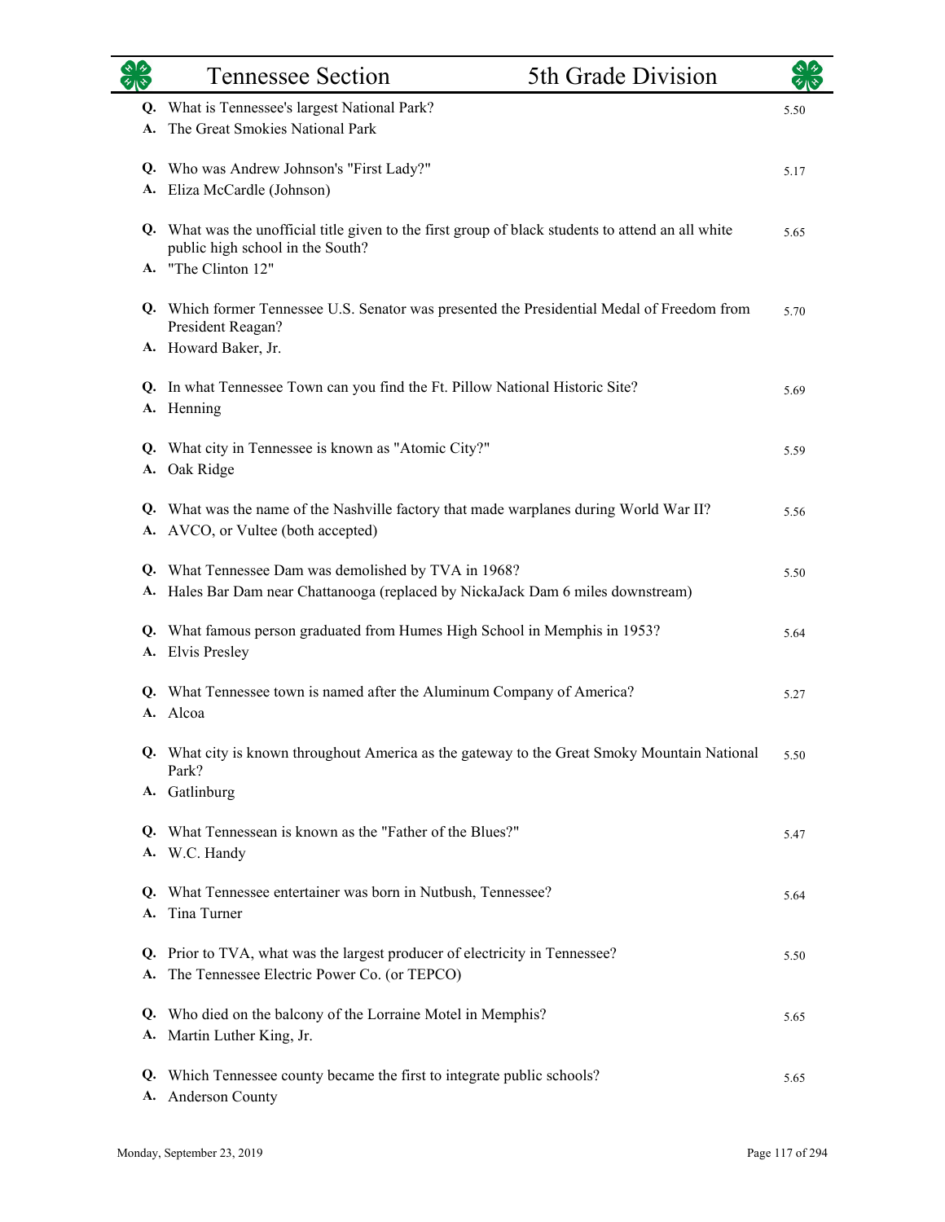# Tennessee Section 5th Grade Division

**Q.** What is Tennessee's largest National Park? 5.50
**A.** The Great Smokies National Park

**Q.** Who was Andrew Johnson's "First Lady?" 5.17
**A.** Eliza McCardle (Johnson)

**Q.** What was the unofficial title given to the first group of black students to attend an all white public high school in the South? 5.65
**A.** "The Clinton 12"

**Q.** Which former Tennessee U.S. Senator was presented the Presidential Medal of Freedom from President Reagan? 5.70
**A.** Howard Baker, Jr.

**Q.** In what Tennessee Town can you find the Ft. Pillow National Historic Site? 5.69
**A.** Henning

**Q.** What city in Tennessee is known as "Atomic City?" 5.59
**A.** Oak Ridge

**Q.** What was the name of the Nashville factory that made warplanes during World War II? 5.56
**A.** AVCO, or Vultee (both accepted)

**Q.** What Tennessee Dam was demolished by TVA in 1968? 5.50
**A.** Hales Bar Dam near Chattanooga (replaced by NickaJack Dam 6 miles downstream)

**Q.** What famous person graduated from Humes High School in Memphis in 1953? 5.64
**A.** Elvis Presley

**Q.** What Tennessee town is named after the Aluminum Company of America? 5.27
**A.** Alcoa

**Q.** What city is known throughout America as the gateway to the Great Smoky Mountain National Park? 5.50
**A.** Gatlinburg

**Q.** What Tennessean is known as the "Father of the Blues?" 5.47
**A.** W.C. Handy

**Q.** What Tennessee entertainer was born in Nutbush, Tennessee? 5.64
**A.** Tina Turner

**Q.** Prior to TVA, what was the largest producer of electricity in Tennessee? 5.50
**A.** The Tennessee Electric Power Co. (or TEPCO)

**Q.** Who died on the balcony of the Lorraine Motel in Memphis? 5.65
**A.** Martin Luther King, Jr.

**Q.** Which Tennessee county became the first to integrate public schools? 5.65
**A.** Anderson County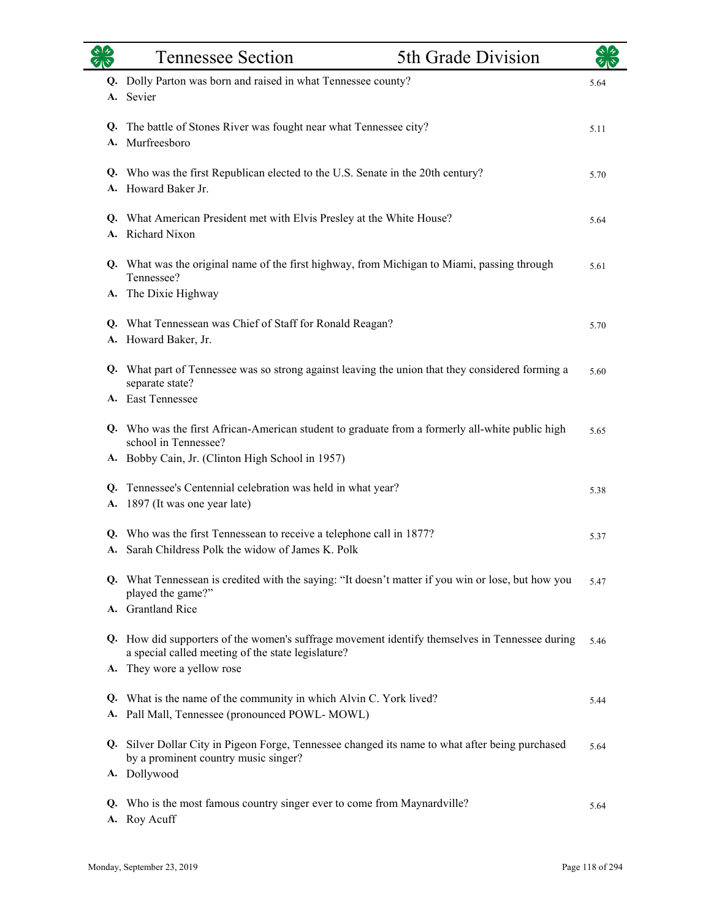**Q.** Dolly Parton was born and raised in what Tennessee county? 5.64
**A.** Sevier

**Q.** The battle of Stones River was fought near what Tennessee city? 5.11
**A.** Murfreesboro

**Q.** Who was the first Republican elected to the U.S. Senate in the 20th century? 5.70
**A.** Howard Baker Jr.

**Q.** What American President met with Elvis Presley at the White House? 5.64
**A.** Richard Nixon

**Q.** What was the original name of the first highway, from Michigan to Miami, passing through Tennessee? 5.61
**A.** The Dixie Highway

**Q.** What Tennessean was Chief of Staff for Ronald Reagan? 5.70
**A.** Howard Baker, Jr.

**Q.** What part of Tennessee was so strong against leaving the union that they considered forming a separate state? 5.60
**A.** East Tennessee

**Q.** Who was the first African-American student to graduate from a formerly all-white public high school in Tennessee? 5.65
**A.** Bobby Cain, Jr. (Clinton High School in 1957)

**Q.** Tennessee's Centennial celebration was held in what year? 5.38
**A.** 1897 (It was one year late)

**Q.** Who was the first Tennessean to receive a telephone call in 1877? 5.37
**A.** Sarah Childress Polk the widow of James K. Polk

**Q.** What Tennessean is credited with the saying: "It doesn't matter if you win or lose, but how you played the game?" 5.47
**A.** Grantland Rice

**Q.** How did supporters of the women's suffrage movement identify themselves in Tennessee during a special called meeting of the state legislature? 5.46
**A.** They wore a yellow rose

**Q.** What is the name of the community in which Alvin C. York lived? 5.44
**A.** Pall Mall, Tennessee (pronounced POWL- MOWL)

**Q.** Silver Dollar City in Pigeon Forge, Tennessee changed its name to what after being purchased by a prominent country music singer? 5.64
**A.** Dollywood

**Q.** Who is the most famous country singer ever to come from Maynardville? 5.64
**A.** Roy Acuff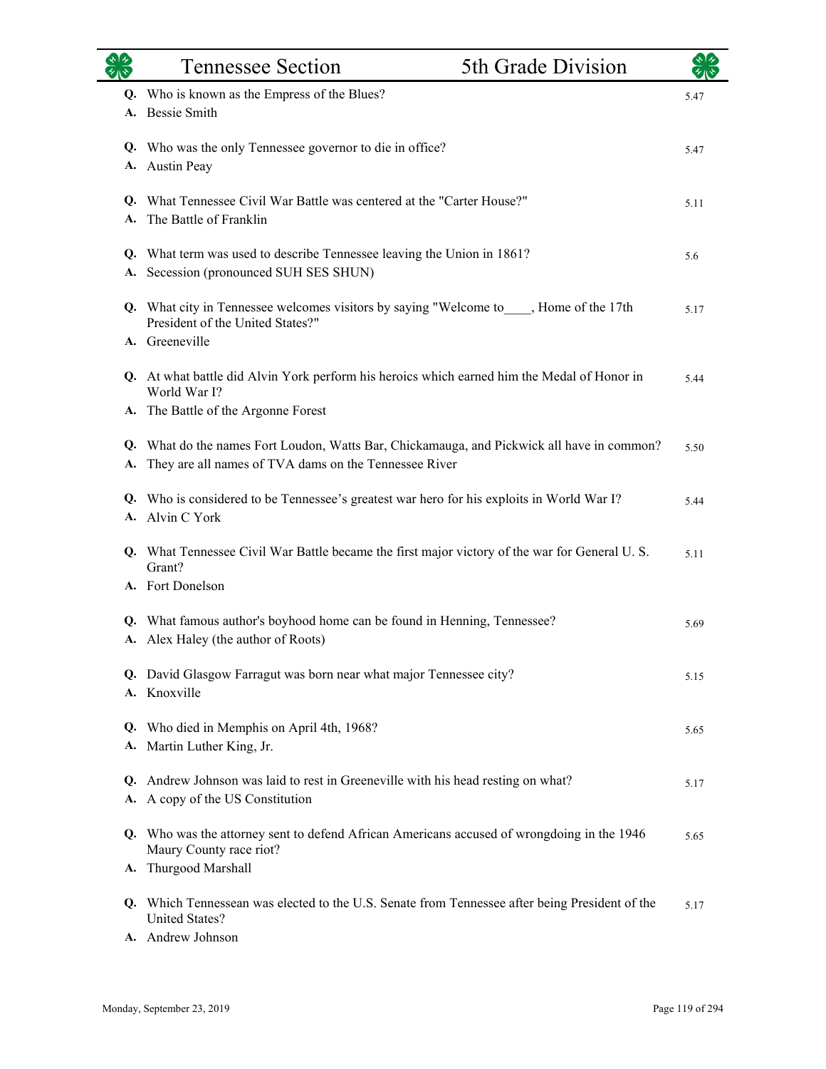**Q.** Who is known as the Empress of the Blues? 5.47
**A.** Bessie Smith

**Q.** Who was the only Tennessee governor to die in office? 5.47
**A.** Austin Peay

**Q.** What Tennessee Civil War Battle was centered at the "Carter House?" 5.11
**A.** The Battle of Franklin

**Q.** What term was used to describe Tennessee leaving the Union in 1861? 5.6
**A.** Secession (pronounced SUH SES SHUN)

**Q.** What city in Tennessee welcomes visitors by saying "Welcome to____, Home of the 17th President of the United States?" 5.17
**A.** Greeneville

**Q.** At what battle did Alvin York perform his heroics which earned him the Medal of Honor in World War I? 5.44
**A.** The Battle of the Argonne Forest

**Q.** What do the names Fort Loudon, Watts Bar, Chickamauga, and Pickwick all have in common? 5.50
**A.** They are all names of TVA dams on the Tennessee River

**Q.** Who is considered to be Tennessee's greatest war hero for his exploits in World War I? 5.44
**A.** Alvin C York

**Q.** What Tennessee Civil War Battle became the first major victory of the war for General U. S. Grant? 5.11
**A.** Fort Donelson

**Q.** What famous author's boyhood home can be found in Henning, Tennessee? 5.69
**A.** Alex Haley (the author of Roots)

**Q.** David Glasgow Farragut was born near what major Tennessee city? 5.15
**A.** Knoxville

**Q.** Who died in Memphis on April 4th, 1968? 5.65
**A.** Martin Luther King, Jr.

**Q.** Andrew Johnson was laid to rest in Greeneville with his head resting on what? 5.17
**A.** A copy of the US Constitution

**Q.** Who was the attorney sent to defend African Americans accused of wrongdoing in the 1946 Maury County race riot? 5.65
**A.** Thurgood Marshall

**Q.** Which Tennessean was elected to the U.S. Senate from Tennessee after being President of the United States? 5.17
**A.** Andrew Johnson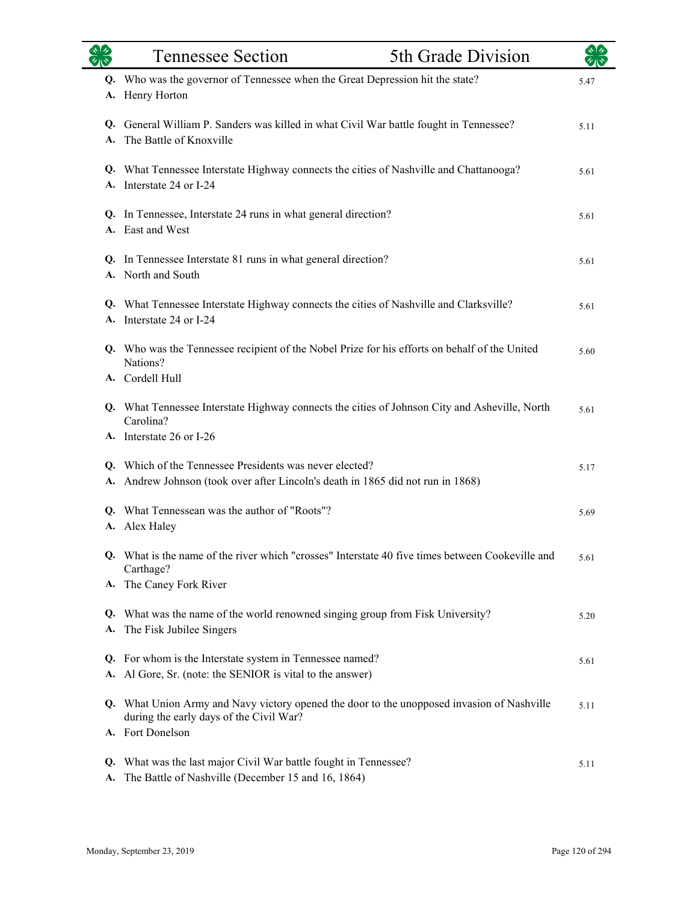| | Question / Answer | Code |
|---|---|---|
| **Q.** | Who was the governor of Tennessee when the Great Depression hit the state? | 5.47 |
| **A.** | Henry Horton | |
| **Q.** | General William P. Sanders was killed in what Civil War battle fought in Tennessee? | 5.11 |
| **A.** | The Battle of Knoxville | |
| **Q.** | What Tennessee Interstate Highway connects the cities of Nashville and Chattanooga? | 5.61 |
| **A.** | Interstate 24 or I-24 | |
| **Q.** | In Tennessee, Interstate 24 runs in what general direction? | 5.61 |
| **A.** | East and West | |
| **Q.** | In Tennessee Interstate 81 runs in what general direction? | 5.61 |
| **A.** | North and South | |
| **Q.** | What Tennessee Interstate Highway connects the cities of Nashville and Clarksville? | 5.61 |
| **A.** | Interstate 24 or I-24 | |
| **Q.** | Who was the Tennessee recipient of the Nobel Prize for his efforts on behalf of the United Nations? | 5.60 |
| **A.** | Cordell Hull | |
| **Q.** | What Tennessee Interstate Highway connects the cities of Johnson City and Asheville, North Carolina? | 5.61 |
| **A.** | Interstate 26 or I-26 | |
| **Q.** | Which of the Tennessee Presidents was never elected? | 5.17 |
| **A.** | Andrew Johnson (took over after Lincoln's death in 1865 did not run in 1868) | |
| **Q.** | What Tennessean was the author of "Roots"? | 5.69 |
| **A.** | Alex Haley | |
| **Q.** | What is the name of the river which "crosses" Interstate 40 five times between Cookeville and Carthage? | 5.61 |
| **A.** | The Caney Fork River | |
| **Q.** | What was the name of the world renowned singing group from Fisk University? | 5.20 |
| **A.** | The Fisk Jubilee Singers | |
| **Q.** | For whom is the Interstate system in Tennessee named? | 5.61 |
| **A.** | Al Gore, Sr. (note: the SENIOR is vital to the answer) | |
| **Q.** | What Union Army and Navy victory opened the door to the unopposed invasion of Nashville during the early days of the Civil War? | 5.11 |
| **A.** | Fort Donelson | |
| **Q.** | What was the last major Civil War battle fought in Tennessee? | 5.11 |
| **A.** | The Battle of Nashville (December 15 and 16, 1864) | |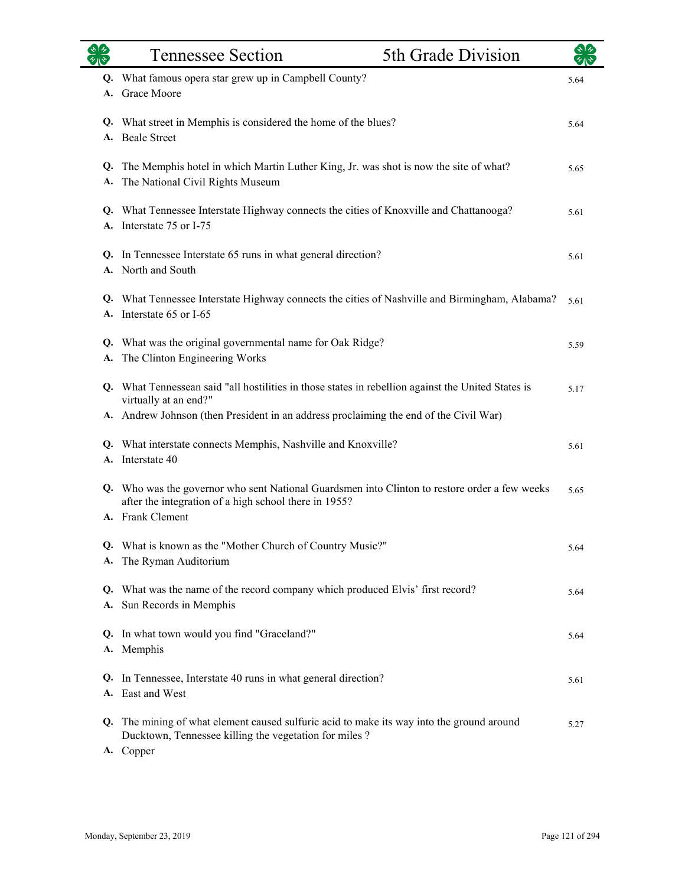**Q.** What famous opera star grew up in Campbell County? 5.64
**A.** Grace Moore

**Q.** What street in Memphis is considered the home of the blues? 5.64
**A.** Beale Street

**Q.** The Memphis hotel in which Martin Luther King, Jr. was shot is now the site of what? 5.65
**A.** The National Civil Rights Museum

**Q.** What Tennessee Interstate Highway connects the cities of Knoxville and Chattanooga? 5.61
**A.** Interstate 75 or I-75

**Q.** In Tennessee Interstate 65 runs in what general direction? 5.61
**A.** North and South

**Q.** What Tennessee Interstate Highway connects the cities of Nashville and Birmingham, Alabama? 5.61
**A.** Interstate 65 or I-65

**Q.** What was the original governmental name for Oak Ridge? 5.59
**A.** The Clinton Engineering Works

**Q.** What Tennessean said "all hostilities in those states in rebellion against the United States is virtually at an end?" 5.17
**A.** Andrew Johnson (then President in an address proclaiming the end of the Civil War)

**Q.** What interstate connects Memphis, Nashville and Knoxville? 5.61
**A.** Interstate 40

**Q.** Who was the governor who sent National Guardsmen into Clinton to restore order a few weeks after the integration of a high school there in 1955? 5.65
**A.** Frank Clement

**Q.** What is known as the "Mother Church of Country Music?" 5.64
**A.** The Ryman Auditorium

**Q.** What was the name of the record company which produced Elvis' first record? 5.64
**A.** Sun Records in Memphis

**Q.** In what town would you find "Graceland?" 5.64
**A.** Memphis

**Q.** In Tennessee, Interstate 40 runs in what general direction? 5.61
**A.** East and West

**Q.** The mining of what element caused sulfuric acid to make its way into the ground around Ducktown, Tennessee killing the vegetation for miles ? 5.27
**A.** Copper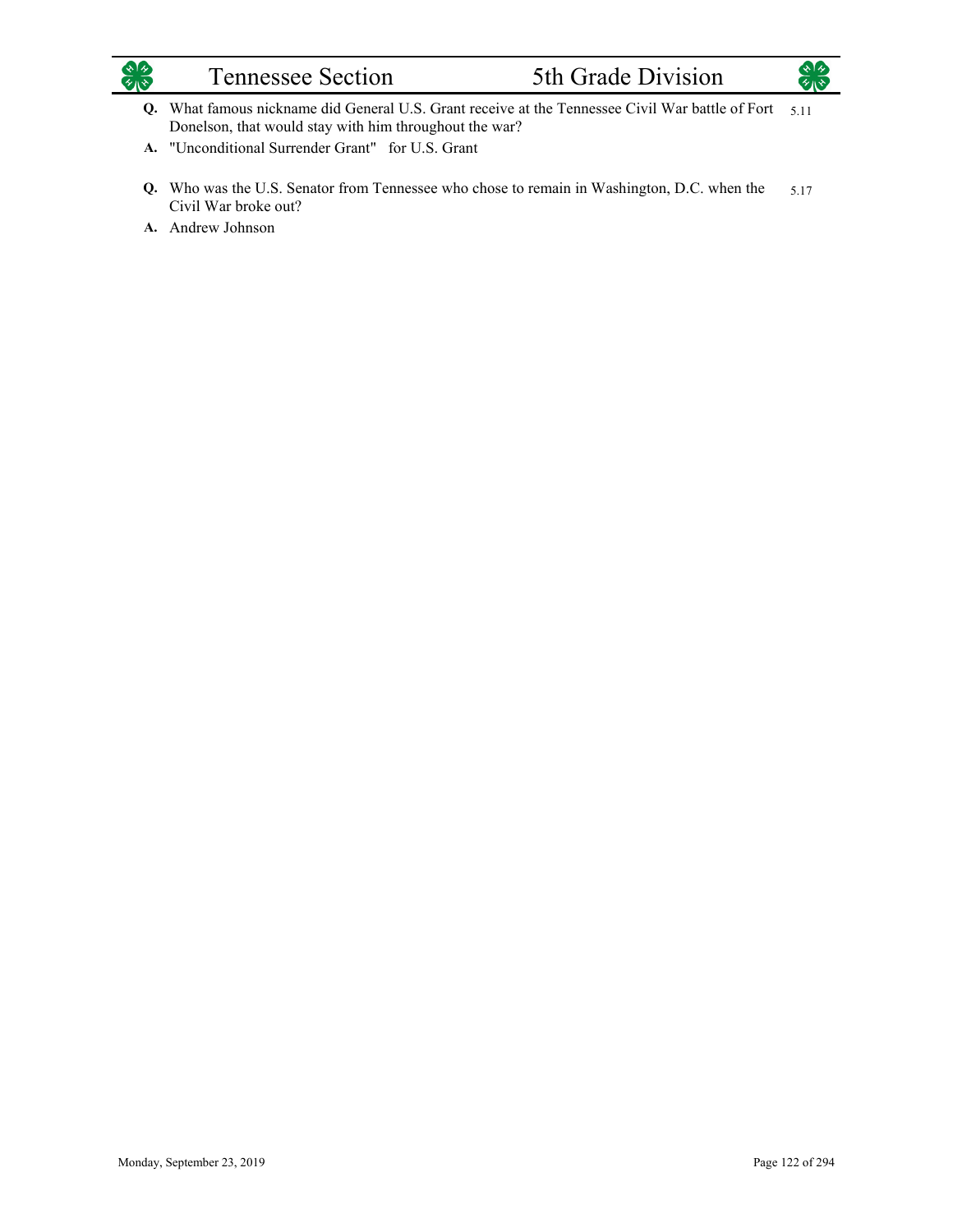**Q.** What famous nickname did General U.S. Grant receive at the Tennessee Civil War battle of Fort Donelson, that would stay with him throughout the war? 5.11

**A.** "Unconditional Surrender Grant" for U.S. Grant

**Q.** Who was the U.S. Senator from Tennessee who chose to remain in Washington, D.C. when the Civil War broke out? 5.17

**A.** Andrew Johnson